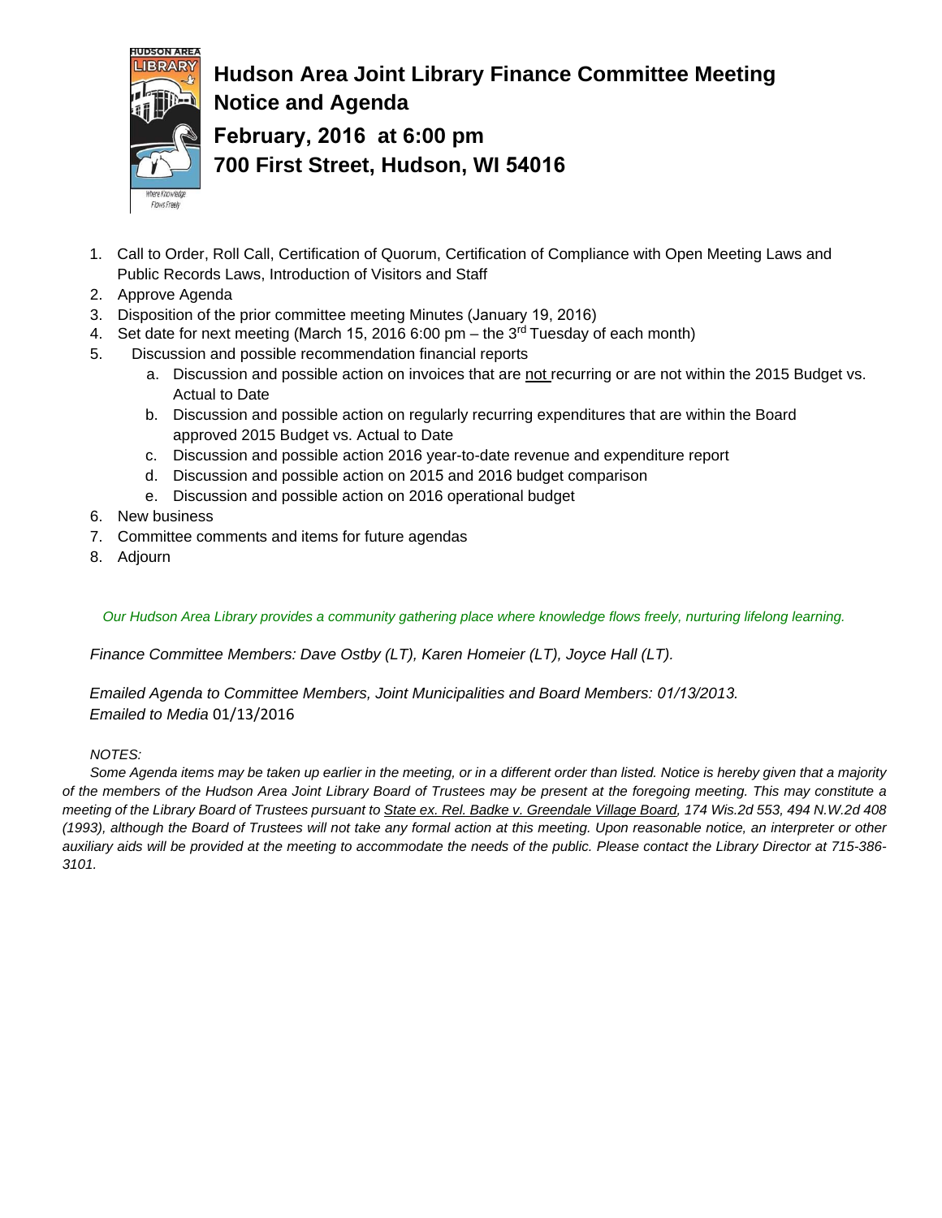# Hudson Area Joint Library Finance Committee Meeting Notice and Agenda

## February, 2016 at 6:00 pm
## 700 First Street, Hudson, WI 54016

1. Call to Order, Roll Call, Certification of Quorum, Certification of Compliance with Open Meeting Laws and Public Records Laws, Introduction of Visitors and Staff
2. Approve Agenda
3. Disposition of the prior committee meeting Minutes (January 19, 2016)
4. Set date for next meeting (March 15, 2016 6:00 pm – the 3rd Tuesday of each month)
5. Discussion and possible recommendation financial reports
   a. Discussion and possible action on invoices that are <u>not</u> recurring or are not within the 2015 Budget vs. Actual to Date
   b. Discussion and possible action on regularly recurring expenditures that are within the Board approved 2015 Budget vs. Actual to Date
   c. Discussion and possible action 2016 year-to-date revenue and expenditure report
   d. Discussion and possible action on 2015 and 2016 budget comparison
   e. Discussion and possible action on 2016 operational budget
6. New business
7. Committee comments and items for future agendas
8. Adjourn

*Our Hudson Area Library provides a community gathering place where knowledge flows freely, nurturing lifelong learning.*

*Finance Committee Members: Dave Ostby (LT), Karen Homeier (LT), Joyce Hall (LT).*

*Emailed Agenda to Committee Members, Joint Municipalities and Board Members: 01/13/2013.*
*Emailed to Media* 01/13/2016

*NOTES:*

*Some Agenda items may be taken up earlier in the meeting, or in a different order than listed. Notice is hereby given that a majority of the members of the Hudson Area Joint Library Board of Trustees may be present at the foregoing meeting. This may constitute a meeting of the Library Board of Trustees pursuant to <u>State ex. Rel. Badke v. Greendale Village Board</u>, 174 Wis.2d 553, 494 N.W.2d 408 (1993), although the Board of Trustees will not take any formal action at this meeting. Upon reasonable notice, an interpreter or other auxiliary aids will be provided at the meeting to accommodate the needs of the public. Please contact the Library Director at 715-386-3101.*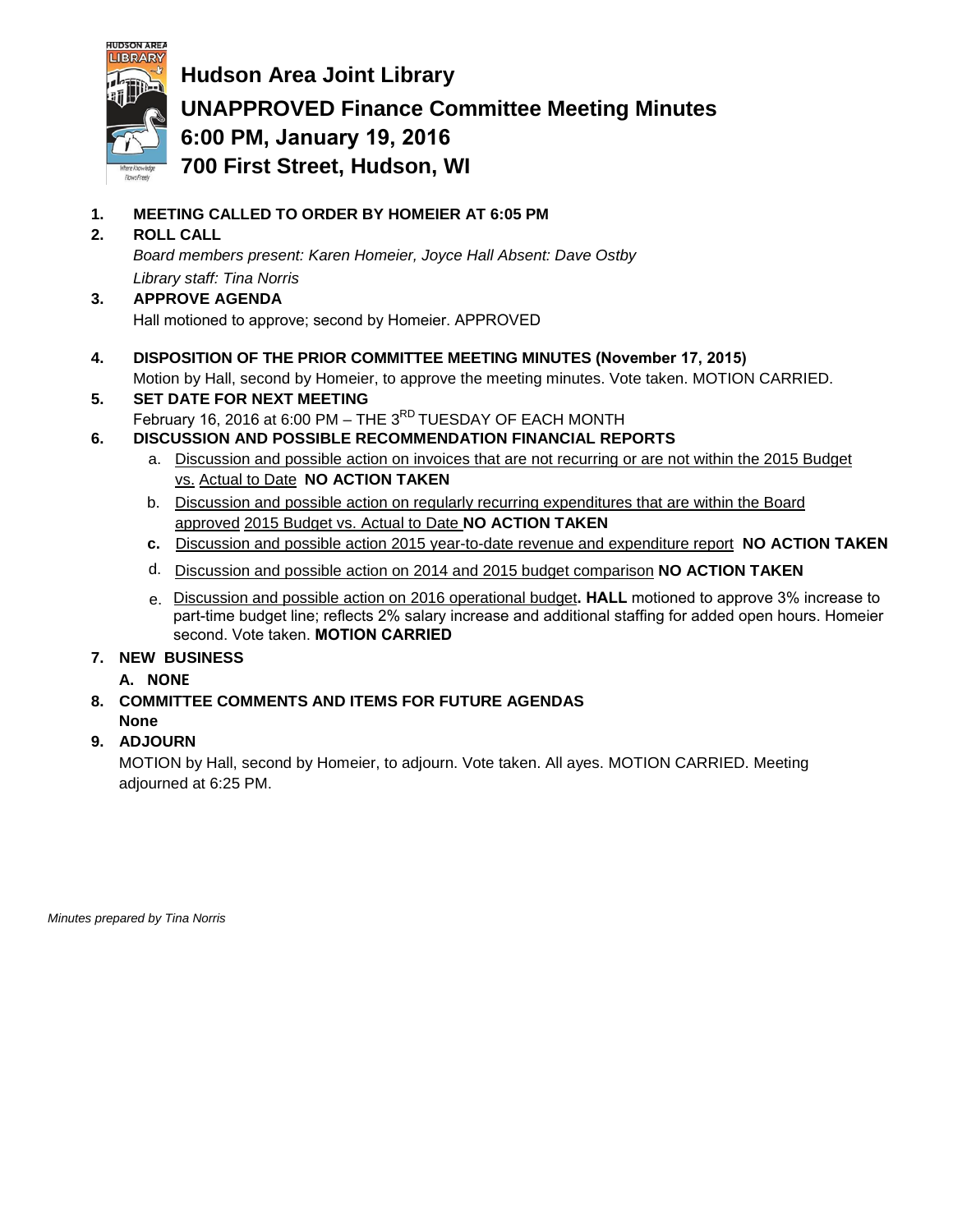# Hudson Area Joint Library

## UNAPPROVED Finance Committee Meeting Minutes

## 6:00 PM, January 19, 2016

## 700 First Street, Hudson, WI

1. **MEETING CALLED TO ORDER BY HOMEIER AT 6:05 PM**
2. **ROLL CALL**

   *Board members present: Karen Homeier, Joyce Hall Absent: Dave Ostby*

   *Library staff: Tina Norris*
3. **APPROVE AGENDA**

   Hall motioned to approve; second by Homeier. APPROVED
4. **DISPOSITION OF THE PRIOR COMMITTEE MEETING MINUTES (November 17, 2015)**

   Motion by Hall, second by Homeier, to approve the meeting minutes. Vote taken. MOTION CARRIED.
5. **SET DATE FOR NEXT MEETING**

   February 16, 2016 at 6:00 PM – THE 3RD TUESDAY OF EACH MONTH
6. **DISCUSSION AND POSSIBLE RECOMMENDATION FINANCIAL REPORTS**
   a. Discussion and possible action on invoices that are not recurring or are not within the 2015 Budget vs. Actual to Date **NO ACTION TAKEN**
   b. Discussion and possible action on regularly recurring expenditures that are within the Board approved 2015 Budget vs. Actual to Date **NO ACTION TAKEN**
   c. Discussion and possible action 2015 year-to-date revenue and expenditure report **NO ACTION TAKEN**
   d. Discussion and possible action on 2014 and 2015 budget comparison **NO ACTION TAKEN**
   e. Discussion and possible action on 2016 operational budget**. HALL** motioned to approve 3% increase to part-time budget line; reflects 2% salary increase and additional staffing for added open hours. Homeier second. Vote taken. **MOTION CARRIED**
7. **NEW BUSINESS**

   **A. NONE**
8. **COMMITTEE COMMENTS AND ITEMS FOR FUTURE AGENDAS**

   **None**
9. **ADJOURN**

   MOTION by Hall, second by Homeier, to adjourn. Vote taken. All ayes. MOTION CARRIED. Meeting adjourned at 6:25 PM.

*Minutes prepared by Tina Norris*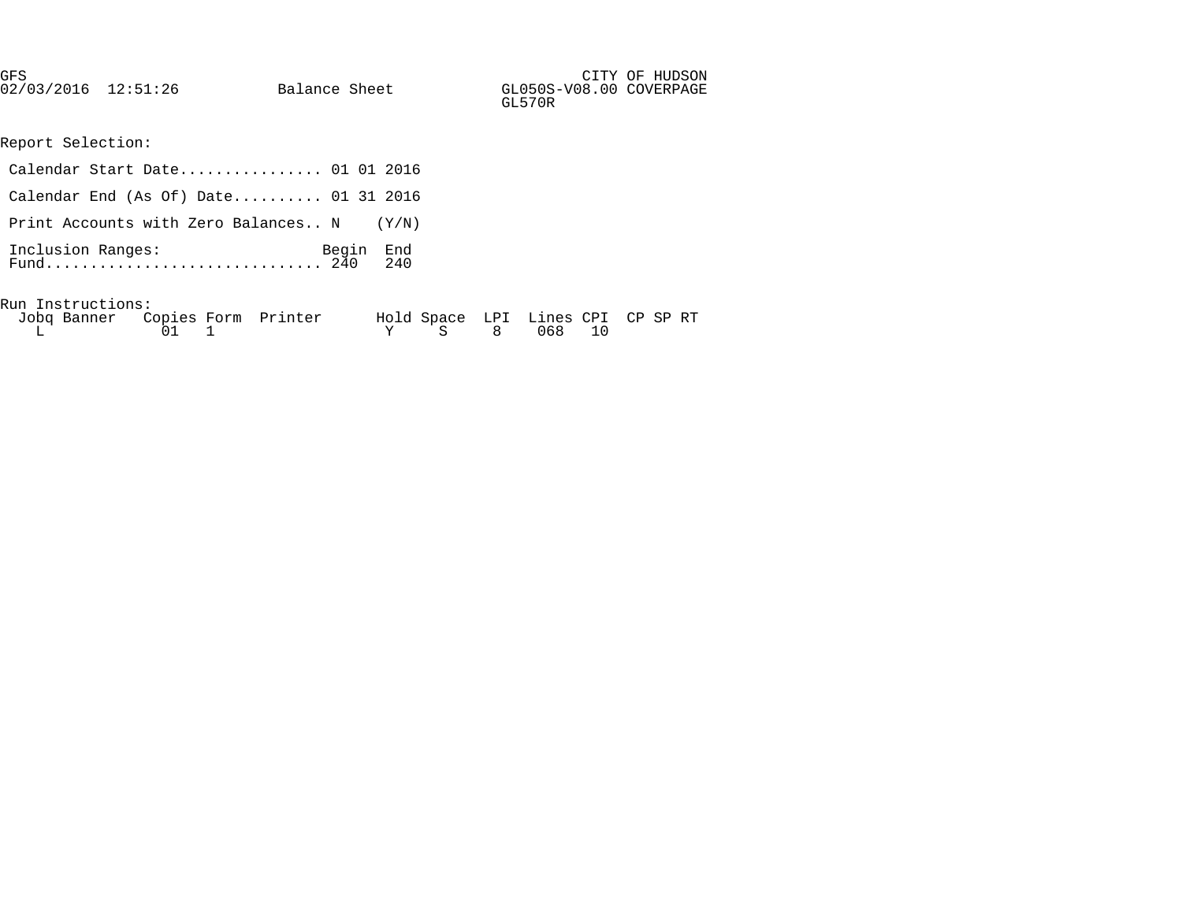GFS CITY OF HUDSON
02/03/2016 12:51:26 Balance Sheet GL050S-V08.00 COVERPAGE
GL570R

Report Selection:

Calendar Start Date................ 01 01 2016

Calendar End (As Of) Date.......... 01 31 2016

Print Accounts with Zero Balances.. N (Y/N)

| Inclusion Ranges: | Begin | End |
|---|---|---|
| Fund............................... | 240 | 240 |

Run Instructions:

| Jobq | Banner | Copies | Form | Printer | Hold | Space | LPI | Lines | CPI | CP | SP | RT |
|---|---|---|---|---|---|---|---|---|---|---|---|---|
| L | | 01 | 1 | | Y | S | 8 | 068 | 10 | | | |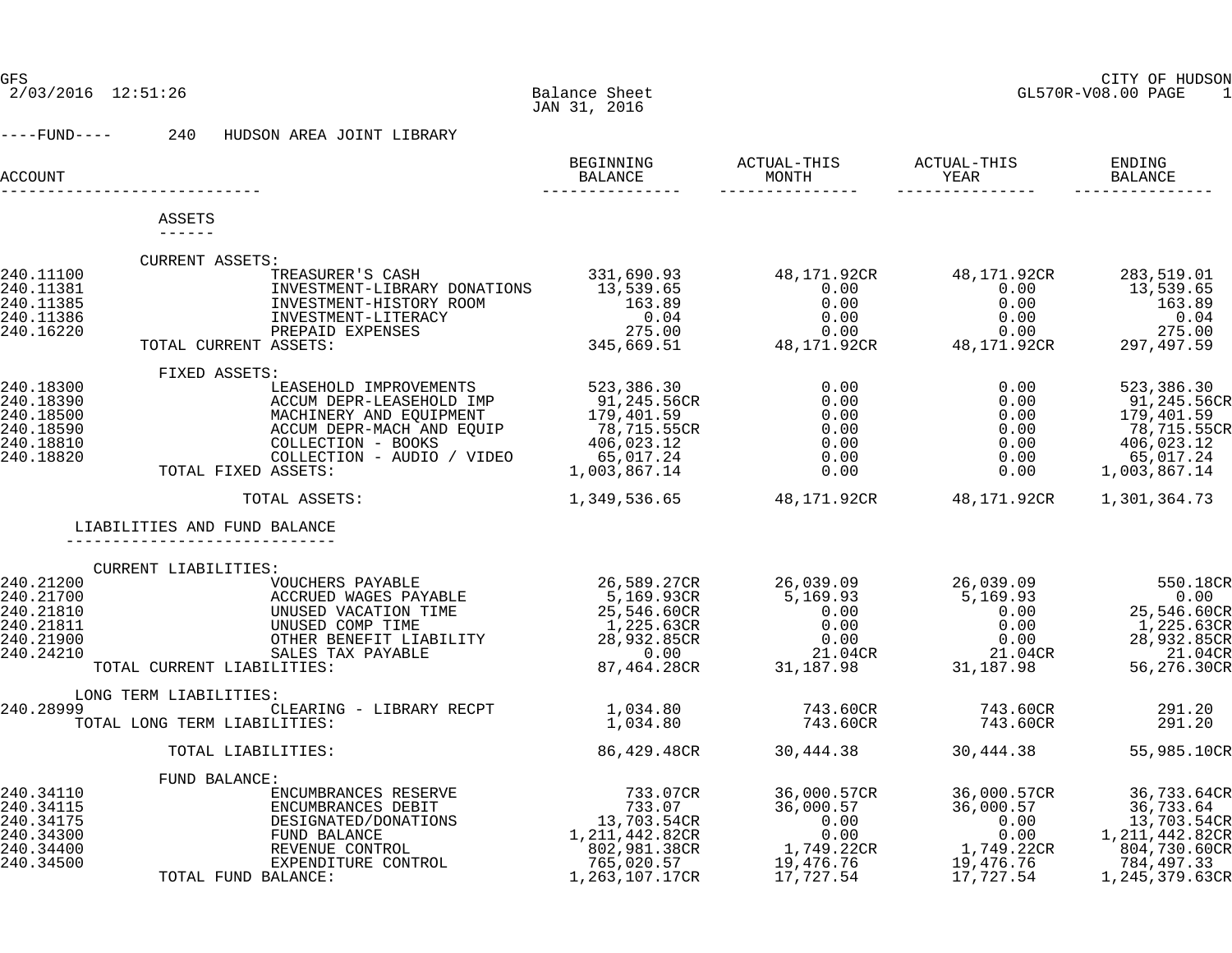GFS
2/03/2016 12:51:26

CITY OF HUDSON
GL570R-V08.00 PAGE 1

# Balance Sheet
JAN 31, 2016

----FUND---- 240 HUDSON AREA JOINT LIBRARY

| ACCOUNT | | BEGINNING BALANCE | ACTUAL-THIS MONTH | ACTUAL-THIS YEAR | ENDING BALANCE |
|---|---|---|---|---|---|
| | **ASSETS** | | | | |
| | CURRENT ASSETS: | | | | |
| 240.11100 | TREASURER'S CASH | 331,690.93 | 48,171.92CR | 48,171.92CR | 283,519.01 |
| 240.11381 | INVESTMENT-LIBRARY DONATIONS | 13,539.65 | 0.00 | 0.00 | 13,539.65 |
| 240.11385 | INVESTMENT-HISTORY ROOM | 163.89 | 0.00 | 0.00 | 163.89 |
| 240.11386 | INVESTMENT-LITERACY | 0.04 | 0.00 | 0.00 | 0.04 |
| 240.16220 | PREPAID EXPENSES | 275.00 | 0.00 | 0.00 | 275.00 |
| | TOTAL CURRENT ASSETS: | 345,669.51 | 48,171.92CR | 48,171.92CR | 297,497.59 |
| | FIXED ASSETS: | | | | |
| 240.18300 | LEASEHOLD IMPROVEMENTS | 523,386.30 | 0.00 | 0.00 | 523,386.30 |
| 240.18390 | ACCUM DEPR-LEASEHOLD IMP | 91,245.56CR | 0.00 | 0.00 | 91,245.56CR |
| 240.18500 | MACHINERY AND EQUIPMENT | 179,401.59 | 0.00 | 0.00 | 179,401.59 |
| 240.18590 | ACCUM DEPR-MACH AND EQUIP | 78,715.55CR | 0.00 | 0.00 | 78,715.55CR |
| 240.18810 | COLLECTION - BOOKS | 406,023.12 | 0.00 | 0.00 | 406,023.12 |
| 240.18820 | COLLECTION - AUDIO / VIDEO | 65,017.24 | 0.00 | 0.00 | 65,017.24 |
| | TOTAL FIXED ASSETS: | 1,003,867.14 | 0.00 | 0.00 | 1,003,867.14 |
| | TOTAL ASSETS: | 1,349,536.65 | 48,171.92CR | 48,171.92CR | 1,301,364.73 |
| | **LIABILITIES AND FUND BALANCE** | | | | |
| | CURRENT LIABILITIES: | | | | |
| 240.21200 | VOUCHERS PAYABLE | 26,589.27CR | 26,039.09 | 26,039.09 | 550.18CR |
| 240.21700 | ACCRUED WAGES PAYABLE | 5,169.93CR | 5,169.93 | 5,169.93 | 0.00 |
| 240.21810 | UNUSED VACATION TIME | 25,546.60CR | 0.00 | 0.00 | 25,546.60CR |
| 240.21811 | UNUSED COMP TIME | 1,225.63CR | 0.00 | 0.00 | 1,225.63CR |
| 240.21900 | OTHER BENEFIT LIABILITY | 28,932.85CR | 0.00 | 0.00 | 28,932.85CR |
| 240.24210 | SALES TAX PAYABLE | 0.00 | 21.04CR | 21.04CR | 21.04CR |
| | TOTAL CURRENT LIABILITIES: | 87,464.28CR | 31,187.98 | 31,187.98 | 56,276.30CR |
| | LONG TERM LIABILITIES: | | | | |
| 240.28999 | CLEARING - LIBRARY RECPT | 1,034.80 | 743.60CR | 743.60CR | 291.20 |
| | TOTAL LONG TERM LIABILITIES: | 1,034.80 | 743.60CR | 743.60CR | 291.20 |
| | TOTAL LIABILITIES: | 86,429.48CR | 30,444.38 | 30,444.38 | 55,985.10CR |
| | FUND BALANCE: | | | | |
| 240.34110 | ENCUMBRANCES RESERVE | 733.07CR | 36,000.57CR | 36,000.57CR | 36,733.64CR |
| 240.34115 | ENCUMBRANCES DEBIT | 733.07 | 36,000.57 | 36,000.57 | 36,733.64 |
| 240.34175 | DESIGNATED/DONATIONS | 13,703.54CR | 0.00 | 0.00 | 13,703.54CR |
| 240.34300 | FUND BALANCE | 1,211,442.82CR | 0.00 | 0.00 | 1,211,442.82CR |
| 240.34400 | REVENUE CONTROL | 802,981.38CR | 1,749.22CR | 1,749.22CR | 804,730.60CR |
| 240.34500 | EXPENDITURE CONTROL | 765,020.57 | 19,476.76 | 19,476.76 | 784,497.33 |
| | TOTAL FUND BALANCE: | 1,263,107.17CR | 17,727.54 | 17,727.54 | 1,245,379.63CR |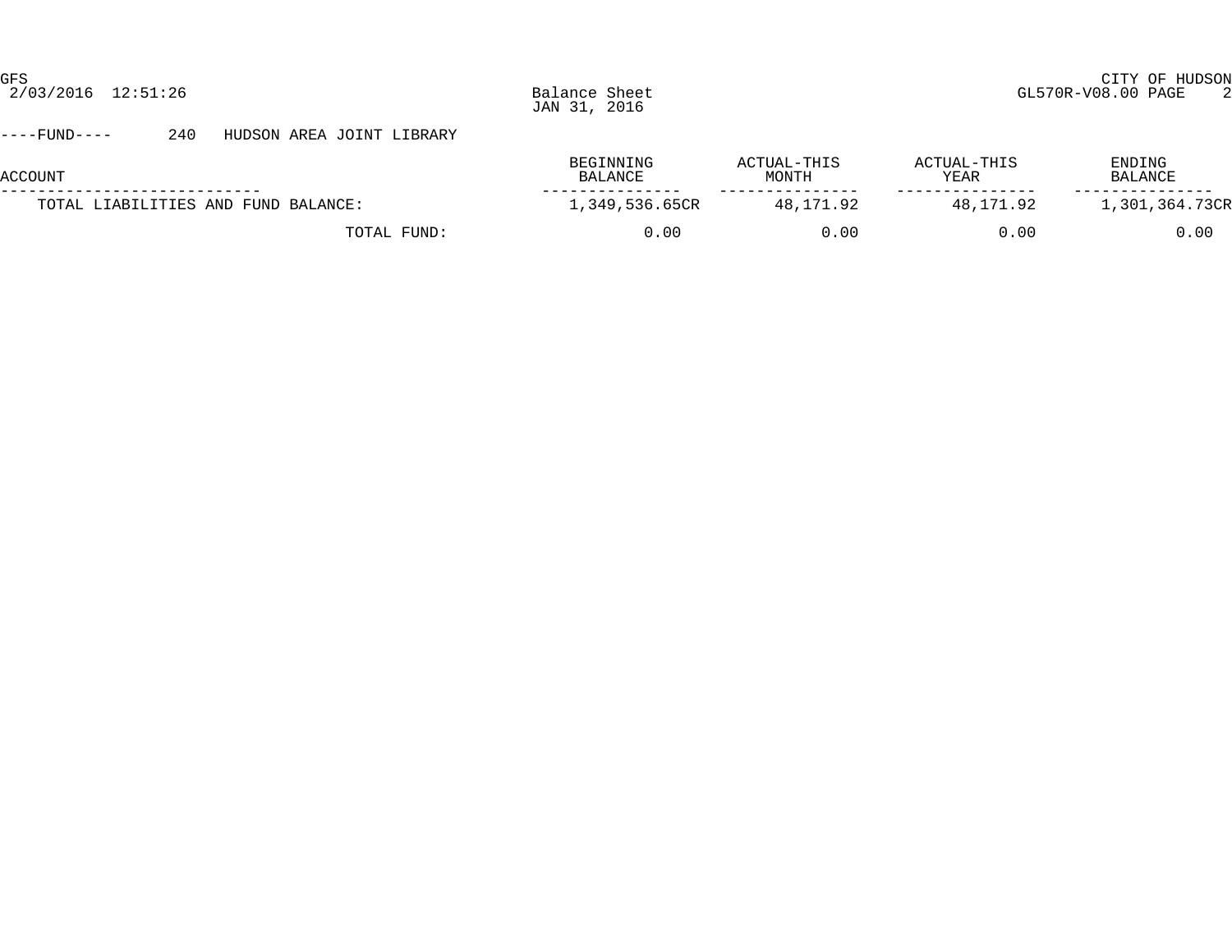GFS
2/03/2016 12:51:26

Balance Sheet
JAN 31, 2016

CITY OF HUDSON
GL570R-V08.00 PAGE 2

----FUND---- 240 HUDSON AREA JOINT LIBRARY

| ACCOUNT | BEGINNING BALANCE | ACTUAL-THIS MONTH | ACTUAL-THIS YEAR | ENDING BALANCE |
|---|---|---|---|---|
| TOTAL LIABILITIES AND FUND BALANCE: | 1,349,536.65CR | 48,171.92 | 48,171.92 | 1,301,364.73CR |
| TOTAL FUND: | 0.00 | 0.00 | 0.00 | 0.00 |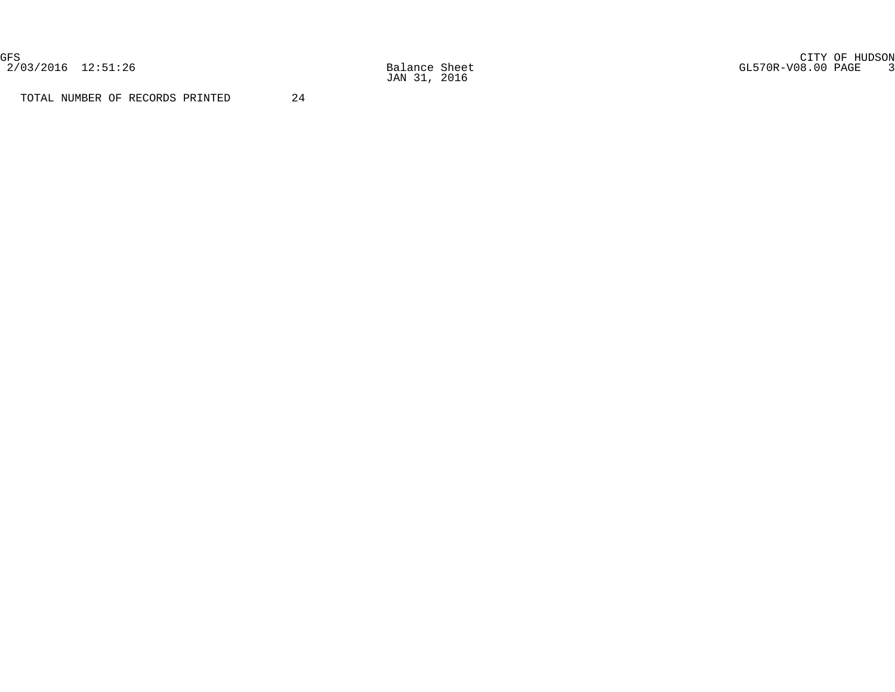GFS

2/03/2016 12:51:26

CITY OF HUDSON

GL570R-V08.00 PAGE 3

Balance Sheet

JAN 31, 2016

TOTAL NUMBER OF RECORDS PRINTED 24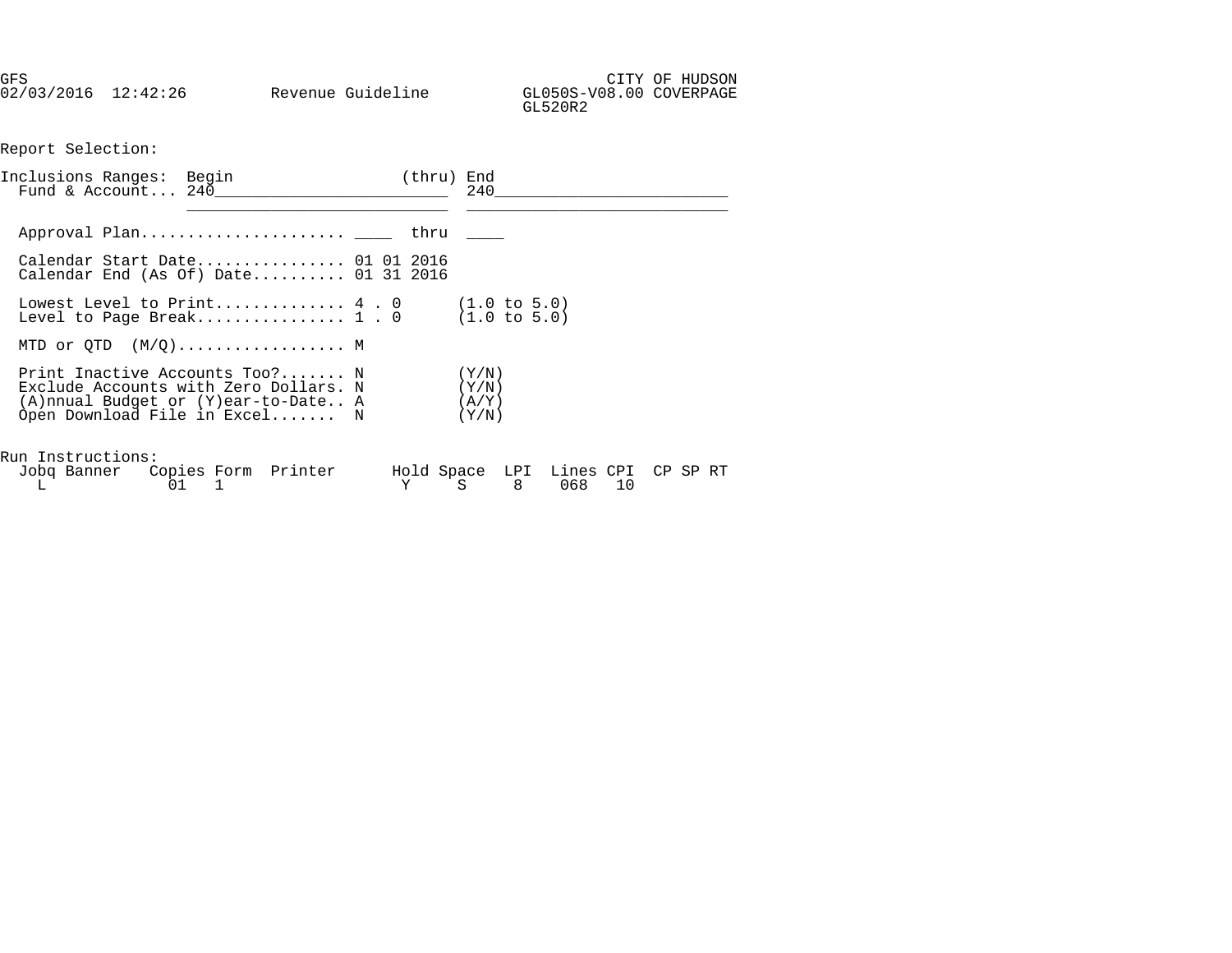```
GFS                                                                CITY OF HUDSON
02/03/2016  12:42:26         Revenue Guideline          GL050S-V08.00 COVERPAGE
                                                        GL520R2


Report Selection:

Inclusions Ranges:  Begin                  (thru) End
  Fund & Account... 240________________________  240________________________
                    ___________________________  ___________________________

  Approval Plan...................... ____  thru  ____

  Calendar Start Date................ 01 01 2016
  Calendar End (As Of) Date.......... 01 31 2016

  Lowest Level to Print.............. 4 . 0      (1.0 to 5.0)
  Level to Page Break................ 1 . 0      (1.0 to 5.0)

  MTD or QTD  (M/Q).................. M

  Print Inactive Accounts Too?....... N          (Y/N)
  Exclude Accounts with Zero Dollars. N          (Y/N)
  (A)nnual Budget or (Y)ear-to-Date.. A          (A/Y)
  Open Download File in Excel.......  N          (Y/N)


Run Instructions:
  Jobq Banner   Copies Form  Printer      Hold Space  LPI  Lines CPI  CP SP RT
    L             01   1                   Y     S     8    068   10
```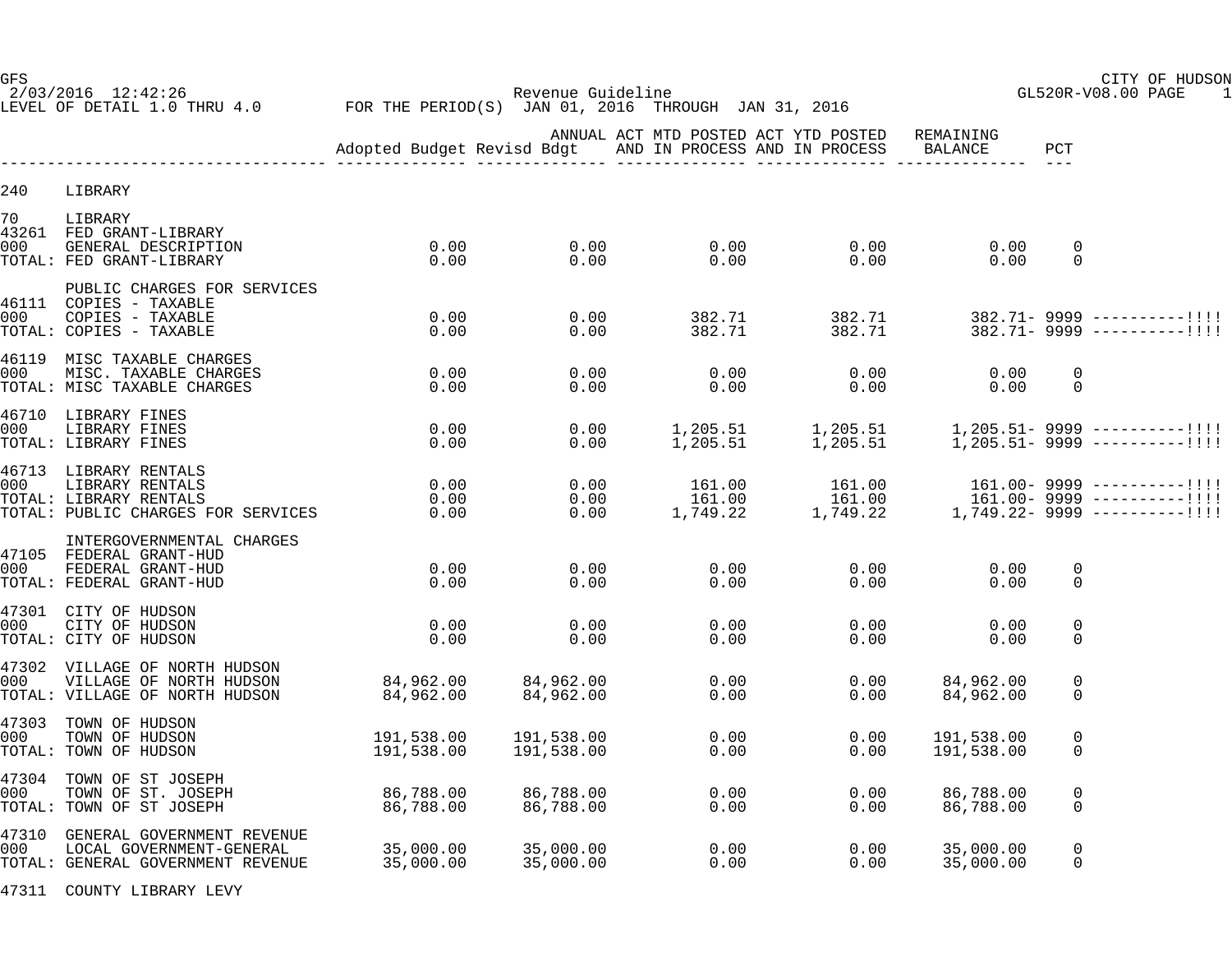GFS
2/03/2016 12:42:26 — Revenue Guideline — CITY OF HUDSON
LEVEL OF DETAIL 1.0 THRU 4.0 — FOR THE PERIOD(S) JAN 01, 2016 THROUGH JAN 31, 2016 — GL520R-V08.00 PAGE 1

| | | Adopted Budget | ANNUAL Revisd Bdgt | ACT MTD POSTED AND IN PROCESS | ACT YTD POSTED AND IN PROCESS | REMAINING BALANCE | PCT | |
|---|---|---|---|---|---|---|---|---|
| 240 | LIBRARY | | | | | | | |
| 70 | LIBRARY | | | | | | | |
| 43261 | FED GRANT-LIBRARY | | | | | | | |
| 000 | GENERAL DESCRIPTION | 0.00 | 0.00 | 0.00 | 0.00 | 0.00 | 0 | |
| TOTAL: | FED GRANT-LIBRARY | 0.00 | 0.00 | 0.00 | 0.00 | 0.00 | 0 | |
| | PUBLIC CHARGES FOR SERVICES | | | | | | | |
| 46111 | COPIES - TAXABLE | | | | | | | |
| 000 | COPIES - TAXABLE | 0.00 | 0.00 | 382.71 | 382.71 | 382.71- | 9999 | ----------!!!! |
| TOTAL: | COPIES - TAXABLE | 0.00 | 0.00 | 382.71 | 382.71 | 382.71- | 9999 | ----------!!!! |
| 46119 | MISC TAXABLE CHARGES | | | | | | | |
| 000 | MISC. TAXABLE CHARGES | 0.00 | 0.00 | 0.00 | 0.00 | 0.00 | 0 | |
| TOTAL: | MISC TAXABLE CHARGES | 0.00 | 0.00 | 0.00 | 0.00 | 0.00 | 0 | |
| 46710 | LIBRARY FINES | | | | | | | |
| 000 | LIBRARY FINES | 0.00 | 0.00 | 1,205.51 | 1,205.51 | 1,205.51- | 9999 | ----------!!!! |
| TOTAL: | LIBRARY FINES | 0.00 | 0.00 | 1,205.51 | 1,205.51 | 1,205.51- | 9999 | ----------!!!! |
| 46713 | LIBRARY RENTALS | | | | | | | |
| 000 | LIBRARY RENTALS | 0.00 | 0.00 | 161.00 | 161.00 | 161.00- | 9999 | ----------!!!! |
| TOTAL: | LIBRARY RENTALS | 0.00 | 0.00 | 161.00 | 161.00 | 161.00- | 9999 | ----------!!!! |
| TOTAL: | PUBLIC CHARGES FOR SERVICES | 0.00 | 0.00 | 1,749.22 | 1,749.22 | 1,749.22- | 9999 | ----------!!!! |
| | INTERGOVERNMENTAL CHARGES | | | | | | | |
| 47105 | FEDERAL GRANT-HUD | | | | | | | |
| 000 | FEDERAL GRANT-HUD | 0.00 | 0.00 | 0.00 | 0.00 | 0.00 | 0 | |
| TOTAL: | FEDERAL GRANT-HUD | 0.00 | 0.00 | 0.00 | 0.00 | 0.00 | 0 | |
| 47301 | CITY OF HUDSON | | | | | | | |
| 000 | CITY OF HUDSON | 0.00 | 0.00 | 0.00 | 0.00 | 0.00 | 0 | |
| TOTAL: | CITY OF HUDSON | 0.00 | 0.00 | 0.00 | 0.00 | 0.00 | 0 | |
| 47302 | VILLAGE OF NORTH HUDSON | | | | | | | |
| 000 | VILLAGE OF NORTH HUDSON | 84,962.00 | 84,962.00 | 0.00 | 0.00 | 84,962.00 | 0 | |
| TOTAL: | VILLAGE OF NORTH HUDSON | 84,962.00 | 84,962.00 | 0.00 | 0.00 | 84,962.00 | 0 | |
| 47303 | TOWN OF HUDSON | | | | | | | |
| 000 | TOWN OF HUDSON | 191,538.00 | 191,538.00 | 0.00 | 0.00 | 191,538.00 | 0 | |
| TOTAL: | TOWN OF HUDSON | 191,538.00 | 191,538.00 | 0.00 | 0.00 | 191,538.00 | 0 | |
| 47304 | TOWN OF ST JOSEPH | | | | | | | |
| 000 | TOWN OF ST. JOSEPH | 86,788.00 | 86,788.00 | 0.00 | 0.00 | 86,788.00 | 0 | |
| TOTAL: | TOWN OF ST JOSEPH | 86,788.00 | 86,788.00 | 0.00 | 0.00 | 86,788.00 | 0 | |
| 47310 | GENERAL GOVERNMENT REVENUE | | | | | | | |
| 000 | LOCAL GOVERNMENT-GENERAL | 35,000.00 | 35,000.00 | 0.00 | 0.00 | 35,000.00 | 0 | |
| TOTAL: | GENERAL GOVERNMENT REVENUE | 35,000.00 | 35,000.00 | 0.00 | 0.00 | 35,000.00 | 0 | |
| 47311 | COUNTY LIBRARY LEVY | | | | | | | |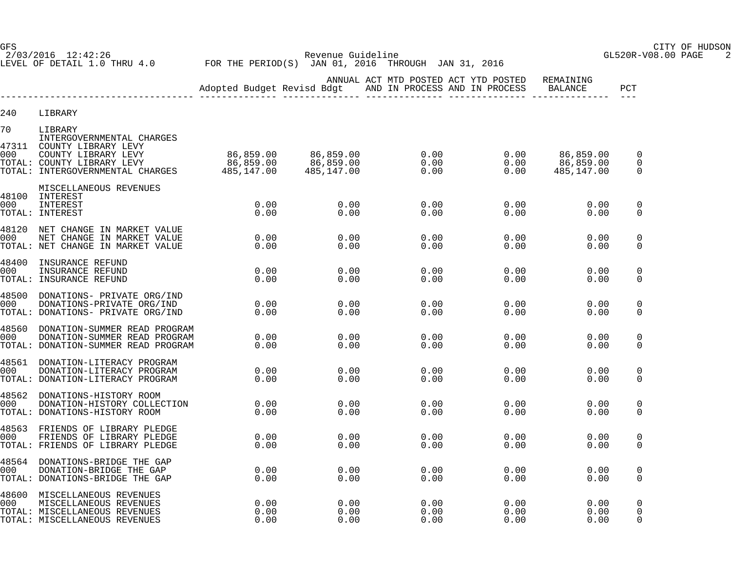GFS — CITY OF HUDSON
2/03/2016 12:42:26 — Revenue Guideline — GL520R-V08.00 PAGE 2
LEVEL OF DETAIL 1.0 THRU 4.0 — FOR THE PERIOD(S) JAN 01, 2016 THROUGH JAN 31, 2016

| | | Adopted Budget | ANNUAL Revisd Bdgt | ACT MTD POSTED AND IN PROCESS | ACT YTD POSTED AND IN PROCESS | REMAINING BALANCE | PCT |
|---|---|---|---|---|---|---|---|
| 240 | LIBRARY | | | | | | |
| 70 | LIBRARY | | | | | | |
| | INTERGOVERNMENTAL CHARGES | | | | | | |
| 47311 | COUNTY LIBRARY LEVY | | | | | | |
| 000 | COUNTY LIBRARY LEVY | 86,859.00 | 86,859.00 | 0.00 | 0.00 | 86,859.00 | 0 |
| TOTAL: | COUNTY LIBRARY LEVY | 86,859.00 | 86,859.00 | 0.00 | 0.00 | 86,859.00 | 0 |
| TOTAL: | INTERGOVERNMENTAL CHARGES | 485,147.00 | 485,147.00 | 0.00 | 0.00 | 485,147.00 | 0 |
| | MISCELLANEOUS REVENUES | | | | | | |
| 48100 | INTEREST | | | | | | |
| 000 | INTEREST | 0.00 | 0.00 | 0.00 | 0.00 | 0.00 | 0 |
| TOTAL: | INTEREST | 0.00 | 0.00 | 0.00 | 0.00 | 0.00 | 0 |
| 48120 | NET CHANGE IN MARKET VALUE | | | | | | |
| 000 | NET CHANGE IN MARKET VALUE | 0.00 | 0.00 | 0.00 | 0.00 | 0.00 | 0 |
| TOTAL: | NET CHANGE IN MARKET VALUE | 0.00 | 0.00 | 0.00 | 0.00 | 0.00 | 0 |
| 48400 | INSURANCE REFUND | | | | | | |
| 000 | INSURANCE REFUND | 0.00 | 0.00 | 0.00 | 0.00 | 0.00 | 0 |
| TOTAL: | INSURANCE REFUND | 0.00 | 0.00 | 0.00 | 0.00 | 0.00 | 0 |
| 48500 | DONATIONS- PRIVATE ORG/IND | | | | | | |
| 000 | DONATIONS-PRIVATE ORG/IND | 0.00 | 0.00 | 0.00 | 0.00 | 0.00 | 0 |
| TOTAL: | DONATIONS- PRIVATE ORG/IND | 0.00 | 0.00 | 0.00 | 0.00 | 0.00 | 0 |
| 48560 | DONATION-SUMMER READ PROGRAM | | | | | | |
| 000 | DONATION-SUMMER READ PROGRAM | 0.00 | 0.00 | 0.00 | 0.00 | 0.00 | 0 |
| TOTAL: | DONATION-SUMMER READ PROGRAM | 0.00 | 0.00 | 0.00 | 0.00 | 0.00 | 0 |
| 48561 | DONATION-LITERACY PROGRAM | | | | | | |
| 000 | DONATION-LITERACY PROGRAM | 0.00 | 0.00 | 0.00 | 0.00 | 0.00 | 0 |
| TOTAL: | DONATION-LITERACY PROGRAM | 0.00 | 0.00 | 0.00 | 0.00 | 0.00 | 0 |
| 48562 | DONATIONS-HISTORY ROOM | | | | | | |
| 000 | DONATION-HISTORY COLLECTION | 0.00 | 0.00 | 0.00 | 0.00 | 0.00 | 0 |
| TOTAL: | DONATIONS-HISTORY ROOM | 0.00 | 0.00 | 0.00 | 0.00 | 0.00 | 0 |
| 48563 | FRIENDS OF LIBRARY PLEDGE | | | | | | |
| 000 | FRIENDS OF LIBRARY PLEDGE | 0.00 | 0.00 | 0.00 | 0.00 | 0.00 | 0 |
| TOTAL: | FRIENDS OF LIBRARY PLEDGE | 0.00 | 0.00 | 0.00 | 0.00 | 0.00 | 0 |
| 48564 | DONATIONS-BRIDGE THE GAP | | | | | | |
| 000 | DONATION-BRIDGE THE GAP | 0.00 | 0.00 | 0.00 | 0.00 | 0.00 | 0 |
| TOTAL: | DONATIONS-BRIDGE THE GAP | 0.00 | 0.00 | 0.00 | 0.00 | 0.00 | 0 |
| 48600 | MISCELLANEOUS REVENUES | | | | | | |
| 000 | MISCELLANEOUS REVENUES | 0.00 | 0.00 | 0.00 | 0.00 | 0.00 | 0 |
| TOTAL: | MISCELLANEOUS REVENUES | 0.00 | 0.00 | 0.00 | 0.00 | 0.00 | 0 |
| TOTAL: | MISCELLANEOUS REVENUES | 0.00 | 0.00 | 0.00 | 0.00 | 0.00 | 0 |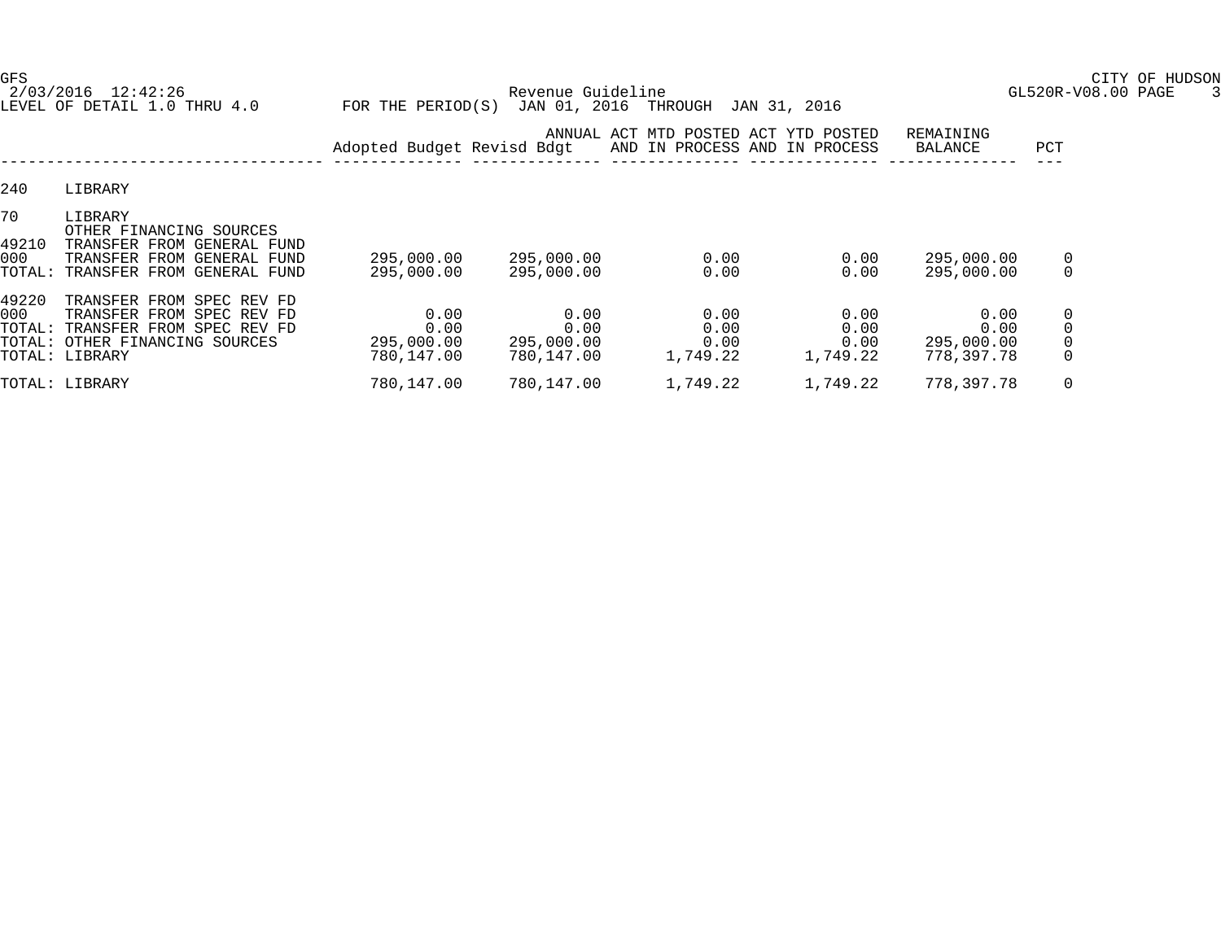GFS
2/03/2016 12:42:26
LEVEL OF DETAIL 1.0 THRU 4.0

CITY OF HUDSON
GL520R-V08.00 PAGE 3

Revenue Guideline
FOR THE PERIOD(S) JAN 01, 2016 THROUGH JAN 31, 2016

| | | Adopted Budget | ANNUAL Revisd Bdgt | ACT MTD POSTED AND IN PROCESS | ACT YTD POSTED AND IN PROCESS | REMAINING BALANCE | PCT |
|---|---|---|---|---|---|---|---|
| 240 | LIBRARY | | | | | | |
| 70 | LIBRARY | | | | | | |
| | OTHER FINANCING SOURCES | | | | | | |
| 49210 | TRANSFER FROM GENERAL FUND | | | | | | |
| 000 | TRANSFER FROM GENERAL FUND | 295,000.00 | 295,000.00 | 0.00 | 0.00 | 295,000.00 | 0 |
| TOTAL: | TRANSFER FROM GENERAL FUND | 295,000.00 | 295,000.00 | 0.00 | 0.00 | 295,000.00 | 0 |
| 49220 | TRANSFER FROM SPEC REV FD | | | | | | |
| 000 | TRANSFER FROM SPEC REV FD | 0.00 | 0.00 | 0.00 | 0.00 | 0.00 | 0 |
| TOTAL: | TRANSFER FROM SPEC REV FD | 0.00 | 0.00 | 0.00 | 0.00 | 0.00 | 0 |
| TOTAL: | OTHER FINANCING SOURCES | 295,000.00 | 295,000.00 | 0.00 | 0.00 | 295,000.00 | 0 |
| TOTAL: | LIBRARY | 780,147.00 | 780,147.00 | 1,749.22 | 1,749.22 | 778,397.78 | 0 |
| TOTAL: | LIBRARY | 780,147.00 | 780,147.00 | 1,749.22 | 1,749.22 | 778,397.78 | 0 |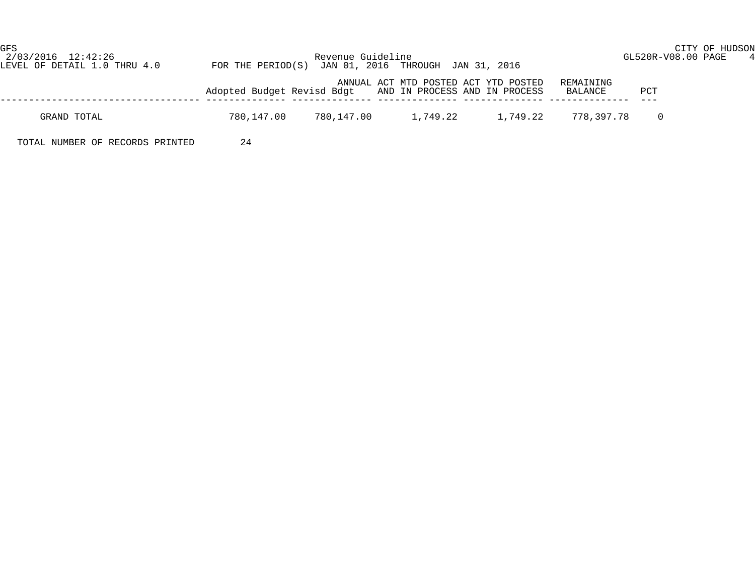| | Adopted Budget | Revisd Bdgt | ANNUAL ACT MTD POSTED AND IN PROCESS | ACT YTD POSTED AND IN PROCESS | REMAINING BALANCE | PCT |
|---|---|---|---|---|---|---|
| GRAND TOTAL | 780,147.00 | 780,147.00 | 1,749.22 | 1,749.22 | 778,397.78 | 0 |

TOTAL NUMBER OF RECORDS PRINTED 24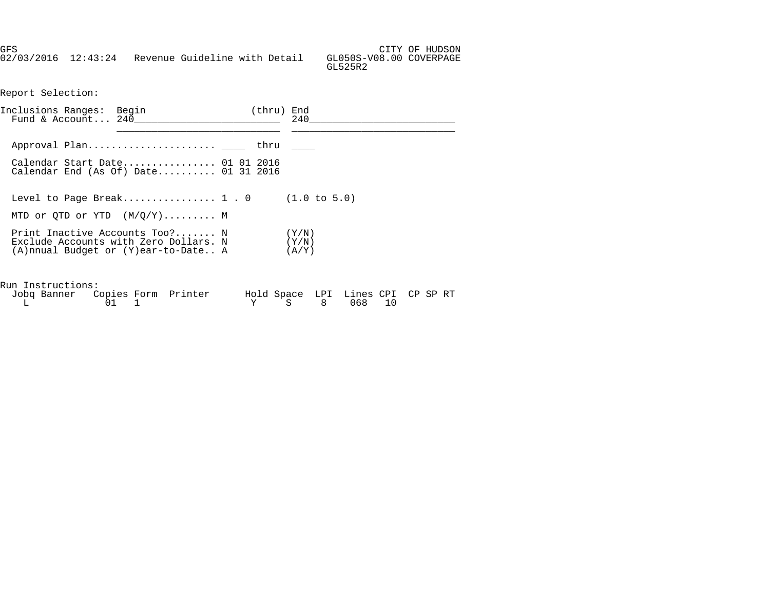GFS CITY OF HUDSON
02/03/2016 12:43:24 Revenue Guideline with Detail GL050S-V08.00 COVERPAGE
GL525R2

Report Selection:

```
Inclusions Ranges:  Begin                    (thru) End
  Fund & Account... 240_________________________  240_________________________
                    ___________________________  ___________________________

  Approval Plan...................... ____  thru  ____

  Calendar Start Date................ 01 01 2016
  Calendar End (As Of) Date.......... 01 31 2016

  Level to Page Break................ 1 . 0      (1.0 to 5.0)

  MTD or QTD or YTD  (M/Q/Y)......... M

  Print Inactive Accounts Too?....... N          (Y/N)
  Exclude Accounts with Zero Dollars. N          (Y/N)
  (A)nnual Budget or (Y)ear-to-Date.. A          (A/Y)
```

Run Instructions:

| Jobq | Banner | Copies | Form | Printer | Hold | Space | LPI | Lines | CPI | CP | SP | RT |
|---|---|---|---|---|---|---|---|---|---|---|---|---|
| L | | 01 | 1 | | Y | S | 8 | 068 | 10 | | | |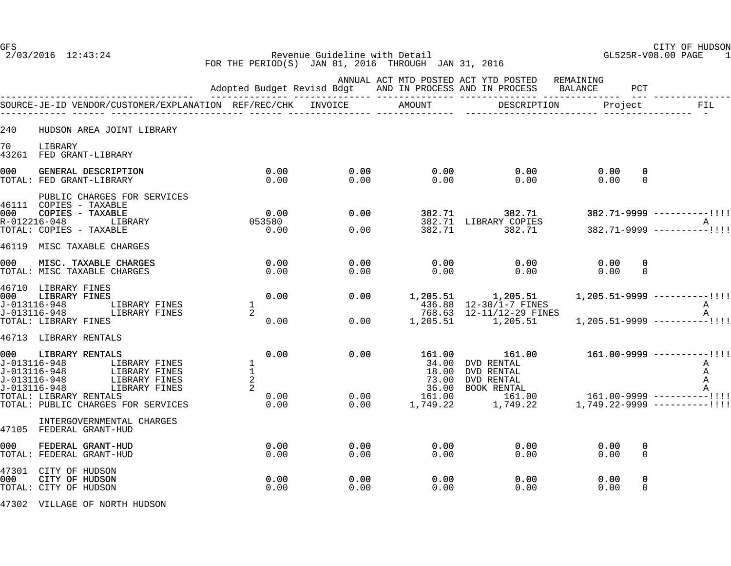GFS  CITY OF HUDSON
2/03/2016 12:43:24  Revenue Guideline with Detail  GL525R-V08.00 PAGE 1
FOR THE PERIOD(S) JAN 01, 2016 THROUGH JAN 31, 2016

| | Adopted Budget | Revisd Bdgt | ANNUAL ACT MTD POSTED AND IN PROCESS | ACT YTD POSTED AND IN PROCESS | REMAINING BALANCE | PCT | |
|---|---|---|---|---|---|---|---|
| SOURCE-JE-ID VENDOR/CUSTOMER/EXPLANATION | REF/REC/CHK | INVOICE | AMOUNT | DESCRIPTION | Project | | FIL |
| **240 HUDSON AREA JOINT LIBRARY** | | | | | | | |
| **70 LIBRARY** | | | | | | | |
| **43261 FED GRANT-LIBRARY** | | | | | | | |
| 000 GENERAL DESCRIPTION | 0.00 | 0.00 | 0.00 | 0.00 | 0.00 | 0 | |
| TOTAL: FED GRANT-LIBRARY | 0.00 | 0.00 | 0.00 | 0.00 | 0.00 | 0 | |
| **PUBLIC CHARGES FOR SERVICES** | | | | | | | |
| **46111 COPIES - TAXABLE** | | | | | | | |
| 000 COPIES - TAXABLE | 0.00 | 0.00 | 382.71 | 382.71 | 382.71-9999 | ----------!!!! | |
| R-012216-048 LIBRARY | 053580 | | 382.71 | LIBRARY COPIES | | | A |
| TOTAL: COPIES - TAXABLE | 0.00 | 0.00 | 382.71 | 382.71 | 382.71-9999 | ----------!!!! | |
| **46119 MISC TAXABLE CHARGES** | | | | | | | |
| 000 MISC. TAXABLE CHARGES | 0.00 | 0.00 | 0.00 | 0.00 | 0.00 | 0 | |
| TOTAL: MISC TAXABLE CHARGES | 0.00 | 0.00 | 0.00 | 0.00 | 0.00 | 0 | |
| **46710 LIBRARY FINES** | | | | | | | |
| 000 LIBRARY FINES | 0.00 | 0.00 | 1,205.51 | 1,205.51 | 1,205.51-9999 | ----------!!!! | |
| J-013116-948 LIBRARY FINES | 1 | | 436.88 | 12-30/1-7 FINES | | | A |
| J-013116-948 LIBRARY FINES | 2 | | 768.63 | 12-11/12-29 FINES | | | A |
| TOTAL: LIBRARY FINES | 0.00 | 0.00 | 1,205.51 | 1,205.51 | 1,205.51-9999 | ----------!!!! | |
| **46713 LIBRARY RENTALS** | | | | | | | |
| 000 LIBRARY RENTALS | 0.00 | 0.00 | 161.00 | 161.00 | 161.00-9999 | ----------!!!! | |
| J-013116-948 LIBRARY FINES | 1 | | 34.00 | DVD RENTAL | | | A |
| J-013116-948 LIBRARY FINES | 1 | | 18.00 | DVD RENTAL | | | A |
| J-013116-948 LIBRARY FINES | 2 | | 73.00 | DVD RENTAL | | | A |
| J-013116-948 LIBRARY FINES | 2 | | 36.00 | BOOK RENTAL | | | A |
| TOTAL: LIBRARY RENTALS | 0.00 | 0.00 | 161.00 | 161.00 | 161.00-9999 | ----------!!!! | |
| TOTAL: PUBLIC CHARGES FOR SERVICES | 0.00 | 0.00 | 1,749.22 | 1,749.22 | 1,749.22-9999 | ----------!!!! | |
| **INTERGOVERNMENTAL CHARGES** | | | | | | | |
| **47105 FEDERAL GRANT-HUD** | | | | | | | |
| 000 FEDERAL GRANT-HUD | 0.00 | 0.00 | 0.00 | 0.00 | 0.00 | 0 | |
| TOTAL: FEDERAL GRANT-HUD | 0.00 | 0.00 | 0.00 | 0.00 | 0.00 | 0 | |
| **47301 CITY OF HUDSON** | | | | | | | |
| 000 CITY OF HUDSON | 0.00 | 0.00 | 0.00 | 0.00 | 0.00 | 0 | |
| TOTAL: CITY OF HUDSON | 0.00 | 0.00 | 0.00 | 0.00 | 0.00 | 0 | |
| **47302 VILLAGE OF NORTH HUDSON** | | | | | | | |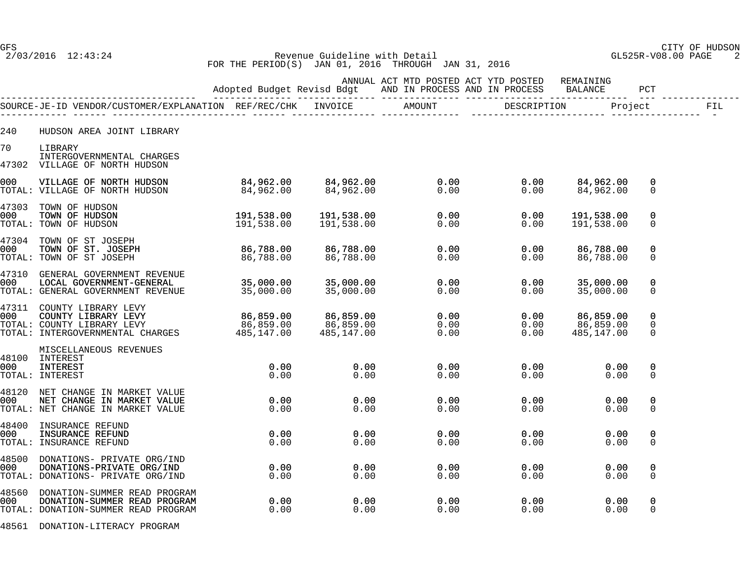GFS — CITY OF HUDSON

2/03/2016 12:43:24

Revenue Guideline with Detail — GL525R-V08.00

FOR THE PERIOD(S) JAN 01, 2016 THROUGH JAN 31, 2016

| SOURCE-JE-ID | VENDOR/CUSTOMER/EXPLANATION | Adopted Budget | Revisd Bdgt | ANNUAL ACT MTD POSTED AND IN PROCESS | ACT YTD POSTED AND IN PROCESS | REMAINING BALANCE | PCT |
|---|---|---|---|---|---|---|---|
| | REF/REC/CHK | INVOICE | AMOUNT | | DESCRIPTION | Project | FIL |
| 240 | HUDSON AREA JOINT LIBRARY | | | | | | |
| 70 | LIBRARY | | | | | | |
| | INTERGOVERNMENTAL CHARGES | | | | | | |
| 47302 | VILLAGE OF NORTH HUDSON | | | | | | |
| 000 | VILLAGE OF NORTH HUDSON | 84,962.00 | 84,962.00 | 0.00 | 0.00 | 84,962.00 | 0 |
| TOTAL: | VILLAGE OF NORTH HUDSON | 84,962.00 | 84,962.00 | 0.00 | 0.00 | 84,962.00 | 0 |
| 47303 | TOWN OF HUDSON | | | | | | |
| 000 | TOWN OF HUDSON | 191,538.00 | 191,538.00 | 0.00 | 0.00 | 191,538.00 | 0 |
| TOTAL: | TOWN OF HUDSON | 191,538.00 | 191,538.00 | 0.00 | 0.00 | 191,538.00 | 0 |
| 47304 | TOWN OF ST JOSEPH | | | | | | |
| 000 | TOWN OF ST. JOSEPH | 86,788.00 | 86,788.00 | 0.00 | 0.00 | 86,788.00 | 0 |
| TOTAL: | TOWN OF ST JOSEPH | 86,788.00 | 86,788.00 | 0.00 | 0.00 | 86,788.00 | 0 |
| 47310 | GENERAL GOVERNMENT REVENUE | | | | | | |
| 000 | LOCAL GOVERNMENT-GENERAL | 35,000.00 | 35,000.00 | 0.00 | 0.00 | 35,000.00 | 0 |
| TOTAL: | GENERAL GOVERNMENT REVENUE | 35,000.00 | 35,000.00 | 0.00 | 0.00 | 35,000.00 | 0 |
| 47311 | COUNTY LIBRARY LEVY | | | | | | |
| 000 | COUNTY LIBRARY LEVY | 86,859.00 | 86,859.00 | 0.00 | 0.00 | 86,859.00 | 0 |
| TOTAL: | COUNTY LIBRARY LEVY | 86,859.00 | 86,859.00 | 0.00 | 0.00 | 86,859.00 | 0 |
| TOTAL: | INTERGOVERNMENTAL CHARGES | 485,147.00 | 485,147.00 | 0.00 | 0.00 | 485,147.00 | 0 |
| | MISCELLANEOUS REVENUES | | | | | | |
| 48100 | INTEREST | | | | | | |
| 000 | INTEREST | 0.00 | 0.00 | 0.00 | 0.00 | 0.00 | 0 |
| TOTAL: | INTEREST | 0.00 | 0.00 | 0.00 | 0.00 | 0.00 | 0 |
| 48120 | NET CHANGE IN MARKET VALUE | | | | | | |
| 000 | NET CHANGE IN MARKET VALUE | 0.00 | 0.00 | 0.00 | 0.00 | 0.00 | 0 |
| TOTAL: | NET CHANGE IN MARKET VALUE | 0.00 | 0.00 | 0.00 | 0.00 | 0.00 | 0 |
| 48400 | INSURANCE REFUND | | | | | | |
| 000 | INSURANCE REFUND | 0.00 | 0.00 | 0.00 | 0.00 | 0.00 | 0 |
| TOTAL: | INSURANCE REFUND | 0.00 | 0.00 | 0.00 | 0.00 | 0.00 | 0 |
| 48500 | DONATIONS- PRIVATE ORG/IND | | | | | | |
| 000 | DONATIONS-PRIVATE ORG/IND | 0.00 | 0.00 | 0.00 | 0.00 | 0.00 | 0 |
| TOTAL: | DONATIONS- PRIVATE ORG/IND | 0.00 | 0.00 | 0.00 | 0.00 | 0.00 | 0 |
| 48560 | DONATION-SUMMER READ PROGRAM | | | | | | |
| 000 | DONATION-SUMMER READ PROGRAM | 0.00 | 0.00 | 0.00 | 0.00 | 0.00 | 0 |
| TOTAL: | DONATION-SUMMER READ PROGRAM | 0.00 | 0.00 | 0.00 | 0.00 | 0.00 | 0 |
| 48561 | DONATION-LITERACY PROGRAM | | | | | | |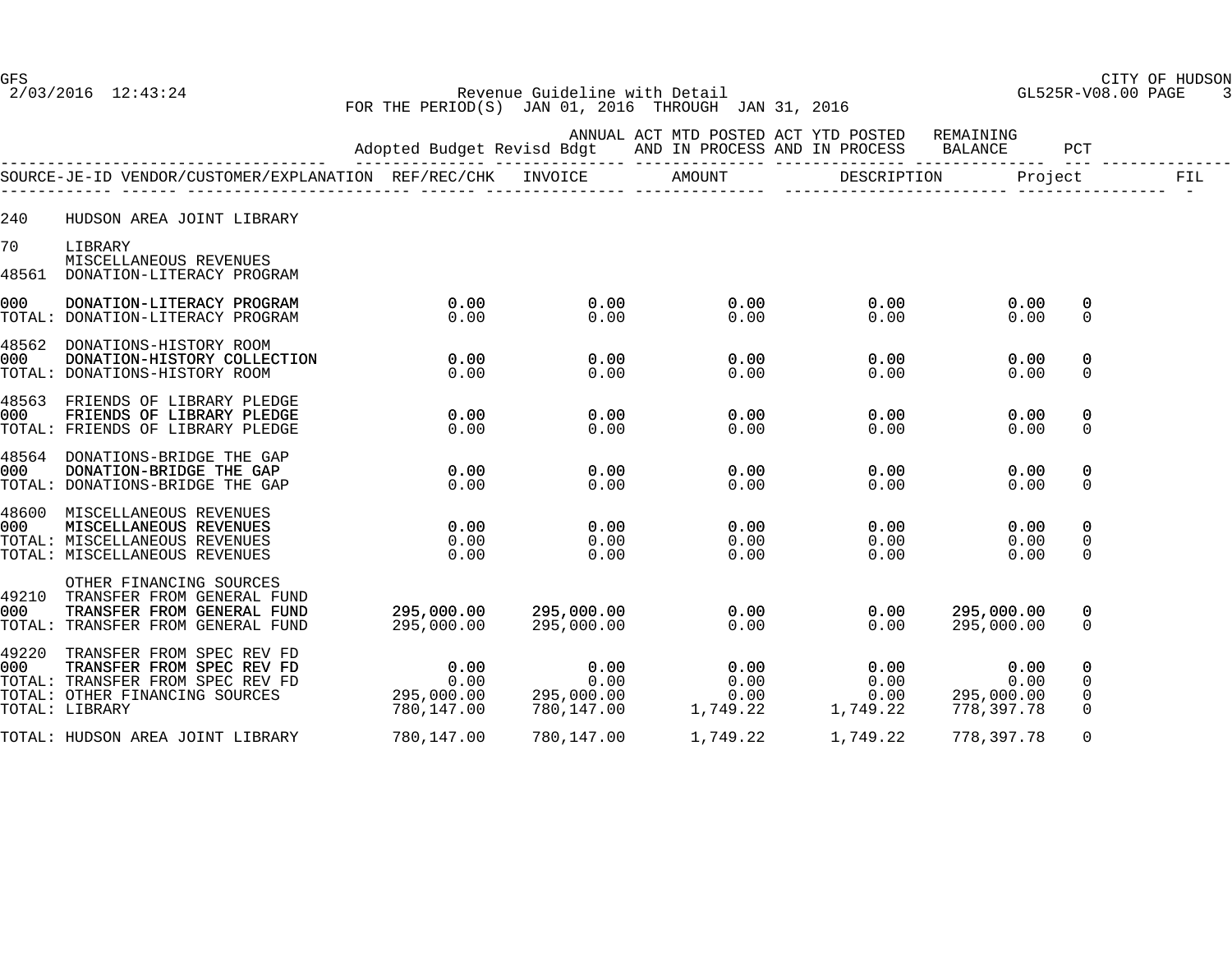CITY OF HUDSON

Revenue Guideline with Detail

FOR THE PERIOD(S) JAN 01, 2016 THROUGH JAN 31, 2016

GFS 2/03/2016 12:43:24 — GL525R-V08.00 PAGE 3

| | Adopted Budget | Revisd Bdgt | ANNUAL ACT MTD POSTED AND IN PROCESS | ACT YTD POSTED AND IN PROCESS | REMAINING BALANCE | PCT |
|---|---|---|---|---|---|---|
| SOURCE-JE-ID VENDOR/CUSTOMER/EXPLANATION | REF/REC/CHK | INVOICE | AMOUNT | DESCRIPTION | Project | FIL |
| 240 HUDSON AREA JOINT LIBRARY | | | | | | |
| 70 LIBRARY | | | | | | |
| MISCELLANEOUS REVENUES | | | | | | |
| 48561 DONATION-LITERACY PROGRAM | | | | | | |
| 000 DONATION-LITERACY PROGRAM | 0.00 | 0.00 | 0.00 | 0.00 | 0.00 | 0 |
| TOTAL: DONATION-LITERACY PROGRAM | 0.00 | 0.00 | 0.00 | 0.00 | 0.00 | 0 |
| 48562 DONATIONS-HISTORY ROOM | | | | | | |
| 000 DONATION-HISTORY COLLECTION | 0.00 | 0.00 | 0.00 | 0.00 | 0.00 | 0 |
| TOTAL: DONATIONS-HISTORY ROOM | 0.00 | 0.00 | 0.00 | 0.00 | 0.00 | 0 |
| 48563 FRIENDS OF LIBRARY PLEDGE | | | | | | |
| 000 FRIENDS OF LIBRARY PLEDGE | 0.00 | 0.00 | 0.00 | 0.00 | 0.00 | 0 |
| TOTAL: FRIENDS OF LIBRARY PLEDGE | 0.00 | 0.00 | 0.00 | 0.00 | 0.00 | 0 |
| 48564 DONATIONS-BRIDGE THE GAP | | | | | | |
| 000 DONATION-BRIDGE THE GAP | 0.00 | 0.00 | 0.00 | 0.00 | 0.00 | 0 |
| TOTAL: DONATIONS-BRIDGE THE GAP | 0.00 | 0.00 | 0.00 | 0.00 | 0.00 | 0 |
| 48600 MISCELLANEOUS REVENUES | | | | | | |
| 000 MISCELLANEOUS REVENUES | 0.00 | 0.00 | 0.00 | 0.00 | 0.00 | 0 |
| TOTAL: MISCELLANEOUS REVENUES | 0.00 | 0.00 | 0.00 | 0.00 | 0.00 | 0 |
| TOTAL: MISCELLANEOUS REVENUES | 0.00 | 0.00 | 0.00 | 0.00 | 0.00 | 0 |
| OTHER FINANCING SOURCES | | | | | | |
| 49210 TRANSFER FROM GENERAL FUND | | | | | | |
| 000 TRANSFER FROM GENERAL FUND | 295,000.00 | 295,000.00 | 0.00 | 0.00 | 295,000.00 | 0 |
| TOTAL: TRANSFER FROM GENERAL FUND | 295,000.00 | 295,000.00 | 0.00 | 0.00 | 295,000.00 | 0 |
| 49220 TRANSFER FROM SPEC REV FD | | | | | | |
| 000 TRANSFER FROM SPEC REV FD | 0.00 | 0.00 | 0.00 | 0.00 | 0.00 | 0 |
| TOTAL: TRANSFER FROM SPEC REV FD | 0.00 | 0.00 | 0.00 | 0.00 | 0.00 | 0 |
| TOTAL: OTHER FINANCING SOURCES | 295,000.00 | 295,000.00 | 0.00 | 0.00 | 295,000.00 | 0 |
| TOTAL: LIBRARY | 780,147.00 | 780,147.00 | 1,749.22 | 1,749.22 | 778,397.78 | 0 |
| TOTAL: HUDSON AREA JOINT LIBRARY | 780,147.00 | 780,147.00 | 1,749.22 | 1,749.22 | 778,397.78 | 0 |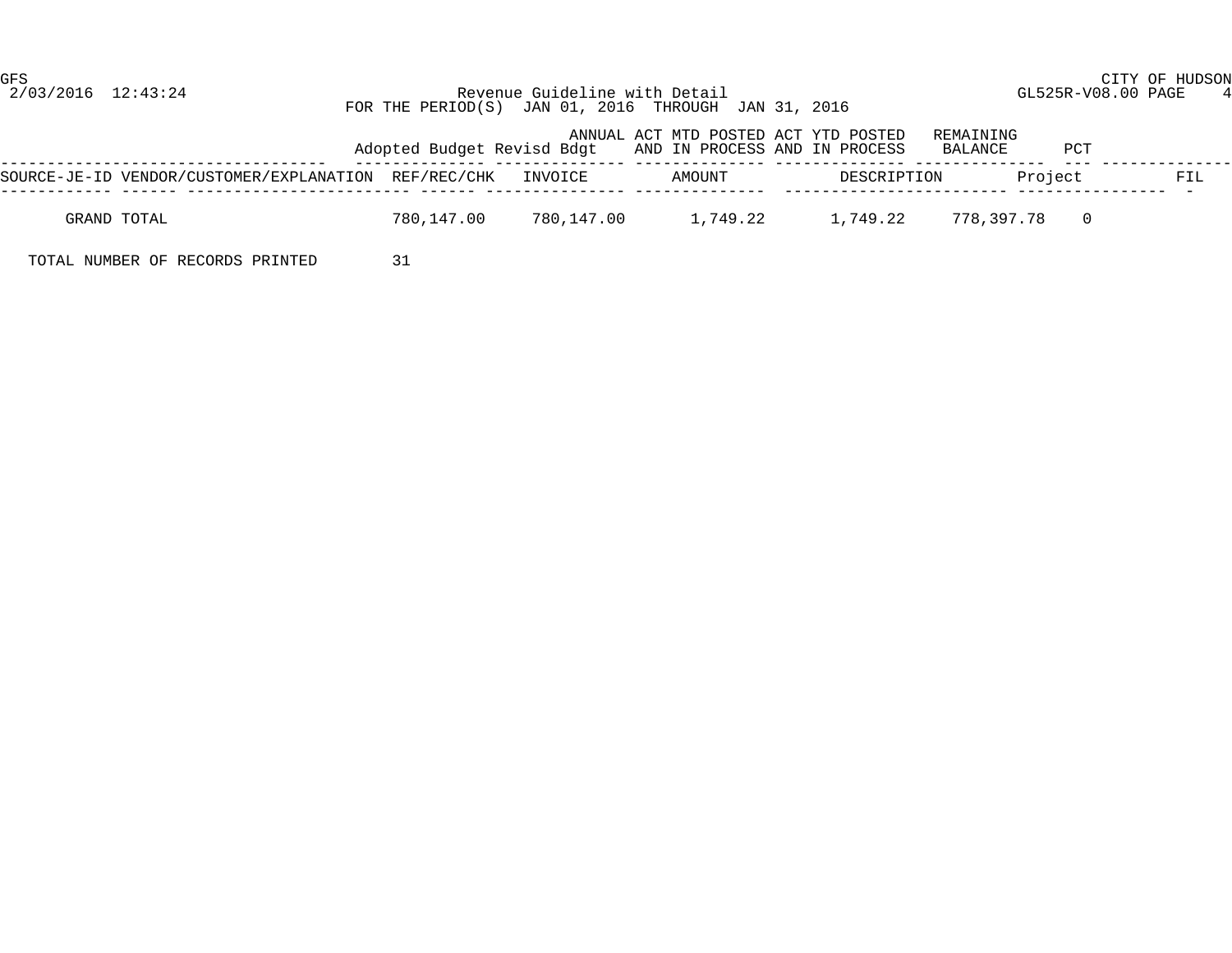CITY OF HUDSON

Revenue Guideline with Detail

FOR THE PERIOD(S) JAN 01, 2016 THROUGH JAN 31, 2016

| | Adopted Budget | Revisd Bdgt | ANNUAL ACT MTD POSTED AND IN PROCESS | ACT YTD POSTED AND IN PROCESS | REMAINING BALANCE | PCT |
|---|---|---|---|---|---|---|
| **SOURCE-JE-ID VENDOR/CUSTOMER/EXPLANATION** | **REF/REC/CHK** | **INVOICE** | **AMOUNT** | **DESCRIPTION** | **Project** | **FIL** |
| GRAND TOTAL | 780,147.00 | 780,147.00 | 1,749.22 | 1,749.22 | 778,397.78 | 0 |

TOTAL NUMBER OF RECORDS PRINTED 31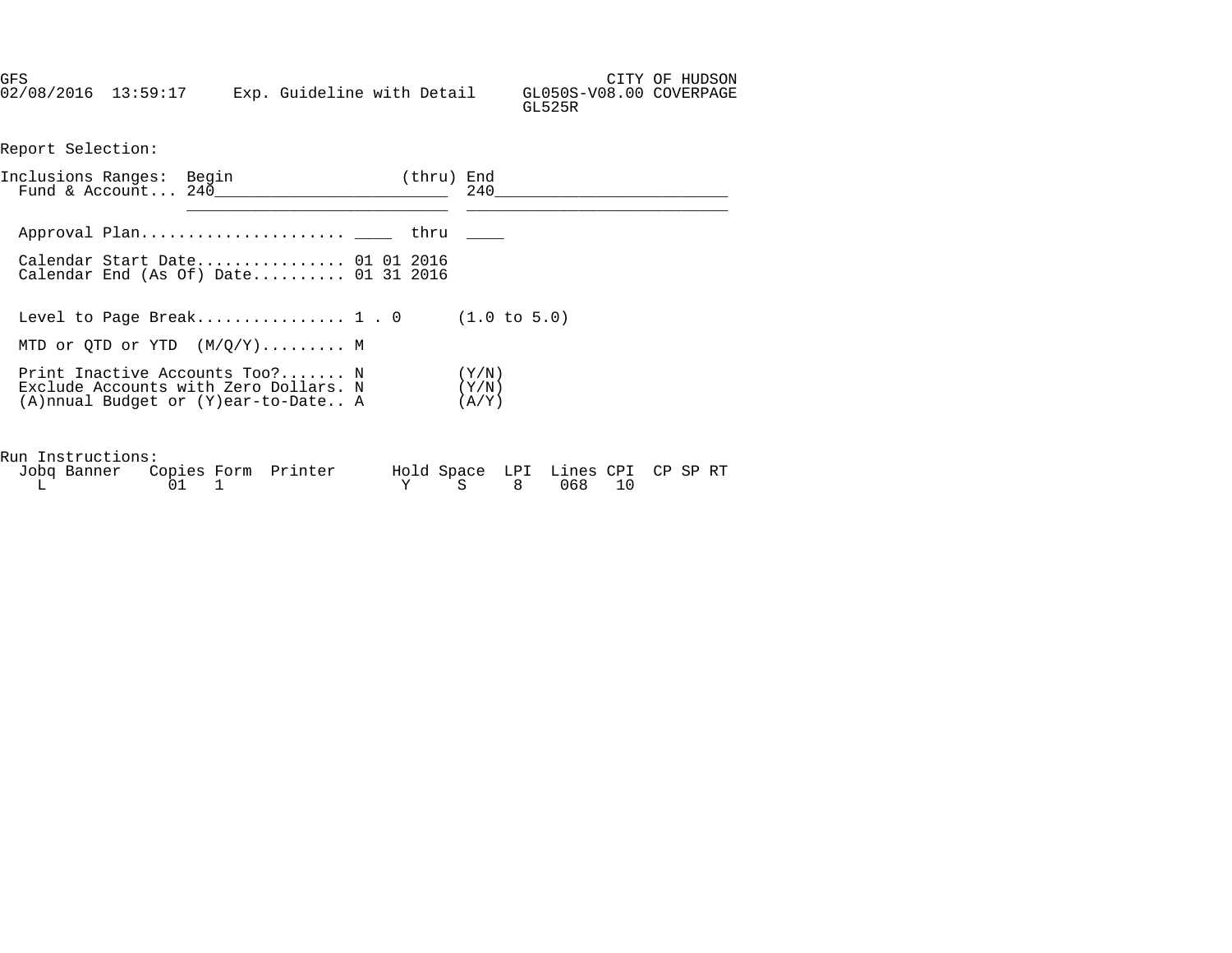GFS CITY OF HUDSON
02/08/2016 13:59:17 Exp. Guideline with Detail GL050S-V08.00 COVERPAGE
GL525R

Report Selection:

```
Inclusions Ranges:  Begin                    (thru) End
  Fund & Account... 240________________________  240________________________
                    __________________________  __________________________

  Approval Plan...................... ____  thru  ____

  Calendar Start Date................ 01 01 2016
  Calendar End (As Of) Date.......... 01 31 2016

  Level to Page Break................ 1 . 0      (1.0 to 5.0)

  MTD or QTD or YTD  (M/Q/Y)......... M

  Print Inactive Accounts Too?....... N          (Y/N)
  Exclude Accounts with Zero Dollars. N          (Y/N)
  (A)nnual Budget or (Y)ear-to-Date.. A          (A/Y)
```

Run Instructions:

| Jobq | Banner | Copies | Form | Printer | Hold | Space | LPI | Lines | CPI | CP | SP | RT |
|---|---|---|---|---|---|---|---|---|---|---|---|---|
| L | | 01 | 1 | | Y | S | 8 | 068 | 10 | | | |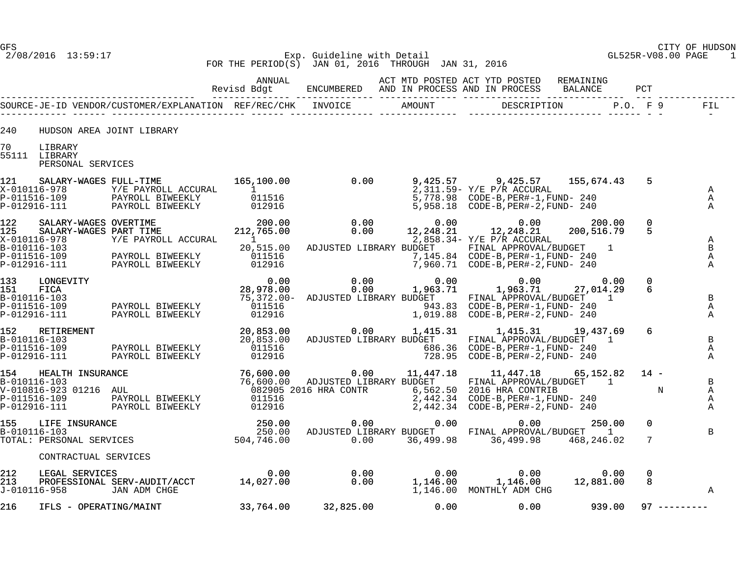GFS
2/08/2016 13:59:17

CITY OF HUDSON
GL525R-V08.00 PAGE 1

Exp. Guideline with Detail
FOR THE PERIOD(S) JAN 01, 2016 THROUGH JAN 31, 2016

```
                                               ANNUAL                       ACT MTD POSTED  ACT YTD POSTED   REMAINING
                                            Revisd Bdgt    ENCUMBERED    AND IN PROCESS  AND IN PROCESS    BALANCE       PCT
------------------------------------------ -------------- -------------- -------------- -------------- -------------- --- --------------
SOURCE-JE-ID VENDOR/CUSTOMER/EXPLANATION  REF/REC/CHK   INVOICE          AMOUNT           DESCRIPTION         P.O.  F 9        FIL
------------ ------ ----------------------- ------ -------------- --------------  ------------------------ ------ - -          -

240    HUDSON AREA JOINT LIBRARY

70     LIBRARY
55111  LIBRARY
       PERSONAL SERVICES

121    SALARY-WAGES FULL-TIME          165,100.00          0.00        9,425.57       9,425.57     155,674.43    5
X-010116-978        Y/E PAYROLL ACCURAL   1                           2,311.59- Y/E P/R ACCURAL                              A
P-011516-109        PAYROLL BIWEEKLY     011516                       5,778.98  CODE-B,PER#-1,FUND- 240                     A
P-012916-111        PAYROLL BIWEEKLY     012916                       5,958.18  CODE-B,PER#-2,FUND- 240                     A

122    SALARY-WAGES OVERTIME               200.00          0.00            0.00           0.00         200.00    0
125    SALARY-WAGES PART TIME          212,765.00          0.00       12,248.21      12,248.21     200,516.79    5
X-010116-978        Y/E PAYROLL ACCURAL   1                           2,858.34- Y/E P/R ACCURAL                              A
B-010116-103                           20,515.00   ADJUSTED LIBRARY BUDGET      FINAL APPROVAL/BUDGET    1                   B
P-011516-109        PAYROLL BIWEEKLY     011516                       7,145.84  CODE-B,PER#-1,FUND- 240                     A
P-012916-111        PAYROLL BIWEEKLY     012916                       7,960.71  CODE-B,PER#-2,FUND- 240                     A

133    LONGEVITY                             0.00          0.00            0.00           0.00           0.00    0
151    FICA                             28,978.00          0.00        1,963.71       1,963.71      27,014.29    6
B-010116-103                           75,372.00-  ADJUSTED LIBRARY BUDGET      FINAL APPROVAL/BUDGET    1                   B
P-011516-109        PAYROLL BIWEEKLY     011516                         943.83  CODE-B,PER#-1,FUND- 240                     A
P-012916-111        PAYROLL BIWEEKLY     012916                       1,019.88  CODE-B,PER#-2,FUND- 240                     A

152    RETIREMENT                       20,853.00          0.00        1,415.31       1,415.31      19,437.69    6
B-010116-103                           20,853.00   ADJUSTED LIBRARY BUDGET      FINAL APPROVAL/BUDGET    1                   B
P-011516-109        PAYROLL BIWEEKLY     011516                         686.36  CODE-B,PER#-1,FUND- 240                     A
P-012916-111        PAYROLL BIWEEKLY     012916                         728.95  CODE-B,PER#-2,FUND- 240                     A

154    HEALTH INSURANCE                 76,600.00          0.00       11,447.18      11,447.18      65,152.82   14 -
B-010116-103                           76,600.00   ADJUSTED LIBRARY BUDGET      FINAL APPROVAL/BUDGET    1                   B
V-010816-923 01216  AUL                082905 2016 HRA CONTR          6,562.50  2016 HRA CONTRIB                 N          A
P-011516-109        PAYROLL BIWEEKLY     011516                       2,442.34  CODE-B,PER#-1,FUND- 240                     A
P-012916-111        PAYROLL BIWEEKLY     012916                       2,442.34  CODE-B,PER#-2,FUND- 240                     A

155    LIFE INSURANCE                      250.00          0.00            0.00           0.00         250.00    0
B-010116-103                              250.00   ADJUSTED LIBRARY BUDGET      FINAL APPROVAL/BUDGET    1                   B
TOTAL: PERSONAL SERVICES               504,746.00          0.00       36,499.98      36,499.98     468,246.02    7

       CONTRACTUAL SERVICES

212    LEGAL SERVICES                        0.00          0.00            0.00           0.00           0.00    0
213    PROFESSIONAL SERV-AUDIT/ACCT     14,027.00          0.00        1,146.00       1,146.00      12,881.00    8
J-010116-958        JAN ADM CHGE                                      1,146.00  MONTHLY ADM CHG                             A

216    IFLS - OPERATING/MAINT           33,764.00     32,825.00            0.00           0.00         939.00   97 ---------
```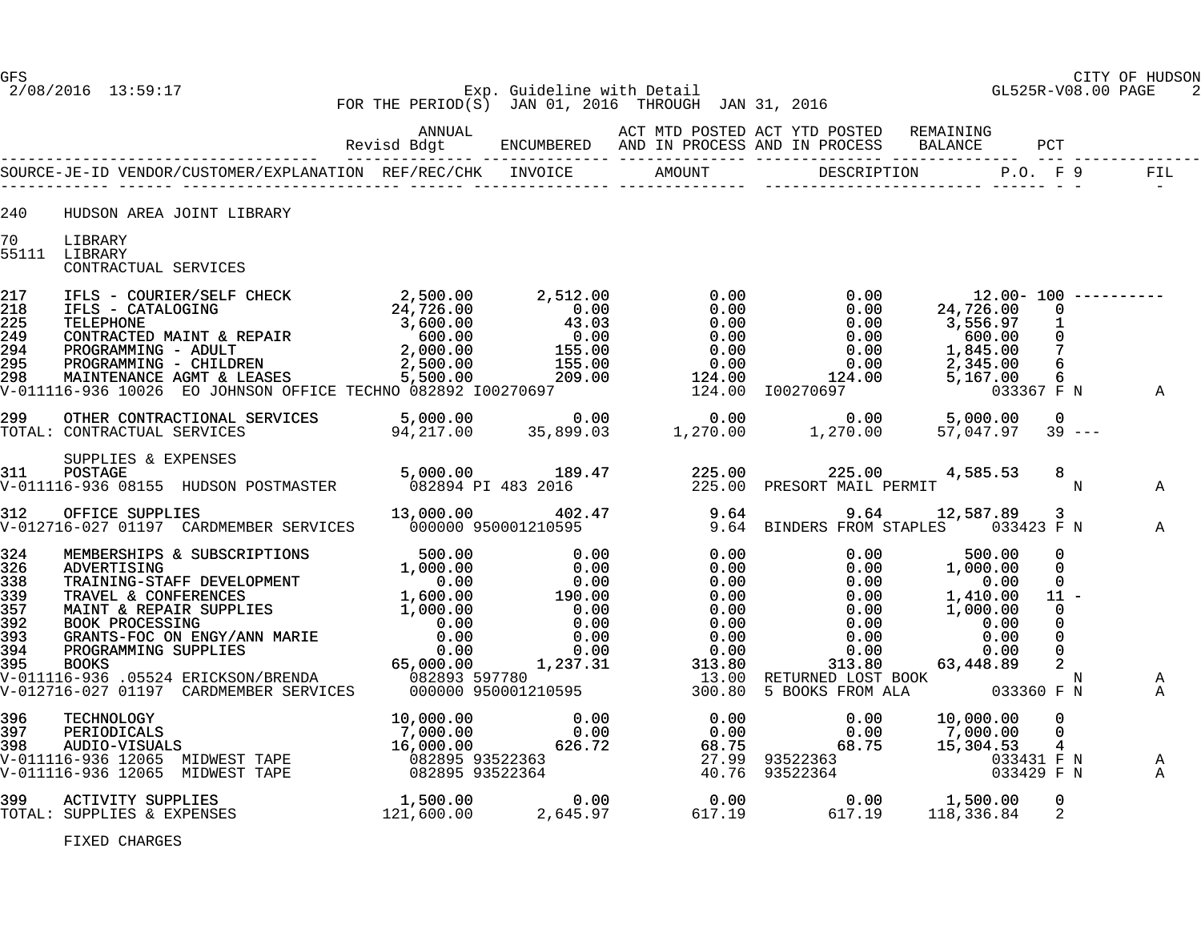GFS CITY OF HUDSON
2/08/2016 13:59:17 Exp. Guideline with Detail GL525R-V08.00 PAGE 2
FOR THE PERIOD(S) JAN 01, 2016 THROUGH JAN 31, 2016

| | | ANNUAL Revisd Bdgt | ENCUMBERED | ACT MTD POSTED AND IN PROCESS | ACT YTD POSTED AND IN PROCESS | REMAINING BALANCE | PCT | | |
|---|---|---|---|---|---|---|---|---|---|
| SOURCE-JE-ID | VENDOR/CUSTOMER/EXPLANATION | REF/REC/CHK | INVOICE | AMOUNT | DESCRIPTION | P.O. | F 9 | | FIL |
| 240 | HUDSON AREA JOINT LIBRARY | | | | | | | | |
| 70 | LIBRARY | | | | | | | | |
| 55111 | LIBRARY | | | | | | | | |
| | CONTRACTUAL SERVICES | | | | | | | | |
| 217 | IFLS - COURIER/SELF CHECK | 2,500.00 | 2,512.00 | 0.00 | 0.00 | 12.00- | 100 | ---------- | |
| 218 | IFLS - CATALOGING | 24,726.00 | 0.00 | 0.00 | 0.00 | 24,726.00 | 0 | | |
| 225 | TELEPHONE | 3,600.00 | 43.03 | 0.00 | 0.00 | 3,556.97 | 1 | | |
| 249 | CONTRACTED MAINT & REPAIR | 600.00 | 0.00 | 0.00 | 0.00 | 600.00 | 0 | | |
| 294 | PROGRAMMING - ADULT | 2,000.00 | 155.00 | 0.00 | 0.00 | 1,845.00 | 7 | | |
| 295 | PROGRAMMING - CHILDREN | 2,500.00 | 155.00 | 0.00 | 0.00 | 2,345.00 | 6 | | |
| 298 | MAINTENANCE AGMT & LEASES | 5,500.00 | 209.00 | 124.00 | 124.00 | 5,167.00 | 6 | | |
| V-011116-936 10026 | EO JOHNSON OFFICE TECHNO | 082892 | I00270697 | 124.00 | I00270697 | 033367 | F N | | A |
| 299 | OTHER CONTRACTIONAL SERVICES | 5,000.00 | 0.00 | 0.00 | 0.00 | 5,000.00 | 0 | | |
| TOTAL: | CONTRACTUAL SERVICES | 94,217.00 | 35,899.03 | 1,270.00 | 1,270.00 | 57,047.97 | 39 | --- | |
| | SUPPLIES & EXPENSES | | | | | | | | |
| 311 | POSTAGE | 5,000.00 | 189.47 | 225.00 | 225.00 | 4,585.53 | 8 | | |
| V-011116-936 08155 | HUDSON POSTMASTER | 082894 | PI 483 2016 | 225.00 | PRESORT MAIL PERMIT | | N | | A |
| 312 | OFFICE SUPPLIES | 13,000.00 | 402.47 | 9.64 | 9.64 | 12,587.89 | 3 | | |
| V-012716-027 01197 | CARDMEMBER SERVICES | 000000 | 950001210595 | 9.64 | BINDERS FROM STAPLES | 033423 | F N | | A |
| 324 | MEMBERSHIPS & SUBSCRIPTIONS | 500.00 | 0.00 | 0.00 | 0.00 | 500.00 | 0 | | |
| 326 | ADVERTISING | 1,000.00 | 0.00 | 0.00 | 0.00 | 1,000.00 | 0 | | |
| 338 | TRAINING-STAFF DEVELOPMENT | 0.00 | 0.00 | 0.00 | 0.00 | 0.00 | 0 | | |
| 339 | TRAVEL & CONFERENCES | 1,600.00 | 190.00 | 0.00 | 0.00 | 1,410.00 | 11 | - | |
| 357 | MAINT & REPAIR SUPPLIES | 1,000.00 | 0.00 | 0.00 | 0.00 | 1,000.00 | 0 | | |
| 392 | BOOK PROCESSING | 0.00 | 0.00 | 0.00 | 0.00 | 0.00 | 0 | | |
| 393 | GRANTS-FOC ON ENGY/ANN MARIE | 0.00 | 0.00 | 0.00 | 0.00 | 0.00 | 0 | | |
| 394 | PROGRAMMING SUPPLIES | 0.00 | 0.00 | 0.00 | 0.00 | 0.00 | 0 | | |
| 395 | BOOKS | 65,000.00 | 1,237.31 | 313.80 | 313.80 | 63,448.89 | 2 | | |
| V-011116-936 .05524 | ERICKSON/BRENDA | 082893 | 597780 | 13.00 | RETURNED LOST BOOK | | N | | A |
| V-012716-027 01197 | CARDMEMBER SERVICES | 000000 | 950001210595 | 300.80 | 5 BOOKS FROM ALA | 033360 | F N | | A |
| 396 | TECHNOLOGY | 10,000.00 | 0.00 | 0.00 | 0.00 | 10,000.00 | 0 | | |
| 397 | PERIODICALS | 7,000.00 | 0.00 | 0.00 | 0.00 | 7,000.00 | 0 | | |
| 398 | AUDIO-VISUALS | 16,000.00 | 626.72 | 68.75 | 68.75 | 15,304.53 | 4 | | |
| V-011116-936 12065 | MIDWEST TAPE | 082895 | 93522363 | 27.99 | 93522363 | 033431 | F N | | A |
| V-011116-936 12065 | MIDWEST TAPE | 082895 | 93522364 | 40.76 | 93522364 | 033429 | F N | | A |
| 399 | ACTIVITY SUPPLIES | 1,500.00 | 0.00 | 0.00 | 0.00 | 1,500.00 | 0 | | |
| TOTAL: | SUPPLIES & EXPENSES | 121,600.00 | 2,645.97 | 617.19 | 617.19 | 118,336.84 | 2 | | |
| | FIXED CHARGES | | | | | | | | |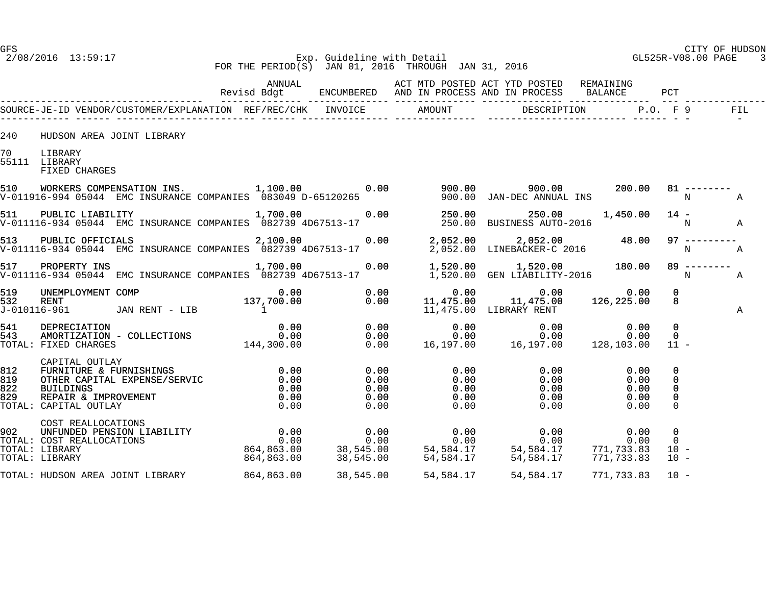GFS  CITY OF HUDSON
2/08/2016 13:59:17  Exp. Guideline with Detail  GL525R-V08.00 PAGE 3
FOR THE PERIOD(S) JAN 01, 2016 THROUGH JAN 31, 2016

| | ANNUAL Revisd Bdgt | ENCUMBERED | ACT MTD POSTED AND IN PROCESS | ACT YTD POSTED AND IN PROCESS | REMAINING BALANCE | PCT | |
|---|---|---|---|---|---|---|---|
| SOURCE-JE-ID VENDOR/CUSTOMER/EXPLANATION REF/REC/CHK | INVOICE | | AMOUNT | DESCRIPTION | P.O. | F 9 | FIL |
| 240 HUDSON AREA JOINT LIBRARY | | | | | | | |
| 70 LIBRARY | | | | | | | |
| 55111 LIBRARY | | | | | | | |
| FIXED CHARGES | | | | | | | |
| 510 WORKERS COMPENSATION INS. | 1,100.00 | 0.00 | 900.00 | 900.00 | 200.00 | 81 -------- | |
| V-011916-994 05044 EMC INSURANCE COMPANIES 083049 | D-65120265 | | 900.00 | JAN-DEC ANNUAL INS | | N | A |
| 511 PUBLIC LIABILITY | 1,700.00 | 0.00 | 250.00 | 250.00 | 1,450.00 | 14 - | |
| V-011116-934 05044 EMC INSURANCE COMPANIES 082739 | 4D67513-17 | | 250.00 | BUSINESS AUTO-2016 | | N | A |
| 513 PUBLIC OFFICIALS | 2,100.00 | 0.00 | 2,052.00 | 2,052.00 | 48.00 | 97 --------- | |
| V-011116-934 05044 EMC INSURANCE COMPANIES 082739 | 4D67513-17 | | 2,052.00 | LINEBACKER-C 2016 | | N | A |
| 517 PROPERTY INS | 1,700.00 | 0.00 | 1,520.00 | 1,520.00 | 180.00 | 89 -------- | |
| V-011116-934 05044 EMC INSURANCE COMPANIES 082739 | 4D67513-17 | | 1,520.00 | GEN LIABILITY-2016 | | N | A |
| 519 UNEMPLOYMENT COMP | 0.00 | 0.00 | 0.00 | 0.00 | 0.00 | 0 | |
| 532 RENT | 137,700.00 | 0.00 | 11,475.00 | 11,475.00 | 126,225.00 | 8 | |
| J-010116-961 JAN RENT - LIB 1 | | | 11,475.00 | LIBRARY RENT | | | A |
| 541 DEPRECIATION | 0.00 | 0.00 | 0.00 | 0.00 | 0.00 | 0 | |
| 543 AMORTIZATION - COLLECTIONS | 0.00 | 0.00 | 0.00 | 0.00 | 0.00 | 0 | |
| TOTAL: FIXED CHARGES | 144,300.00 | 0.00 | 16,197.00 | 16,197.00 | 128,103.00 | 11 - | |
| CAPITAL OUTLAY | | | | | | | |
| 812 FURNITURE & FURNISHINGS | 0.00 | 0.00 | 0.00 | 0.00 | 0.00 | 0 | |
| 819 OTHER CAPITAL EXPENSE/SERVIC | 0.00 | 0.00 | 0.00 | 0.00 | 0.00 | 0 | |
| 822 BUILDINGS | 0.00 | 0.00 | 0.00 | 0.00 | 0.00 | 0 | |
| 829 REPAIR & IMPROVEMENT | 0.00 | 0.00 | 0.00 | 0.00 | 0.00 | 0 | |
| TOTAL: CAPITAL OUTLAY | 0.00 | 0.00 | 0.00 | 0.00 | 0.00 | 0 | |
| COST REALLOCATIONS | | | | | | | |
| 902 UNFUNDED PENSION LIABILITY | 0.00 | 0.00 | 0.00 | 0.00 | 0.00 | 0 | |
| TOTAL: COST REALLOCATIONS | 0.00 | 0.00 | 0.00 | 0.00 | 0.00 | 0 | |
| TOTAL: LIBRARY | 864,863.00 | 38,545.00 | 54,584.17 | 54,584.17 | 771,733.83 | 10 - | |
| TOTAL: LIBRARY | 864,863.00 | 38,545.00 | 54,584.17 | 54,584.17 | 771,733.83 | 10 - | |
| TOTAL: HUDSON AREA JOINT LIBRARY | 864,863.00 | 38,545.00 | 54,584.17 | 54,584.17 | 771,733.83 | 10 - | |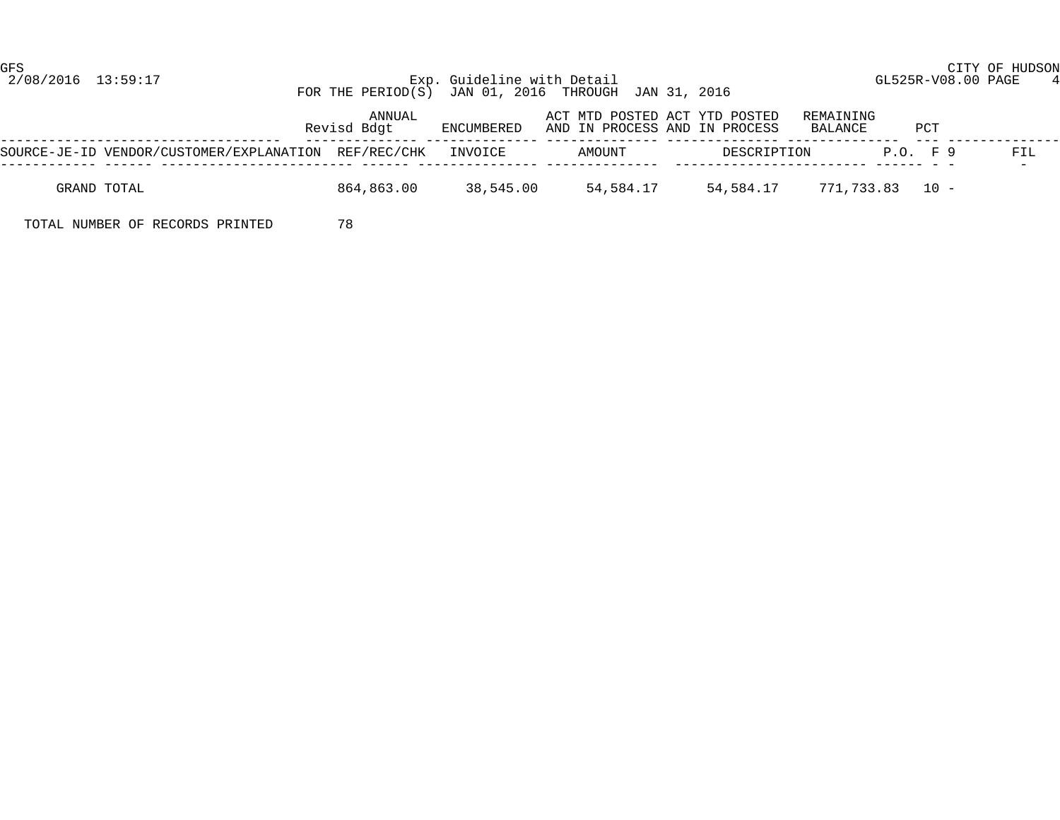GFS  
CITY OF HUDSON

Exp. Guideline with Detail  
FOR THE PERIOD(S) JAN 01, 2016 THROUGH JAN 31, 2016

| | ANNUAL Revisd Bdgt | ENCUMBERED | ACT MTD POSTED AND IN PROCESS | ACT YTD POSTED AND IN PROCESS | REMAINING BALANCE | PCT |
|---|---|---|---|---|---|---|
| GRAND TOTAL | 864,863.00 | 38,545.00 | 54,584.17 | 54,584.17 | 771,733.83 | 10 - |

| SOURCE-JE-ID | VENDOR/CUSTOMER/EXPLANATION | REF/REC/CHK | INVOICE | AMOUNT | DESCRIPTION | P.O. | F | 9 | FIL |
|---|---|---|---|---|---|---|---|---|---|

TOTAL NUMBER OF RECORDS PRINTED 78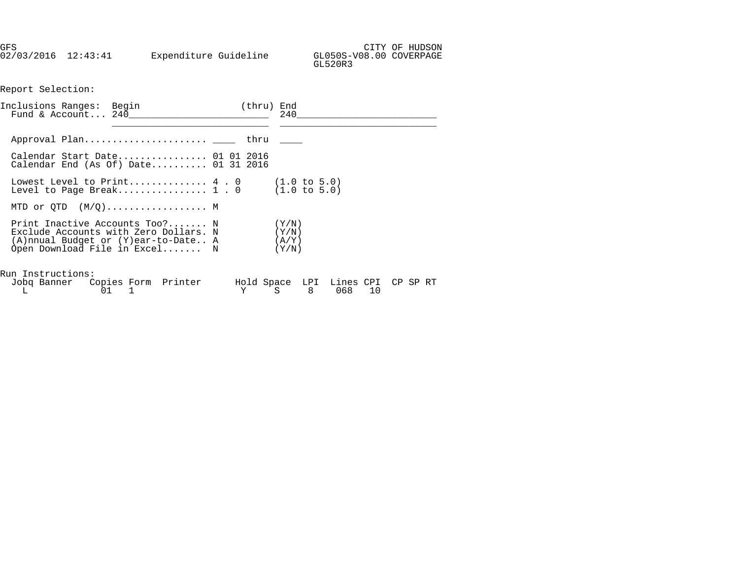```
GFS                                                                 CITY OF HUDSON
02/03/2016  12:43:41       Expenditure Guideline        GL050S-V08.00 COVERPAGE
                                                        GL520R3

Report Selection:

Inclusions Ranges:  Begin                  (thru) End
  Fund & Account... 240________________________  240________________________
                    __________________________  __________________________

  Approval Plan..................... ____  thru  ____

  Calendar Start Date............... 01 01 2016
  Calendar End (As Of) Date......... 01 31 2016

  Lowest Level to Print............. 4 . 0      (1.0 to 5.0)
  Level to Page Break............... 1 . 0      (1.0 to 5.0)

  MTD or QTD  (M/Q)................. M

  Print Inactive Accounts Too?....... N          (Y/N)
  Exclude Accounts with Zero Dollars. N          (Y/N)
  (A)nnual Budget or (Y)ear-to-Date.. A          (A/Y)
  Open Download File in Excel.......  N          (Y/N)

Run Instructions:
  Jobq Banner   Copies Form  Printer      Hold Space  LPI  Lines CPI  CP SP RT
    L            01   1                    Y     S     8    068   10
```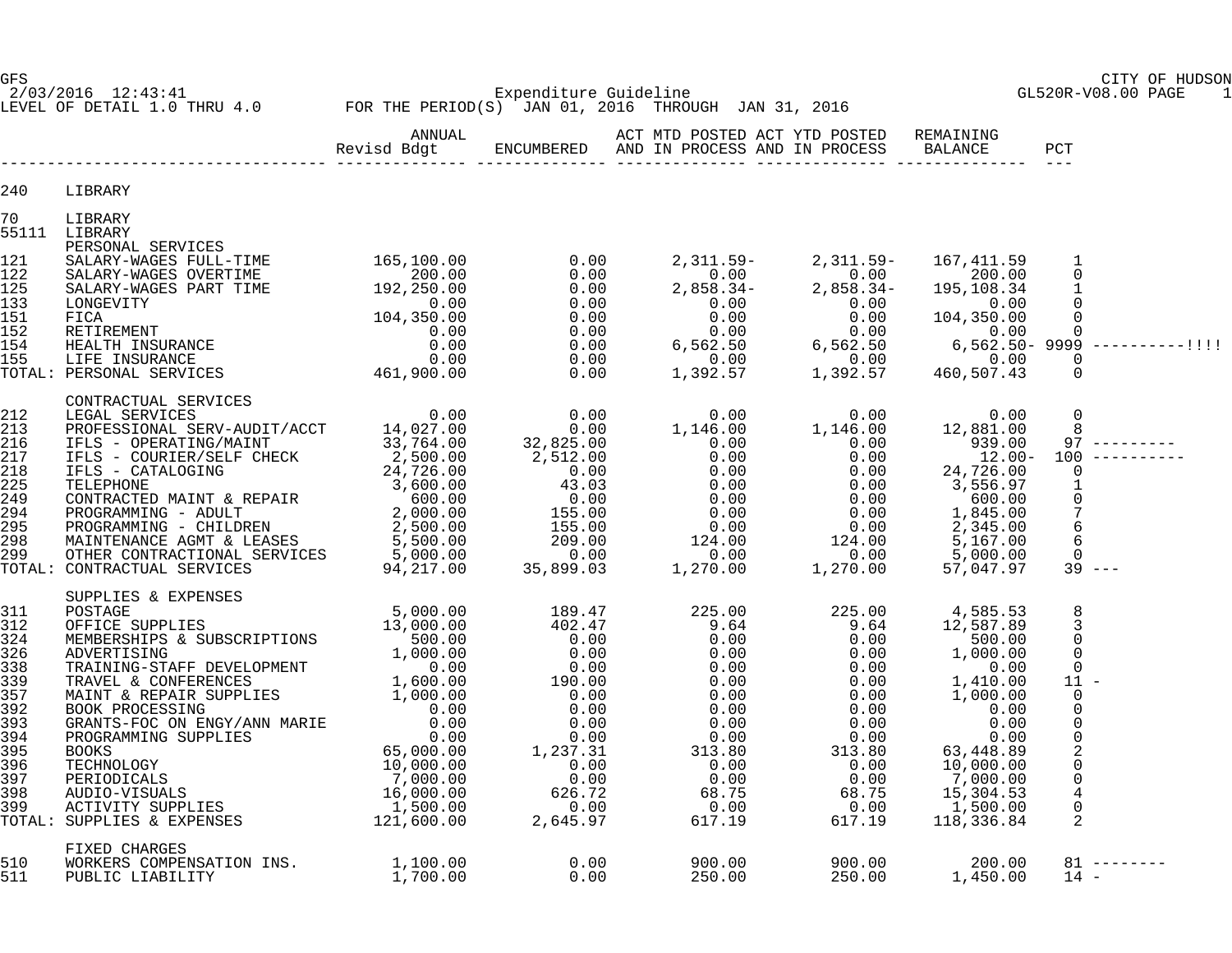GFS | CITY OF HUDSON
2/03/2016 12:43:41 | Expenditure Guideline | GL520R-V08.00 PAGE 1
LEVEL OF DETAIL 1.0 THRU 4.0 | FOR THE PERIOD(S) JAN 01, 2016 THROUGH JAN 31, 2016

| | | ANNUAL Revisd Bdgt | ENCUMBERED | ACT MTD POSTED AND IN PROCESS | ACT YTD POSTED AND IN PROCESS | REMAINING BALANCE | PCT | |
|---|---|---|---|---|---|---|---|---|
| 240 | LIBRARY | | | | | | | |
| 70 | LIBRARY | | | | | | | |
| 55111 | LIBRARY | | | | | | | |
| | PERSONAL SERVICES | | | | | | | |
| 121 | SALARY-WAGES FULL-TIME | 165,100.00 | 0.00 | 2,311.59- | 2,311.59- | 167,411.59 | 1 | |
| 122 | SALARY-WAGES OVERTIME | 200.00 | 0.00 | 0.00 | 0.00 | 200.00 | 0 | |
| 125 | SALARY-WAGES PART TIME | 192,250.00 | 0.00 | 2,858.34- | 2,858.34- | 195,108.34 | 1 | |
| 133 | LONGEVITY | 0.00 | 0.00 | 0.00 | 0.00 | 0.00 | 0 | |
| 151 | FICA | 104,350.00 | 0.00 | 0.00 | 0.00 | 104,350.00 | 0 | |
| 152 | RETIREMENT | 0.00 | 0.00 | 0.00 | 0.00 | 0.00 | 0 | |
| 154 | HEALTH INSURANCE | 0.00 | 0.00 | 6,562.50 | 6,562.50 | 6,562.50- | 9999 | ----------!!!! |
| 155 | LIFE INSURANCE | 0.00 | 0.00 | 0.00 | 0.00 | 0.00 | 0 | |
| TOTAL: | PERSONAL SERVICES | 461,900.00 | 0.00 | 1,392.57 | 1,392.57 | 460,507.43 | 0 | |
| | CONTRACTUAL SERVICES | | | | | | | |
| 212 | LEGAL SERVICES | 0.00 | 0.00 | 0.00 | 0.00 | 0.00 | 0 | |
| 213 | PROFESSIONAL SERV-AUDIT/ACCT | 14,027.00 | 0.00 | 1,146.00 | 1,146.00 | 12,881.00 | 8 | |
| 216 | IFLS - OPERATING/MAINT | 33,764.00 | 32,825.00 | 0.00 | 0.00 | 939.00 | 97 | --------- |
| 217 | IFLS - COURIER/SELF CHECK | 2,500.00 | 2,512.00 | 0.00 | 0.00 | 12.00- | 100 | ---------- |
| 218 | IFLS - CATALOGING | 24,726.00 | 0.00 | 0.00 | 0.00 | 24,726.00 | 0 | |
| 225 | TELEPHONE | 3,600.00 | 43.03 | 0.00 | 0.00 | 3,556.97 | 1 | |
| 249 | CONTRACTED MAINT & REPAIR | 600.00 | 0.00 | 0.00 | 0.00 | 600.00 | 0 | |
| 294 | PROGRAMMING - ADULT | 2,000.00 | 155.00 | 0.00 | 0.00 | 1,845.00 | 7 | |
| 295 | PROGRAMMING - CHILDREN | 2,500.00 | 155.00 | 0.00 | 0.00 | 2,345.00 | 6 | |
| 298 | MAINTENANCE AGMT & LEASES | 5,500.00 | 209.00 | 124.00 | 124.00 | 5,167.00 | 6 | |
| 299 | OTHER CONTRACTIONAL SERVICES | 5,000.00 | 0.00 | 0.00 | 0.00 | 5,000.00 | 0 | |
| TOTAL: | CONTRACTUAL SERVICES | 94,217.00 | 35,899.03 | 1,270.00 | 1,270.00 | 57,047.97 | 39 | --- |
| | SUPPLIES & EXPENSES | | | | | | | |
| 311 | POSTAGE | 5,000.00 | 189.47 | 225.00 | 225.00 | 4,585.53 | 8 | |
| 312 | OFFICE SUPPLIES | 13,000.00 | 402.47 | 9.64 | 9.64 | 12,587.89 | 3 | |
| 324 | MEMBERSHIPS & SUBSCRIPTIONS | 500.00 | 0.00 | 0.00 | 0.00 | 500.00 | 0 | |
| 326 | ADVERTISING | 1,000.00 | 0.00 | 0.00 | 0.00 | 1,000.00 | 0 | |
| 338 | TRAINING-STAFF DEVELOPMENT | 0.00 | 0.00 | 0.00 | 0.00 | 0.00 | 0 | |
| 339 | TRAVEL & CONFERENCES | 1,600.00 | 190.00 | 0.00 | 0.00 | 1,410.00 | 11 | - |
| 357 | MAINT & REPAIR SUPPLIES | 1,000.00 | 0.00 | 0.00 | 0.00 | 1,000.00 | 0 | |
| 392 | BOOK PROCESSING | 0.00 | 0.00 | 0.00 | 0.00 | 0.00 | 0 | |
| 393 | GRANTS-FOC ON ENGY/ANN MARIE | 0.00 | 0.00 | 0.00 | 0.00 | 0.00 | 0 | |
| 394 | PROGRAMMING SUPPLIES | 0.00 | 0.00 | 0.00 | 0.00 | 0.00 | 0 | |
| 395 | BOOKS | 65,000.00 | 1,237.31 | 313.80 | 313.80 | 63,448.89 | 2 | |
| 396 | TECHNOLOGY | 10,000.00 | 0.00 | 0.00 | 0.00 | 10,000.00 | 0 | |
| 397 | PERIODICALS | 7,000.00 | 0.00 | 0.00 | 0.00 | 7,000.00 | 0 | |
| 398 | AUDIO-VISUALS | 16,000.00 | 626.72 | 68.75 | 68.75 | 15,304.53 | 4 | |
| 399 | ACTIVITY SUPPLIES | 1,500.00 | 0.00 | 0.00 | 0.00 | 1,500.00 | 0 | |
| TOTAL: | SUPPLIES & EXPENSES | 121,600.00 | 2,645.97 | 617.19 | 617.19 | 118,336.84 | 2 | |
| | FIXED CHARGES | | | | | | | |
| 510 | WORKERS COMPENSATION INS. | 1,100.00 | 0.00 | 900.00 | 900.00 | 200.00 | 81 | -------- |
| 511 | PUBLIC LIABILITY | 1,700.00 | 0.00 | 250.00 | 250.00 | 1,450.00 | 14 | - |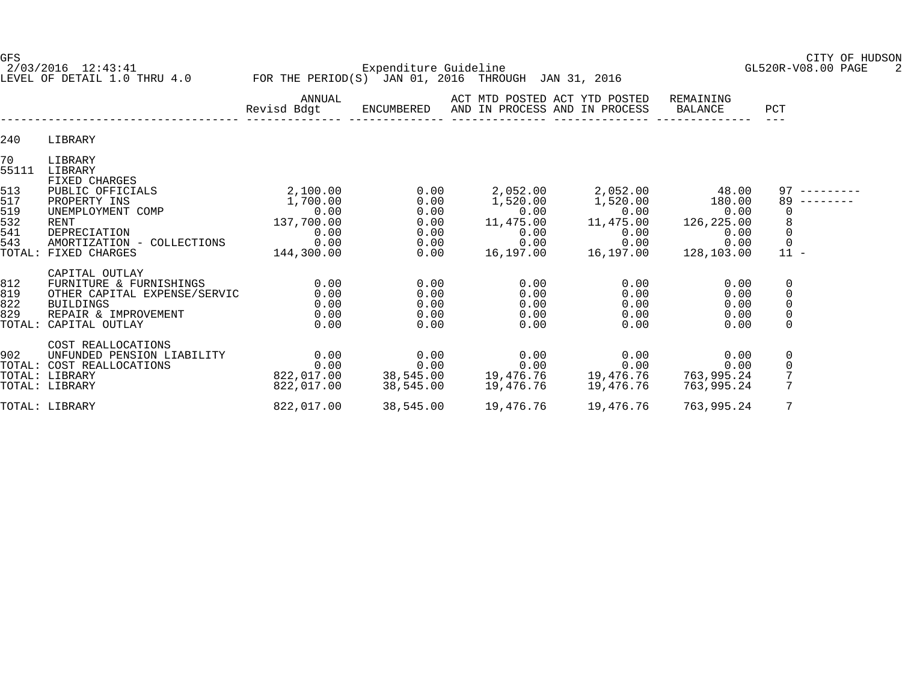GFS CITY OF HUDSON
2/03/2016 12:43:41 Expenditure Guideline GL520R-V08.00 PAGE 2
LEVEL OF DETAIL 1.0 THRU 4.0 FOR THE PERIOD(S) JAN 01, 2016 THROUGH JAN 31, 2016

| | | ANNUAL Revisd Bdgt | ENCUMBERED | ACT MTD POSTED AND IN PROCESS | ACT YTD POSTED AND IN PROCESS | REMAINING BALANCE | PCT | |
|---|---|---|---|---|---|---|---|---|
| 240 | LIBRARY | | | | | | | |
| 70 | LIBRARY | | | | | | | |
| 55111 | LIBRARY | | | | | | | |
| | FIXED CHARGES | | | | | | | |
| 513 | PUBLIC OFFICIALS | 2,100.00 | 0.00 | 2,052.00 | 2,052.00 | 48.00 | 97 | --------- |
| 517 | PROPERTY INS | 1,700.00 | 0.00 | 1,520.00 | 1,520.00 | 180.00 | 89 | -------- |
| 519 | UNEMPLOYMENT COMP | 0.00 | 0.00 | 0.00 | 0.00 | 0.00 | 0 | |
| 532 | RENT | 137,700.00 | 0.00 | 11,475.00 | 11,475.00 | 126,225.00 | 8 | |
| 541 | DEPRECIATION | 0.00 | 0.00 | 0.00 | 0.00 | 0.00 | 0 | |
| 543 | AMORTIZATION - COLLECTIONS | 0.00 | 0.00 | 0.00 | 0.00 | 0.00 | 0 | |
| TOTAL: | FIXED CHARGES | 144,300.00 | 0.00 | 16,197.00 | 16,197.00 | 128,103.00 | 11 | - |
| | CAPITAL OUTLAY | | | | | | | |
| 812 | FURNITURE & FURNISHINGS | 0.00 | 0.00 | 0.00 | 0.00 | 0.00 | 0 | |
| 819 | OTHER CAPITAL EXPENSE/SERVIC | 0.00 | 0.00 | 0.00 | 0.00 | 0.00 | 0 | |
| 822 | BUILDINGS | 0.00 | 0.00 | 0.00 | 0.00 | 0.00 | 0 | |
| 829 | REPAIR & IMPROVEMENT | 0.00 | 0.00 | 0.00 | 0.00 | 0.00 | 0 | |
| TOTAL: | CAPITAL OUTLAY | 0.00 | 0.00 | 0.00 | 0.00 | 0.00 | 0 | |
| | COST REALLOCATIONS | | | | | | | |
| 902 | UNFUNDED PENSION LIABILITY | 0.00 | 0.00 | 0.00 | 0.00 | 0.00 | 0 | |
| TOTAL: | COST REALLOCATIONS | 0.00 | 0.00 | 0.00 | 0.00 | 0.00 | 0 | |
| TOTAL: | LIBRARY | 822,017.00 | 38,545.00 | 19,476.76 | 19,476.76 | 763,995.24 | 7 | |
| TOTAL: | LIBRARY | 822,017.00 | 38,545.00 | 19,476.76 | 19,476.76 | 763,995.24 | 7 | |
| TOTAL: | LIBRARY | 822,017.00 | 38,545.00 | 19,476.76 | 19,476.76 | 763,995.24 | 7 | |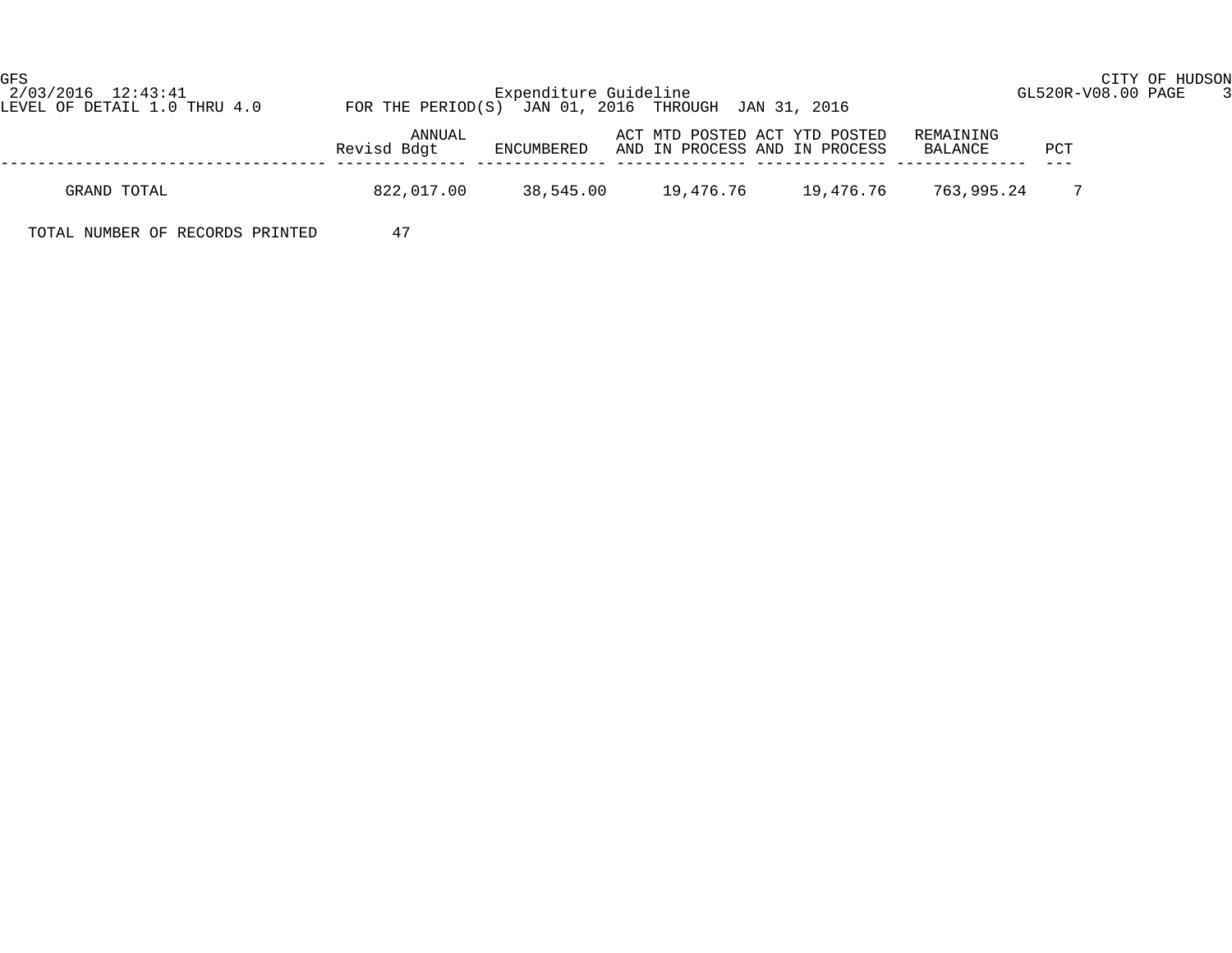GFS
2/03/2016 12:43:41
LEVEL OF DETAIL 1.0 THRU 4.0

Expenditure Guideline

FOR THE PERIOD(S) JAN 01, 2016 THROUGH JAN 31, 2016

CITY OF HUDSON
GL520R-V08.00 PAGE 3

| | ANNUAL Revisd Bdgt | ENCUMBERED | ACT MTD POSTED AND IN PROCESS | ACT YTD POSTED AND IN PROCESS | REMAINING BALANCE | PCT |
|---|---|---|---|---|---|---|
| GRAND TOTAL | 822,017.00 | 38,545.00 | 19,476.76 | 19,476.76 | 763,995.24 | 7 |

TOTAL NUMBER OF RECORDS PRINTED 47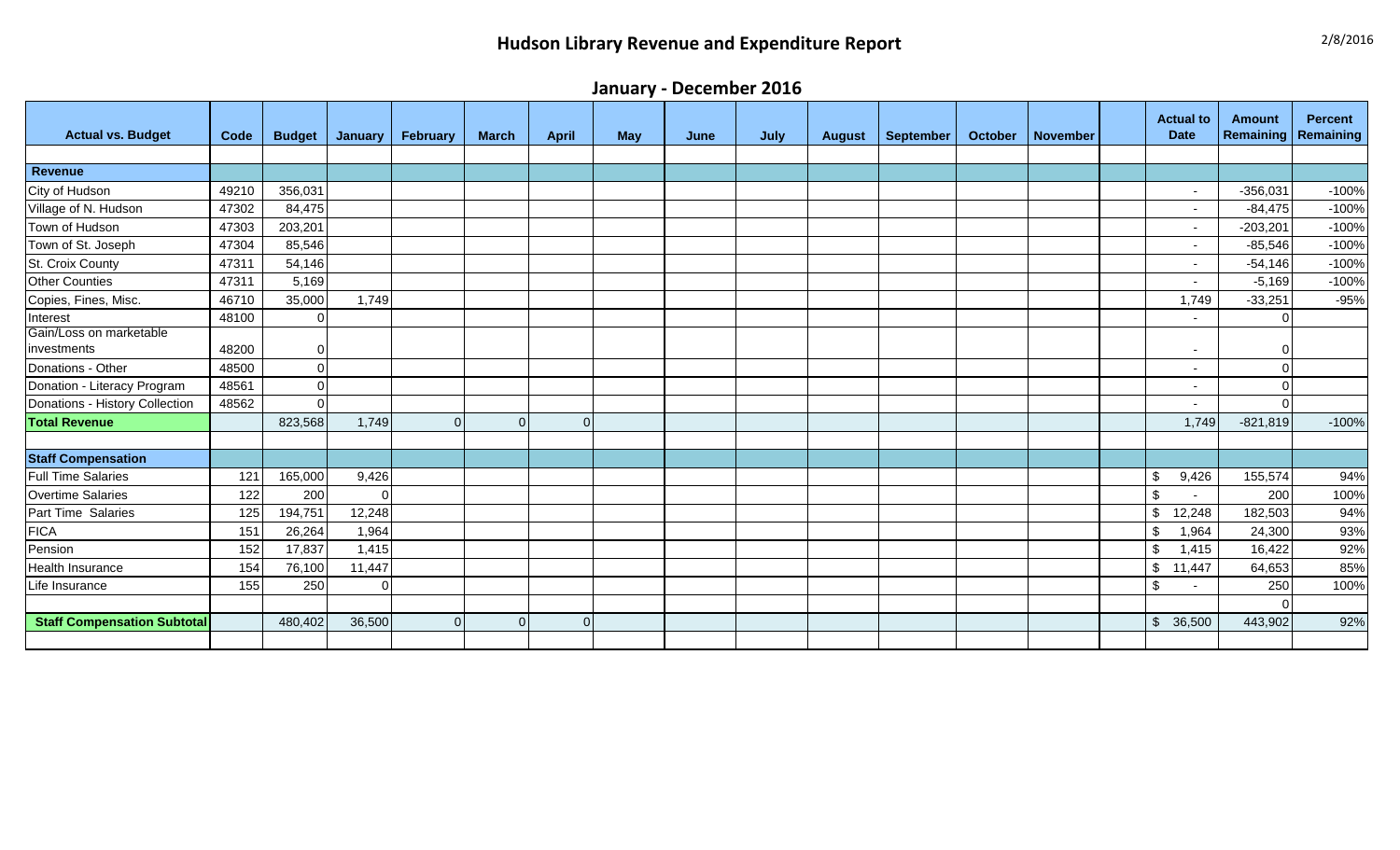# Hudson Library Revenue and Expenditure Report

2/8/2016

## January - December 2016

| Actual vs. Budget | Code | Budget | January | February | March | April | May | June | July | August | September | October | November | | Actual to Date | Amount Remaining | Percent Remaining |
|---|---|---|---|---|---|---|---|---|---|---|---|---|---|---|---|---|---|
| | | | | | | | | | | | | | | | | | |
| **Revenue** | | | | | | | | | | | | | | | | | |
| City of Hudson | 49210 | 356,031 | | | | | | | | | | | | | - | -356,031 | -100% |
| Village of N. Hudson | 47302 | 84,475 | | | | | | | | | | | | | - | -84,475 | -100% |
| Town of Hudson | 47303 | 203,201 | | | | | | | | | | | | | - | -203,201 | -100% |
| Town of St. Joseph | 47304 | 85,546 | | | | | | | | | | | | | - | -85,546 | -100% |
| St. Croix County | 47311 | 54,146 | | | | | | | | | | | | | - | -54,146 | -100% |
| Other Counties | 47311 | 5,169 | | | | | | | | | | | | | - | -5,169 | -100% |
| Copies, Fines, Misc. | 46710 | 35,000 | 1,749 | | | | | | | | | | | | 1,749 | -33,251 | -95% |
| Interest | 48100 | 0 | | | | | | | | | | | | | - | 0 | |
| Gain/Loss on marketable investments | 48200 | 0 | | | | | | | | | | | | | - | 0 | |
| Donations - Other | 48500 | 0 | | | | | | | | | | | | | - | 0 | |
| Donation - Literacy Program | 48561 | 0 | | | | | | | | | | | | | - | 0 | |
| Donations - History Collection | 48562 | 0 | | | | | | | | | | | | | - | 0 | |
| **Total Revenue** | | 823,568 | 1,749 | 0 | 0 | 0 | | | | | | | | | 1,749 | -821,819 | -100% |
| | | | | | | | | | | | | | | | | | |
| **Staff Compensation** | | | | | | | | | | | | | | | | | |
| Full Time Salaries | 121 | 165,000 | 9,426 | | | | | | | | | | | | $ 9,426 | 155,574 | 94% |
| Overtime Salaries | 122 | 200 | 0 | | | | | | | | | | | | $ - | 200 | 100% |
| Part Time Salaries | 125 | 194,751 | 12,248 | | | | | | | | | | | | $ 12,248 | 182,503 | 94% |
| FICA | 151 | 26,264 | 1,964 | | | | | | | | | | | | $ 1,964 | 24,300 | 93% |
| Pension | 152 | 17,837 | 1,415 | | | | | | | | | | | | $ 1,415 | 16,422 | 92% |
| Health Insurance | 154 | 76,100 | 11,447 | | | | | | | | | | | | $ 11,447 | 64,653 | 85% |
| Life Insurance | 155 | 250 | 0 | | | | | | | | | | | | $ - | 250 | 100% |
| | | | | | | | | | | | | | | | | 0 | |
| **Staff Compensation Subtotal** | | 480,402 | 36,500 | 0 | 0 | 0 | | | | | | | | | $ 36,500 | 443,902 | 92% |
| | | | | | | | | | | | | | | | | | |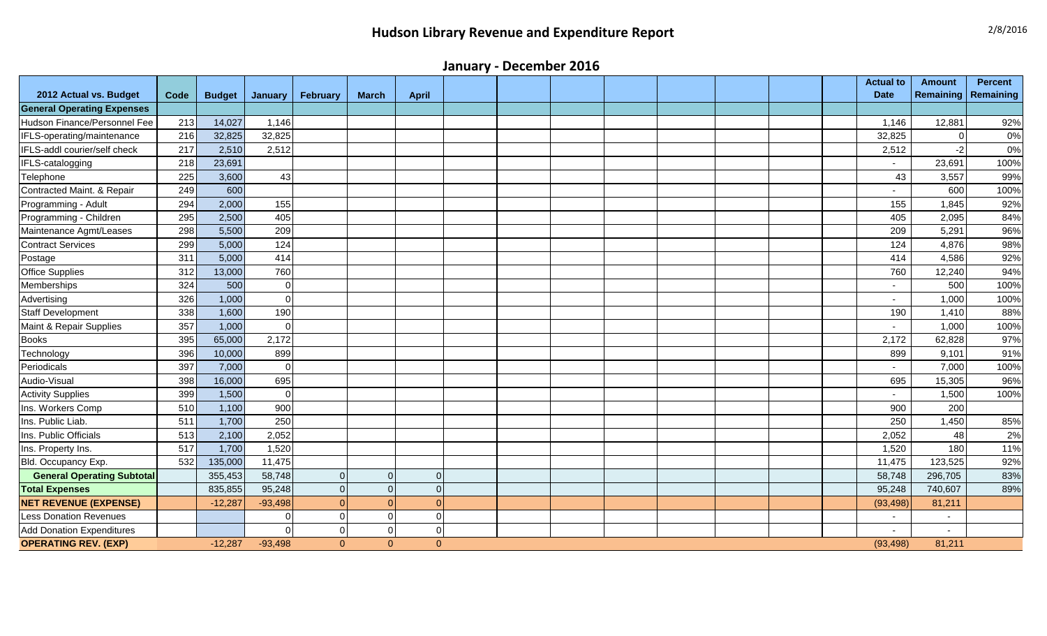# Hudson Library Revenue and Expenditure Report

2/8/2016

## January - December 2016

| 2012 Actual vs. Budget | Code | Budget | January | February | March | April | | | | | | | | | Actual to Date | Amount Remaining | Percent Remaining |
|---|---|---|---|---|---|---|---|---|---|---|---|---|---|---|---|---|---|
| **General Operating Expenses** | | | | | | | | | | | | | | | | | |
| Hudson Finance/Personnel Fee | 213 | 14,027 | 1,146 | | | | | | | | | | | | 1,146 | 12,881 | 92% |
| IFLS-operating/maintenance | 216 | 32,825 | 32,825 | | | | | | | | | | | | 32,825 | 0 | 0% |
| IFLS-addl courier/self check | 217 | 2,510 | 2,512 | | | | | | | | | | | | 2,512 | -2 | 0% |
| IFLS-catalogging | 218 | 23,691 | | | | | | | | | | | | | - | 23,691 | 100% |
| Telephone | 225 | 3,600 | 43 | | | | | | | | | | | | 43 | 3,557 | 99% |
| Contracted Maint. & Repair | 249 | 600 | | | | | | | | | | | | | - | 600 | 100% |
| Programming - Adult | 294 | 2,000 | 155 | | | | | | | | | | | | 155 | 1,845 | 92% |
| Programming - Children | 295 | 2,500 | 405 | | | | | | | | | | | | 405 | 2,095 | 84% |
| Maintenance Agmt/Leases | 298 | 5,500 | 209 | | | | | | | | | | | | 209 | 5,291 | 96% |
| Contract Services | 299 | 5,000 | 124 | | | | | | | | | | | | 124 | 4,876 | 98% |
| Postage | 311 | 5,000 | 414 | | | | | | | | | | | | 414 | 4,586 | 92% |
| Office Supplies | 312 | 13,000 | 760 | | | | | | | | | | | | 760 | 12,240 | 94% |
| Memberships | 324 | 500 | 0 | | | | | | | | | | | | - | 500 | 100% |
| Advertising | 326 | 1,000 | 0 | | | | | | | | | | | | - | 1,000 | 100% |
| Staff Development | 338 | 1,600 | 190 | | | | | | | | | | | | 190 | 1,410 | 88% |
| Maint & Repair Supplies | 357 | 1,000 | 0 | | | | | | | | | | | | - | 1,000 | 100% |
| Books | 395 | 65,000 | 2,172 | | | | | | | | | | | | 2,172 | 62,828 | 97% |
| Technology | 396 | 10,000 | 899 | | | | | | | | | | | | 899 | 9,101 | 91% |
| Periodicals | 397 | 7,000 | 0 | | | | | | | | | | | | - | 7,000 | 100% |
| Audio-Visual | 398 | 16,000 | 695 | | | | | | | | | | | | 695 | 15,305 | 96% |
| Activity Supplies | 399 | 1,500 | 0 | | | | | | | | | | | | - | 1,500 | 100% |
| Ins. Workers Comp | 510 | 1,100 | 900 | | | | | | | | | | | | 900 | 200 | |
| Ins. Public Liab. | 511 | 1,700 | 250 | | | | | | | | | | | | 250 | 1,450 | 85% |
| Ins. Public Officials | 513 | 2,100 | 2,052 | | | | | | | | | | | | 2,052 | 48 | 2% |
| Ins. Property Ins. | 517 | 1,700 | 1,520 | | | | | | | | | | | | 1,520 | 180 | 11% |
| Bld. Occupancy Exp. | 532 | 135,000 | 11,475 | | | | | | | | | | | | 11,475 | 123,525 | 92% |
| **General Operating Subtotal** | | 355,453 | 58,748 | 0 | 0 | 0 | | | | | | | | | 58,748 | 296,705 | 83% |
| **Total Expenses** | | 835,855 | 95,248 | 0 | 0 | 0 | | | | | | | | | 95,248 | 740,607 | 89% |
| **NET REVENUE (EXPENSE)** | | -12,287 | -93,498 | 0 | 0 | 0 | | | | | | | | | (93,498) | 81,211 | |
| Less Donation Revenues | | | 0 | 0 | 0 | 0 | | | | | | | | | - | - | |
| Add Donation Expenditures | | | 0 | 0 | 0 | 0 | | | | | | | | | - | - | |
| **OPERATING REV. (EXP)** | | -12,287 | -93,498 | 0 | 0 | 0 | | | | | | | | | (93,498) | 81,211 | |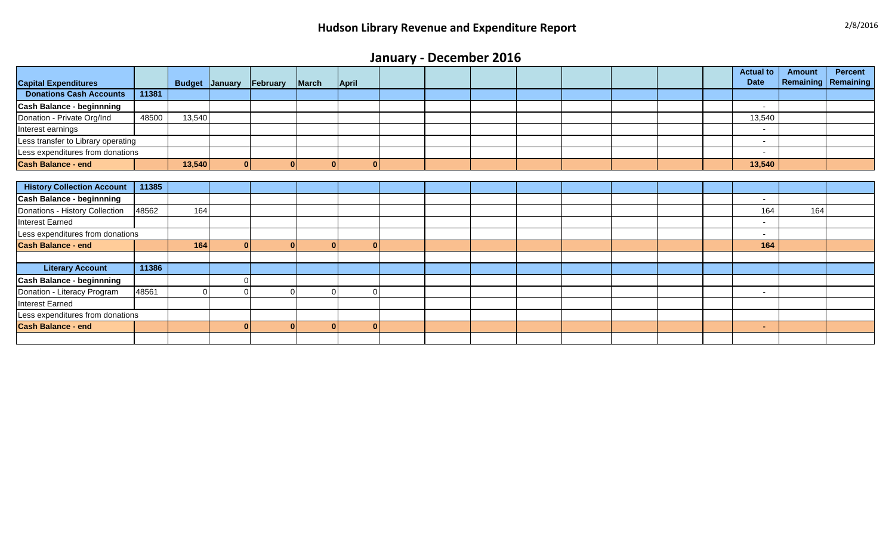# Hudson Library Revenue and Expenditure Report

2/8/2016

## January - December 2016

| Capital Expenditures | | Budget | January | February | March | April | | | | | | | | | Actual to Date | Amount Remaining | Percent Remaining |
|---|---|---|---|---|---|---|---|---|---|---|---|---|---|---|---|---|---|
| **Donations Cash Accounts** | **11381** | | | | | | | | | | | | | | | | |
| **Cash Balance - beginnning** | | | | | | | | | | | | | | | - | | |
| Donation - Private Org/Ind | 48500 | 13,540 | | | | | | | | | | | | | 13,540 | | |
| Interest earnings | | | | | | | | | | | | | | | - | | |
| Less transfer to Library operating | | | | | | | | | | | | | | | - | | |
| Less expenditures from donations | | | | | | | | | | | | | | | - | | |
| **Cash Balance - end** | | **13,540** | **0** | **0** | **0** | **0** | | | | | | | | | **13,540** | | |
| | | | | | | | | | | | | | | | | | |
| **History Collection Account** | **11385** | | | | | | | | | | | | | | | | |
| **Cash Balance - beginnning** | | | | | | | | | | | | | | | - | | |
| Donations - History Collection | 48562 | 164 | | | | | | | | | | | | | 164 | 164 | |
| Interest Earned | | | | | | | | | | | | | | | - | | |
| Less expenditures from donations | | | | | | | | | | | | | | | - | | |
| **Cash Balance - end** | | **164** | **0** | **0** | **0** | **0** | | | | | | | | | **164** | | |
| | | | | | | | | | | | | | | | | | |
| **Literary Account** | **11386** | | | | | | | | | | | | | | | | |
| **Cash Balance - beginnning** | | | 0 | | | | | | | | | | | | | | |
| Donation - Literacy Program | 48561 | 0 | 0 | 0 | 0 | 0 | | | | | | | | | - | | |
| Interest Earned | | | | | | | | | | | | | | | | | |
| Less expenditures from donations | | | | | | | | | | | | | | | | | |
| **Cash Balance - end** | | | **0** | **0** | **0** | **0** | | | | | | | | | **-** | | |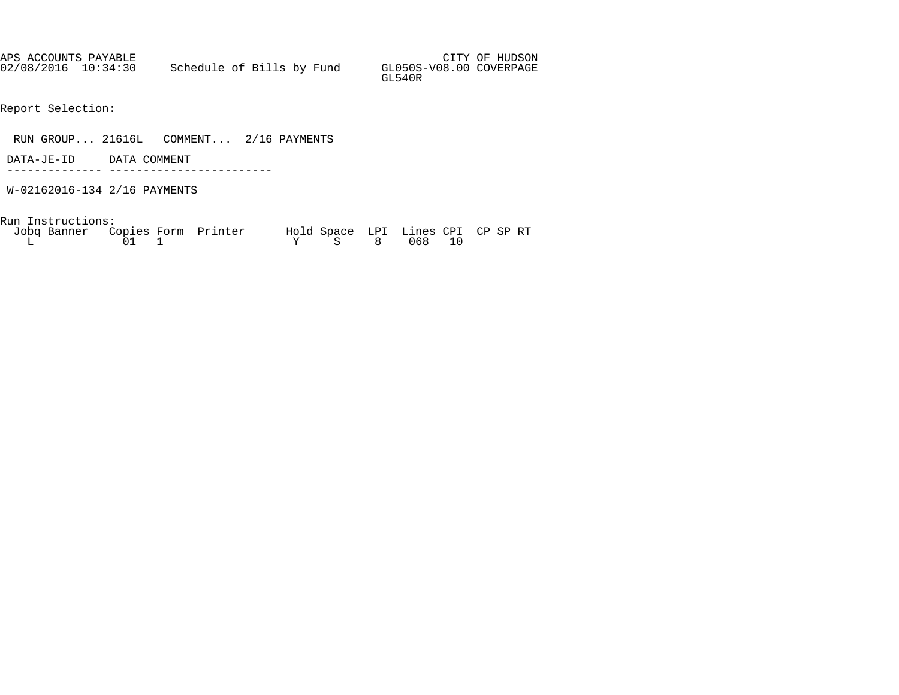APS ACCOUNTS PAYABLE CITY OF HUDSON
02/08/2016 10:34:30 Schedule of Bills by Fund GL050S-V08.00 COVERPAGE
GL540R

Report Selection:

RUN GROUP... 21616L COMMENT... 2/16 PAYMENTS

| DATA-JE-ID | DATA COMMENT |
|---|---|
| W-02162016-134 | 2/16 PAYMENTS |

Run Instructions:

| Jobq | Banner | Copies | Form | Printer | Hold | Space | LPI | Lines | CPI | CP | SP | RT |
|---|---|---|---|---|---|---|---|---|---|---|---|---|
| L | | 01 | 1 | | Y | S | 8 | 068 | 10 | | | |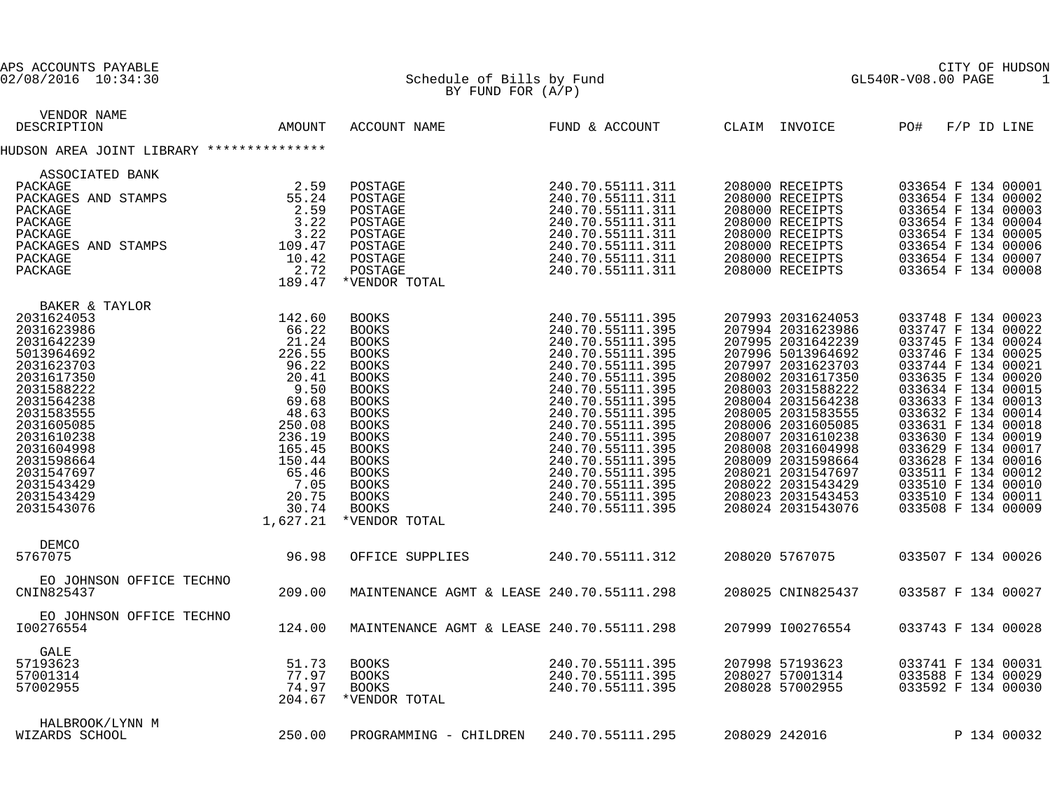APS ACCOUNTS PAYABLE
02/08/2016 10:34:30

# Schedule of Bills by Fund
BY FUND FOR (A/P)

CITY OF HUDSON
GL540R-V08.00 PAGE 1

| VENDOR NAME / DESCRIPTION | AMOUNT | ACCOUNT NAME | FUND & ACCOUNT | CLAIM | INVOICE | PO# | F/P | ID | LINE |
|---|---|---|---|---|---|---|---|---|---|
| **HUDSON AREA JOINT LIBRARY ***************** | | | | | | | | | |
| ASSOCIATED BANK | | | | | | | | | |
| PACKAGE | 2.59 | POSTAGE | 240.70.55111.311 | 208000 | RECEIPTS | 033654 | F | 134 | 00001 |
| PACKAGES AND STAMPS | 55.24 | POSTAGE | 240.70.55111.311 | 208000 | RECEIPTS | 033654 | F | 134 | 00002 |
| PACKAGE | 2.59 | POSTAGE | 240.70.55111.311 | 208000 | RECEIPTS | 033654 | F | 134 | 00003 |
| PACKAGE | 3.22 | POSTAGE | 240.70.55111.311 | 208000 | RECEIPTS | 033654 | F | 134 | 00004 |
| PACKAGE | 3.22 | POSTAGE | 240.70.55111.311 | 208000 | RECEIPTS | 033654 | F | 134 | 00005 |
| PACKAGES AND STAMPS | 109.47 | POSTAGE | 240.70.55111.311 | 208000 | RECEIPTS | 033654 | F | 134 | 00006 |
| PACKAGE | 10.42 | POSTAGE | 240.70.55111.311 | 208000 | RECEIPTS | 033654 | F | 134 | 00007 |
| PACKAGE | 2.72 | POSTAGE | 240.70.55111.311 | 208000 | RECEIPTS | 033654 | F | 134 | 00008 |
| | 189.47 | *VENDOR TOTAL | | | | | | | |
| BAKER & TAYLOR | | | | | | | | | |
| 2031624053 | 142.60 | BOOKS | 240.70.55111.395 | 207993 | 2031624053 | 033748 | F | 134 | 00023 |
| 2031623986 | 66.22 | BOOKS | 240.70.55111.395 | 207994 | 2031623986 | 033747 | F | 134 | 00022 |
| 2031642239 | 21.24 | BOOKS | 240.70.55111.395 | 207995 | 2031642239 | 033745 | F | 134 | 00024 |
| 5013964692 | 226.55 | BOOKS | 240.70.55111.395 | 207996 | 5013964692 | 033746 | F | 134 | 00025 |
| 2031623703 | 96.22 | BOOKS | 240.70.55111.395 | 207997 | 2031623703 | 033744 | F | 134 | 00021 |
| 2031617350 | 20.41 | BOOKS | 240.70.55111.395 | 208002 | 2031617350 | 033635 | F | 134 | 00020 |
| 2031588222 | 9.50 | BOOKS | 240.70.55111.395 | 208003 | 2031588222 | 033634 | F | 134 | 00015 |
| 2031564238 | 69.68 | BOOKS | 240.70.55111.395 | 208004 | 2031564238 | 033633 | F | 134 | 00013 |
| 2031583555 | 48.63 | BOOKS | 240.70.55111.395 | 208005 | 2031583555 | 033632 | F | 134 | 00014 |
| 2031605085 | 250.08 | BOOKS | 240.70.55111.395 | 208006 | 2031605085 | 033631 | F | 134 | 00018 |
| 2031610238 | 236.19 | BOOKS | 240.70.55111.395 | 208007 | 2031610238 | 033630 | F | 134 | 00019 |
| 2031604998 | 165.45 | BOOKS | 240.70.55111.395 | 208008 | 2031604998 | 033629 | F | 134 | 00017 |
| 2031598664 | 150.44 | BOOKS | 240.70.55111.395 | 208009 | 2031598664 | 033628 | F | 134 | 00016 |
| 2031547697 | 65.46 | BOOKS | 240.70.55111.395 | 208021 | 2031547697 | 033511 | F | 134 | 00012 |
| 2031543429 | 7.05 | BOOKS | 240.70.55111.395 | 208022 | 2031543429 | 033510 | F | 134 | 00010 |
| 2031543429 | 20.75 | BOOKS | 240.70.55111.395 | 208023 | 2031543453 | 033510 | F | 134 | 00011 |
| 2031543076 | 30.74 | BOOKS | 240.70.55111.395 | 208024 | 2031543076 | 033508 | F | 134 | 00009 |
| | 1,627.21 | *VENDOR TOTAL | | | | | | | |
| DEMCO | | | | | | | | | |
| 5767075 | 96.98 | OFFICE SUPPLIES | 240.70.55111.312 | 208020 | 5767075 | 033507 | F | 134 | 00026 |
| EO JOHNSON OFFICE TECHNO | | | | | | | | | |
| CNIN825437 | 209.00 | MAINTENANCE AGMT & LEASE | 240.70.55111.298 | 208025 | CNIN825437 | 033587 | F | 134 | 00027 |
| EO JOHNSON OFFICE TECHNO | | | | | | | | | |
| I00276554 | 124.00 | MAINTENANCE AGMT & LEASE | 240.70.55111.298 | 207999 | I00276554 | 033743 | F | 134 | 00028 |
| GALE | | | | | | | | | |
| 57193623 | 51.73 | BOOKS | 240.70.55111.395 | 207998 | 57193623 | 033741 | F | 134 | 00031 |
| 57001314 | 77.97 | BOOKS | 240.70.55111.395 | 208027 | 57001314 | 033588 | F | 134 | 00029 |
| 57002955 | 74.97 | BOOKS | 240.70.55111.395 | 208028 | 57002955 | 033592 | F | 134 | 00030 |
| | 204.67 | *VENDOR TOTAL | | | | | | | |
| HALBROOK/LYNN M | | | | | | | | | |
| WIZARDS SCHOOL | 250.00 | PROGRAMMING - CHILDREN | 240.70.55111.295 | 208029 | 242016 | | P | 134 | 00032 |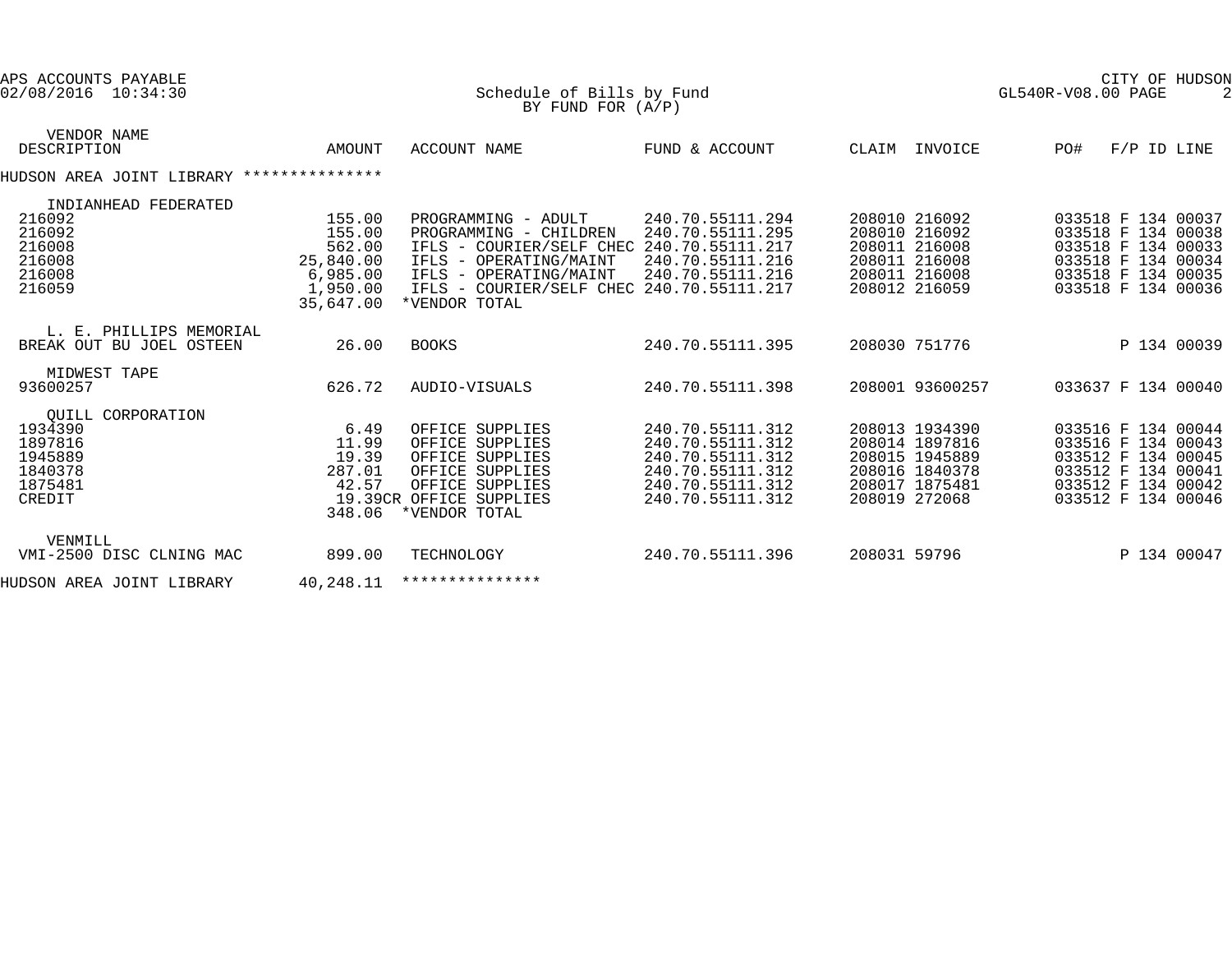APS ACCOUNTS PAYABLE
02/08/2016 10:34:30

# Schedule of Bills by Fund
BY FUND FOR (A/P)

CITY OF HUDSON
GL540R-V08.00 PAGE 2

| VENDOR NAME / DESCRIPTION | AMOUNT | ACCOUNT NAME | FUND & ACCOUNT | CLAIM | INVOICE | PO# | F/P | ID | LINE |
|---|---|---|---|---|---|---|---|---|---|
| **HUDSON AREA JOINT LIBRARY** *************** | | | | | | | | | |
| INDIANHEAD FEDERATED | | | | | | | | | |
| 216092 | 155.00 | PROGRAMMING - ADULT | 240.70.55111.294 | 208010 | 216092 | 033518 | F | 134 | 00037 |
| 216092 | 155.00 | PROGRAMMING - CHILDREN | 240.70.55111.295 | 208010 | 216092 | 033518 | F | 134 | 00038 |
| 216008 | 562.00 | IFLS - COURIER/SELF CHEC | 240.70.55111.217 | 208011 | 216008 | 033518 | F | 134 | 00033 |
| 216008 | 25,840.00 | IFLS - OPERATING/MAINT | 240.70.55111.216 | 208011 | 216008 | 033518 | F | 134 | 00034 |
| 216008 | 6,985.00 | IFLS - OPERATING/MAINT | 240.70.55111.216 | 208011 | 216008 | 033518 | F | 134 | 00035 |
| 216059 | 1,950.00 | IFLS - COURIER/SELF CHEC | 240.70.55111.217 | 208012 | 216059 | 033518 | F | 134 | 00036 |
| | 35,647.00 | *VENDOR TOTAL | | | | | | | |
| L. E. PHILLIPS MEMORIAL | | | | | | | | | |
| BREAK OUT BU JOEL OSTEEN | 26.00 | BOOKS | 240.70.55111.395 | 208030 | 751776 | | P | 134 | 00039 |
| MIDWEST TAPE | | | | | | | | | |
| 93600257 | 626.72 | AUDIO-VISUALS | 240.70.55111.398 | 208001 | 93600257 | 033637 | F | 134 | 00040 |
| QUILL CORPORATION | | | | | | | | | |
| 1934390 | 6.49 | OFFICE SUPPLIES | 240.70.55111.312 | 208013 | 1934390 | 033516 | F | 134 | 00044 |
| 1897816 | 11.99 | OFFICE SUPPLIES | 240.70.55111.312 | 208014 | 1897816 | 033516 | F | 134 | 00043 |
| 1945889 | 19.39 | OFFICE SUPPLIES | 240.70.55111.312 | 208015 | 1945889 | 033512 | F | 134 | 00045 |
| 1840378 | 287.01 | OFFICE SUPPLIES | 240.70.55111.312 | 208016 | 1840378 | 033512 | F | 134 | 00041 |
| 1875481 | 42.57 | OFFICE SUPPLIES | 240.70.55111.312 | 208017 | 1875481 | 033512 | F | 134 | 00042 |
| CREDIT | 19.39CR | OFFICE SUPPLIES | 240.70.55111.312 | 208019 | 272068 | 033512 | F | 134 | 00046 |
| | 348.06 | *VENDOR TOTAL | | | | | | | |
| VENMILL | | | | | | | | | |
| VMI-2500 DISC CLNING MAC | 899.00 | TECHNOLOGY | 240.70.55111.396 | 208031 | 59796 | | P | 134 | 00047 |
| **HUDSON AREA JOINT LIBRARY** | 40,248.11 | *************** | | | | | | | |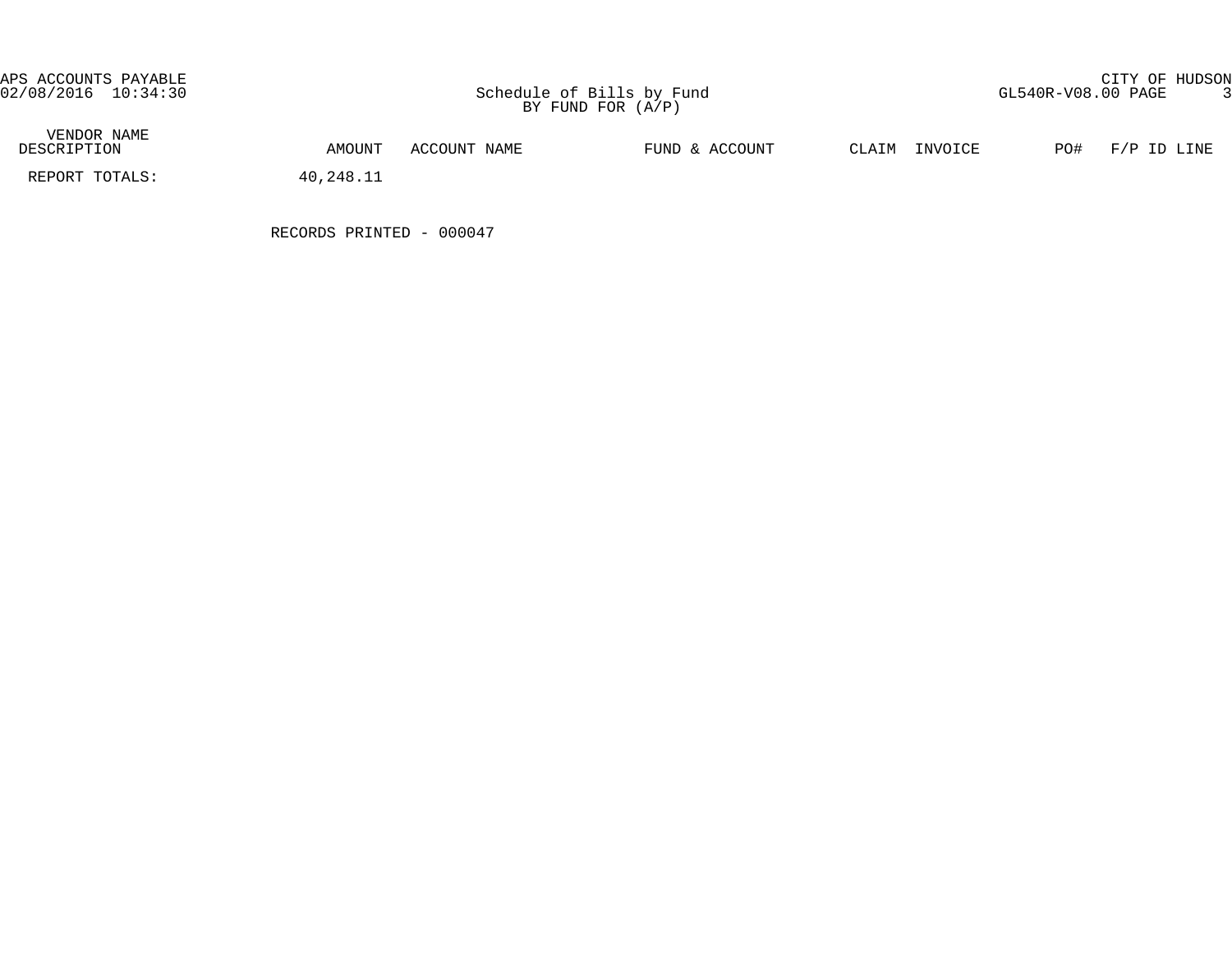Schedule of Bills by Fund
BY FUND FOR (A/P)

| VENDOR NAME DESCRIPTION | AMOUNT | ACCOUNT NAME | FUND & ACCOUNT | CLAIM | INVOICE | PO# | F/P ID LINE |
|---|---|---|---|---|---|---|---|
| REPORT TOTALS: | 40,248.11 | | | | | | |

RECORDS PRINTED - 000047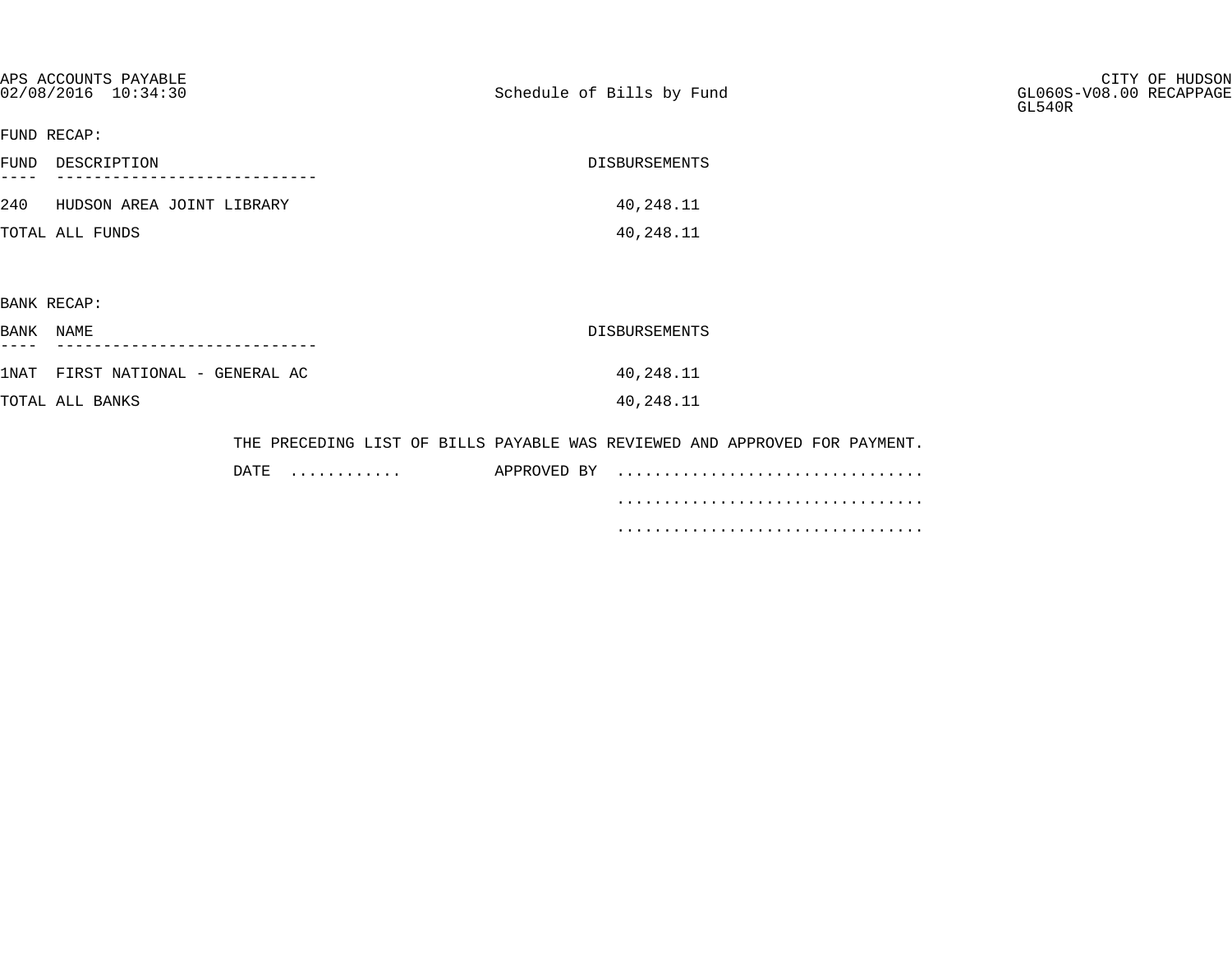APS ACCOUNTS PAYABLE
02/08/2016 10:34:30

Schedule of Bills by Fund

CITY OF HUDSON
GL060S-V08.00 RECAPPAGE
GL540R

FUND RECAP:

| FUND | DESCRIPTION | DISBURSEMENTS |
| --- | --- | --- |
| 240 | HUDSON AREA JOINT LIBRARY | 40,248.11 |
| TOTAL ALL FUNDS | | 40,248.11 |

BANK RECAP:

| BANK | NAME | DISBURSEMENTS |
| --- | --- | --- |
| 1NAT | FIRST NATIONAL - GENERAL AC | 40,248.11 |
| TOTAL ALL BANKS | | 40,248.11 |

THE PRECEDING LIST OF BILLS PAYABLE WAS REVIEWED AND APPROVED FOR PAYMENT.

DATE ............ APPROVED BY ................................

................................

................................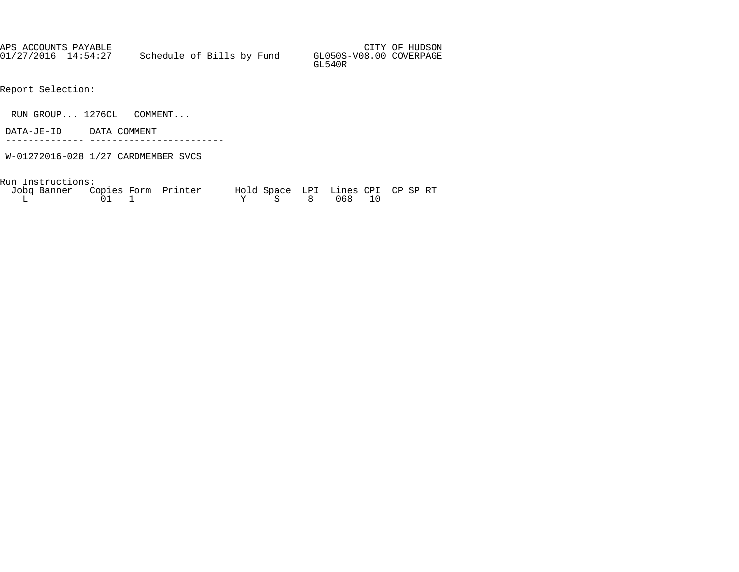APS ACCOUNTS PAYABLE CITY OF HUDSON
01/27/2016 14:54:27 Schedule of Bills by Fund GL050S-V08.00 COVERPAGE
GL540R

Report Selection:

RUN GROUP... 1276CL COMMENT...

| DATA-JE-ID | DATA COMMENT |
|---|---|
| W-01272016-028 | 1/27 CARDMEMBER SVCS |

Run Instructions:

| Jobq | Banner | Copies | Form | Printer | Hold | Space | LPI | Lines | CPI | CP | SP | RT |
|---|---|---|---|---|---|---|---|---|---|---|---|---|
| L | | 01 | 1 | | Y | S | 8 | 068 | 10 | | | |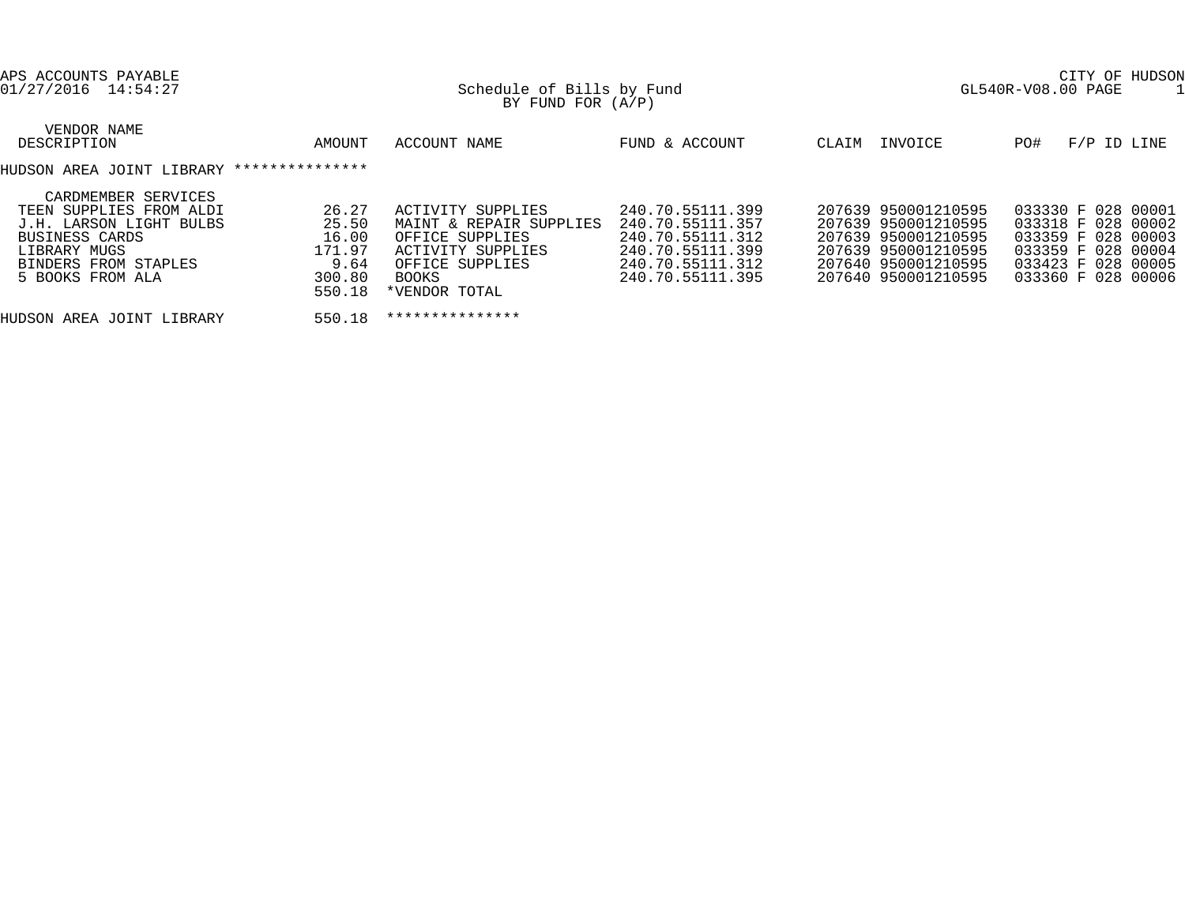APS ACCOUNTS PAYABLE
01/27/2016 14:54:27

CITY OF HUDSON
GL540R-V08.00 PAGE 1

## Schedule of Bills by Fund
BY FUND FOR (A/P)

| VENDOR NAME / DESCRIPTION | AMOUNT | ACCOUNT NAME | FUND & ACCOUNT | CLAIM | INVOICE | PO# | F/P | ID | LINE |
|---|---|---|---|---|---|---|---|---|---|
| HUDSON AREA JOINT LIBRARY *************** | | | | | | | | | |
| CARDMEMBER SERVICES | | | | | | | | | |
| TEEN SUPPLIES FROM ALDI | 26.27 | ACTIVITY SUPPLIES | 240.70.55111.399 | 207639 | 950001210595 | 033330 | F | 028 | 00001 |
| J.H. LARSON LIGHT BULBS | 25.50 | MAINT & REPAIR SUPPLIES | 240.70.55111.357 | 207639 | 950001210595 | 033318 | F | 028 | 00002 |
| BUSINESS CARDS | 16.00 | OFFICE SUPPLIES | 240.70.55111.312 | 207639 | 950001210595 | 033359 | F | 028 | 00003 |
| LIBRARY MUGS | 171.97 | ACTIVITY SUPPLIES | 240.70.55111.399 | 207639 | 950001210595 | 033359 | F | 028 | 00004 |
| BINDERS FROM STAPLES | 9.64 | OFFICE SUPPLIES | 240.70.55111.312 | 207640 | 950001210595 | 033423 | F | 028 | 00005 |
| 5 BOOKS FROM ALA | 300.80 | BOOKS | 240.70.55111.395 | 207640 | 950001210595 | 033360 | F | 028 | 00006 |
| | 550.18 | *VENDOR TOTAL | | | | | | | |
| HUDSON AREA JOINT LIBRARY | 550.18 | *************** | | | | | | | |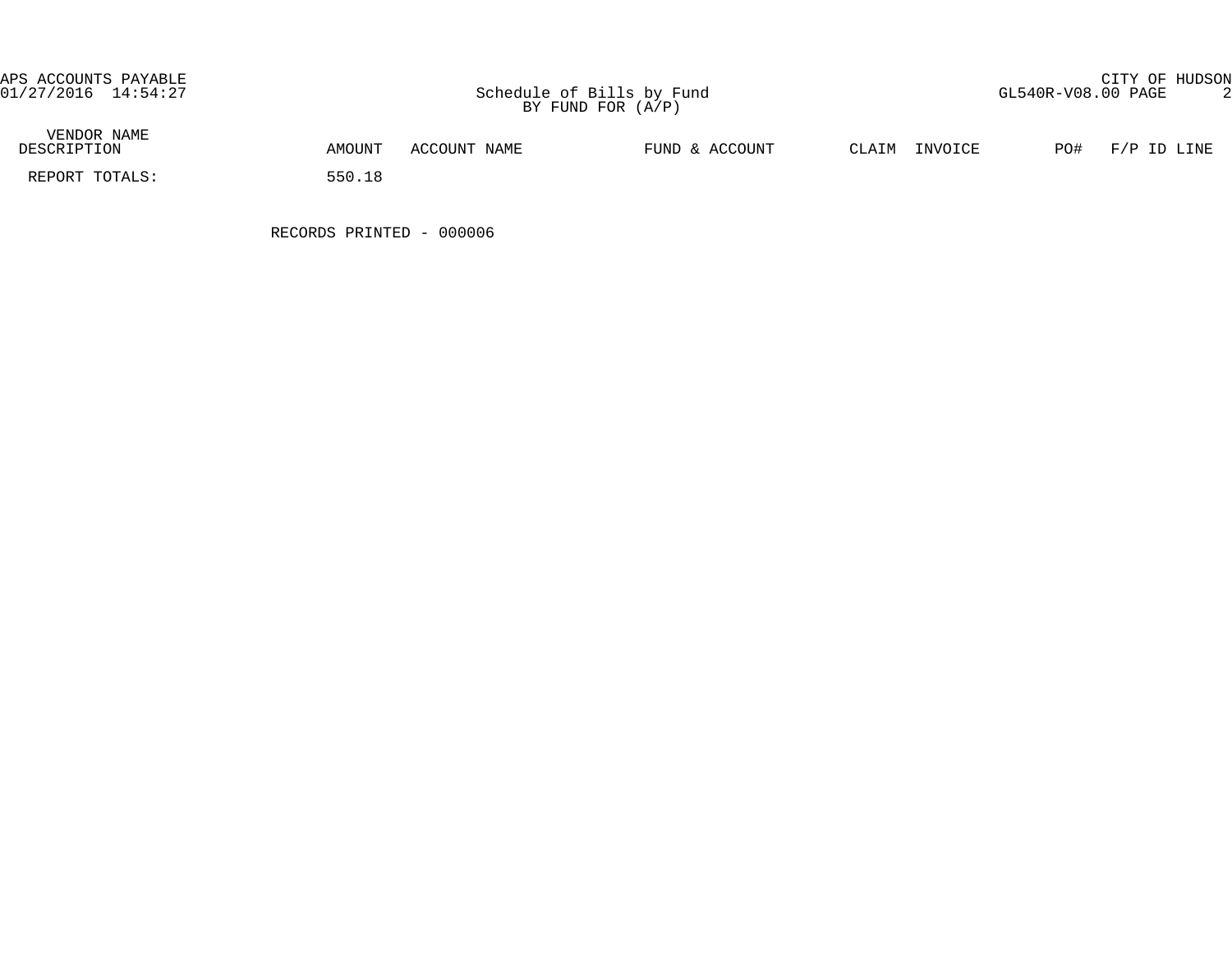APS ACCOUNTS PAYABLE
01/27/2016 14:54:27

Schedule of Bills by Fund
BY FUND FOR (A/P)

CITY OF HUDSON
GL540R-V08.00 PAGE 2

| VENDOR NAME DESCRIPTION | AMOUNT | ACCOUNT NAME | FUND & ACCOUNT | CLAIM | INVOICE | PO# | F/P ID LINE |
|---|---|---|---|---|---|---|---|
| REPORT TOTALS: | 550.18 | | | | | | |

RECORDS PRINTED - 000006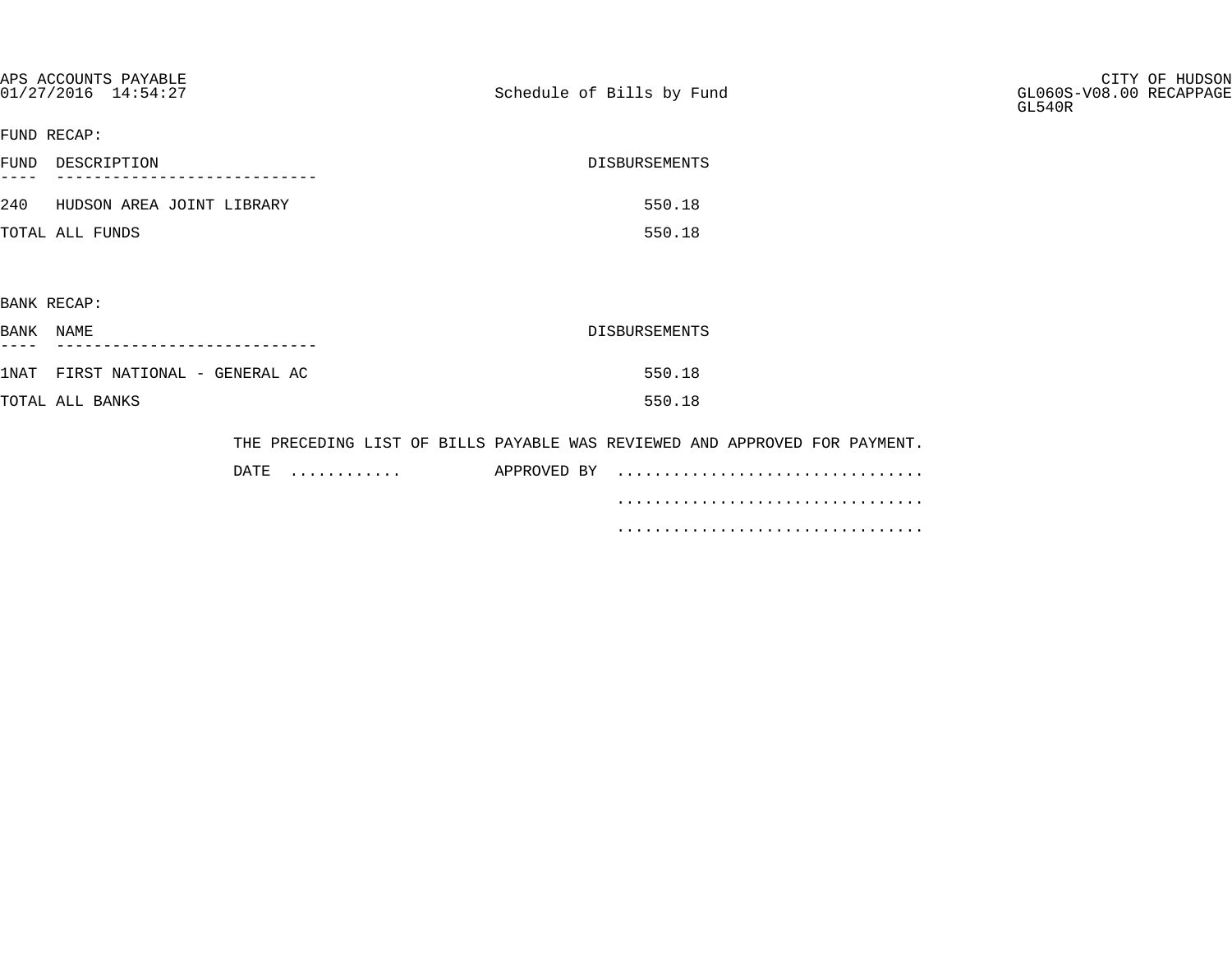APS ACCOUNTS PAYABLE
01/27/2016 14:54:27

Schedule of Bills by Fund

CITY OF HUDSON
GL060S-V08.00 RECAPPAGE
GL540R

FUND RECAP:

| FUND | DESCRIPTION | DISBURSEMENTS |
|---|---|---|
| 240 | HUDSON AREA JOINT LIBRARY | 550.18 |
| TOTAL ALL FUNDS | | 550.18 |

BANK RECAP:

| BANK | NAME | DISBURSEMENTS |
|---|---|---|
| 1NAT | FIRST NATIONAL - GENERAL AC | 550.18 |
| TOTAL ALL BANKS | | 550.18 |

THE PRECEDING LIST OF BILLS PAYABLE WAS REVIEWED AND APPROVED FOR PAYMENT.

DATE ............ APPROVED BY ................................

................................

................................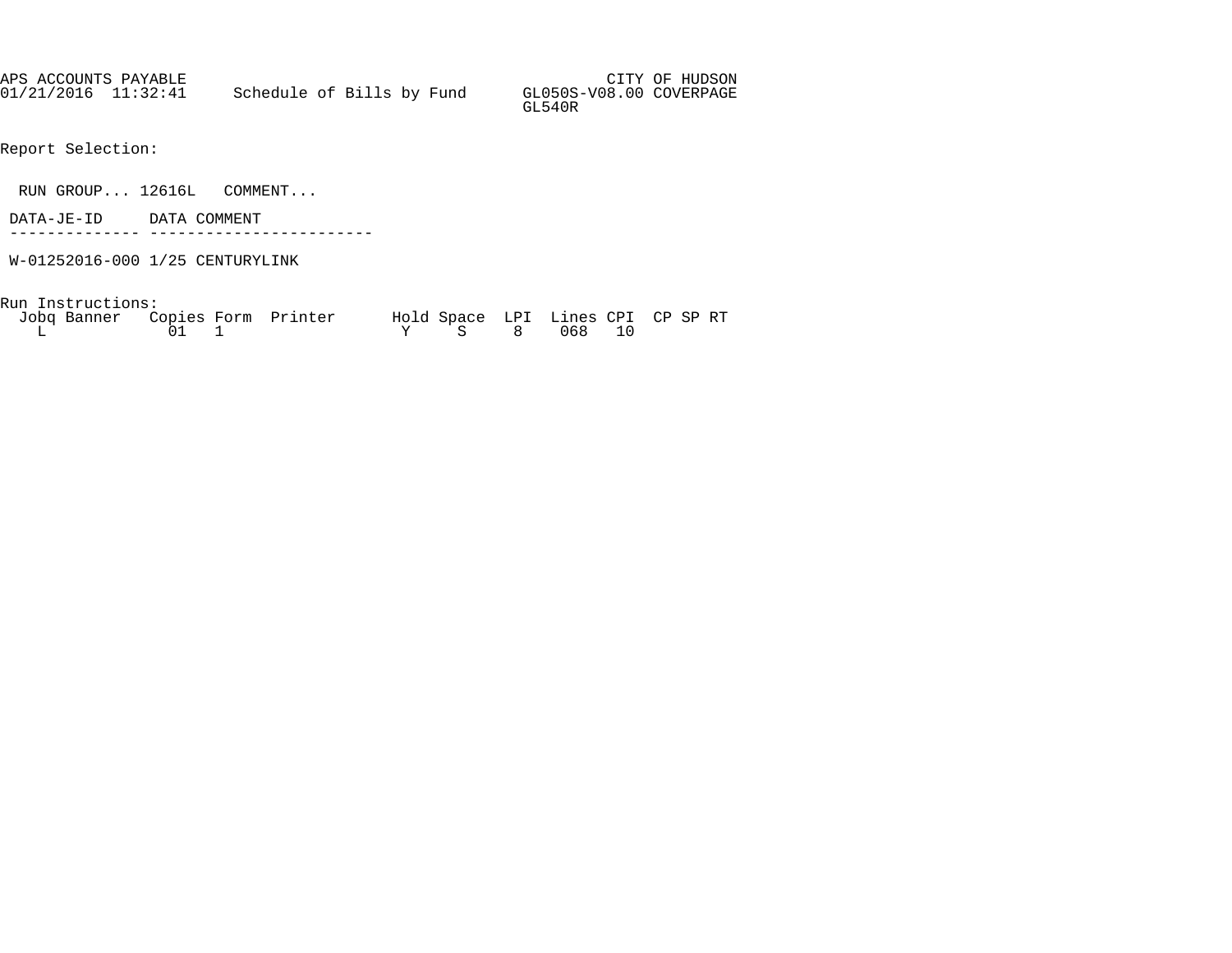APS ACCOUNTS PAYABLE CITY OF HUDSON
01/21/2016 11:32:41 Schedule of Bills by Fund GL050S-V08.00 COVERPAGE
GL540R

Report Selection:

RUN GROUP... 12616L COMMENT...

| DATA-JE-ID | DATA COMMENT |
| --- | --- |
| W-01252016-000 | 1/25 CENTURYLINK |

Run Instructions:

| Jobq | Banner | Copies | Form | Printer | Hold | Space | LPI | Lines | CPI | CP | SP | RT |
| --- | --- | --- | --- | --- | --- | --- | --- | --- | --- | --- | --- | --- |
| L | | 01 | 1 | | Y | S | 8 | 068 | 10 | | | |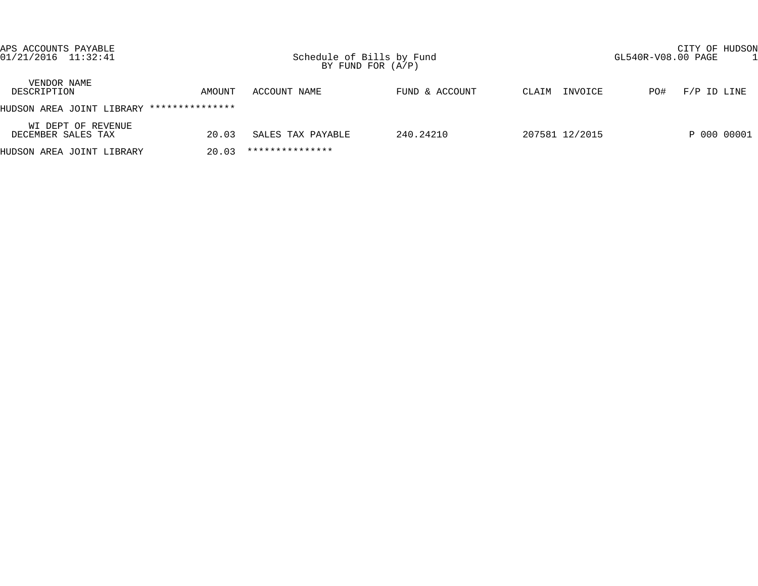APS ACCOUNTS PAYABLE
01/21/2016 11:32:41

# Schedule of Bills by Fund
BY FUND FOR (A/P)

CITY OF HUDSON
GL540R-V08.00 PAGE 1

| VENDOR NAME / DESCRIPTION | AMOUNT | ACCOUNT NAME | FUND & ACCOUNT | CLAIM | INVOICE | PO# | F/P ID LINE |
|---|---|---|---|---|---|---|---|
| HUDSON AREA JOINT LIBRARY *************** | | | | | | | |
| WI DEPT OF REVENUE / DECEMBER SALES TAX | 20.03 | SALES TAX PAYABLE | 240.24210 | 207581 | 12/2015 | | P 000 00001 |
| HUDSON AREA JOINT LIBRARY | 20.03 | *************** | | | | | |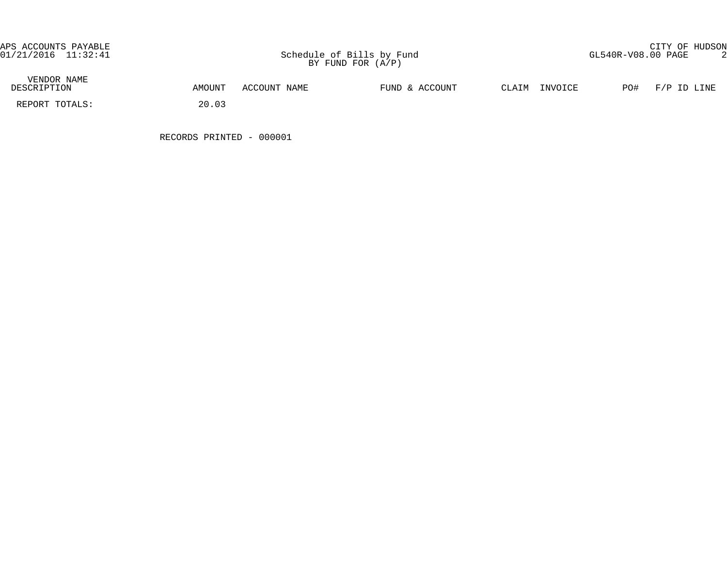APS ACCOUNTS PAYABLE
01/21/2016 11:32:41

CITY OF HUDSON
GL540R-V08.00 PAGE 2

# Schedule of Bills by Fund
BY FUND FOR (A/P)

| VENDOR NAME DESCRIPTION | AMOUNT | ACCOUNT NAME | FUND & ACCOUNT | CLAIM | INVOICE | PO# | F/P ID LINE |
|---|---|---|---|---|---|---|---|
| REPORT TOTALS: | 20.03 | | | | | | |

RECORDS PRINTED - 000001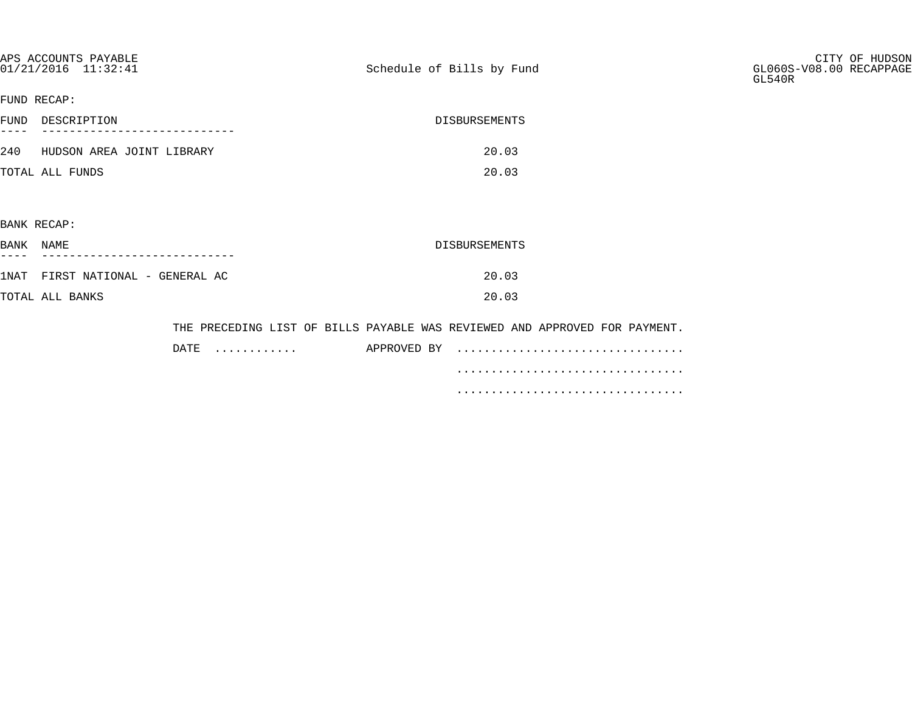APS ACCOUNTS PAYABLE
01/21/2016 11:32:41

Schedule of Bills by Fund

CITY OF HUDSON
GL060S-V08.00 RECAPPAGE
GL540R

FUND RECAP:

| FUND | DESCRIPTION | DISBURSEMENTS |
|---|---|---|
| 240 | HUDSON AREA JOINT LIBRARY | 20.03 |
| TOTAL ALL FUNDS | | 20.03 |

BANK RECAP:

| BANK | NAME | DISBURSEMENTS |
|---|---|---|
| 1NAT | FIRST NATIONAL - GENERAL AC | 20.03 |
| TOTAL ALL BANKS | | 20.03 |

THE PRECEDING LIST OF BILLS PAYABLE WAS REVIEWED AND APPROVED FOR PAYMENT.

DATE ............ APPROVED BY ................................

................................

................................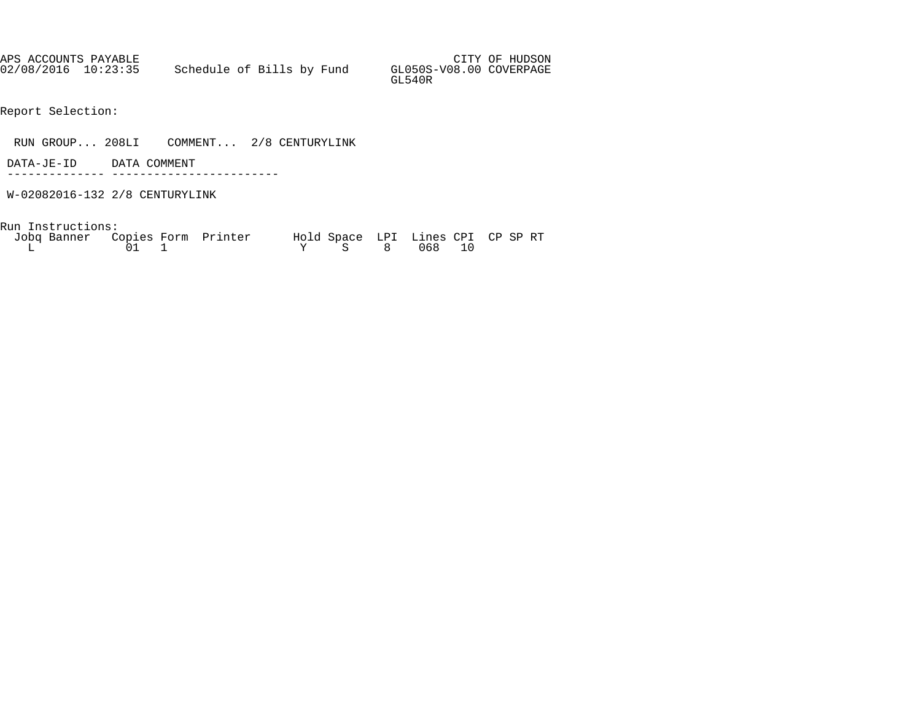APS ACCOUNTS PAYABLE CITY OF HUDSON

02/08/2016 10:23:35 Schedule of Bills by Fund GL050S-V08.00 COVERPAGE

GL540R

Report Selection:

RUN GROUP... 208LI COMMENT... 2/8 CENTURYLINK

| DATA-JE-ID | DATA COMMENT |
|---|---|
| W-02082016-132 | 2/8 CENTURYLINK |

Run Instructions:

| Jobq | Banner | Copies | Form | Printer | Hold | Space | LPI | Lines | CPI | CP | SP | RT |
|---|---|---|---|---|---|---|---|---|---|---|---|---|
| L | | 01 | 1 | | Y | S | 8 | 068 | 10 | | | |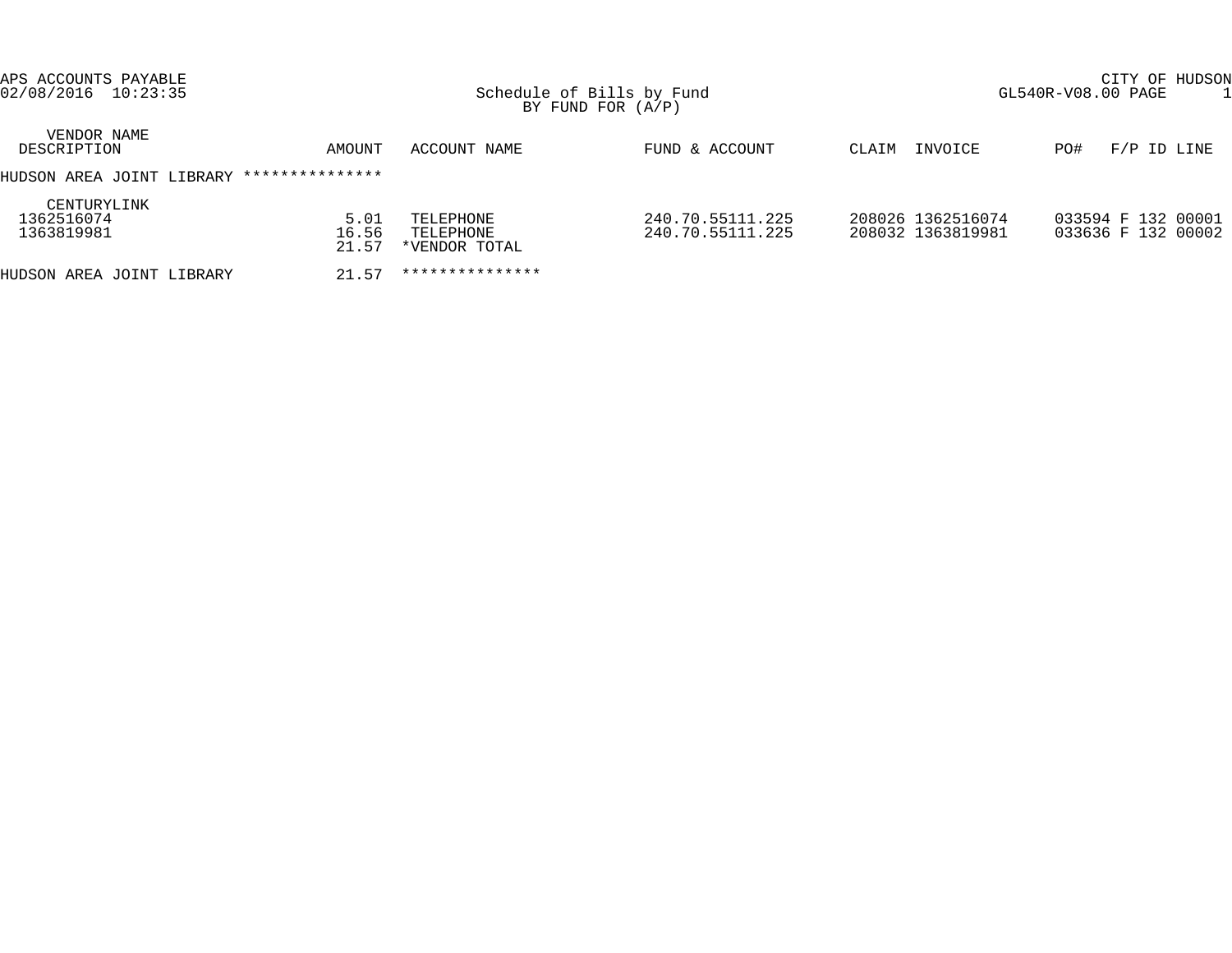APS ACCOUNTS PAYABLE
02/08/2016 10:23:35

# Schedule of Bills by Fund
BY FUND FOR (A/P)

CITY OF HUDSON
GL540R-V08.00 PAGE 1

| VENDOR NAME / DESCRIPTION | AMOUNT | ACCOUNT NAME | FUND & ACCOUNT | CLAIM | INVOICE | PO# | F/P | ID | LINE |
|---|---|---|---|---|---|---|---|---|---|
| HUDSON AREA JOINT LIBRARY *************** | | | | | | | | | |
| CENTURYLINK | | | | | | | | | |
| 1362516074 | 5.01 | TELEPHONE | 240.70.55111.225 | 208026 | 1362516074 | 033594 | F | 132 | 00001 |
| 1363819981 | 16.56 | TELEPHONE | 240.70.55111.225 | 208032 | 1363819981 | 033636 | F | 132 | 00002 |
| | 21.57 | *VENDOR TOTAL | | | | | | | |
| HUDSON AREA JOINT LIBRARY | 21.57 | *************** | | | | | | | |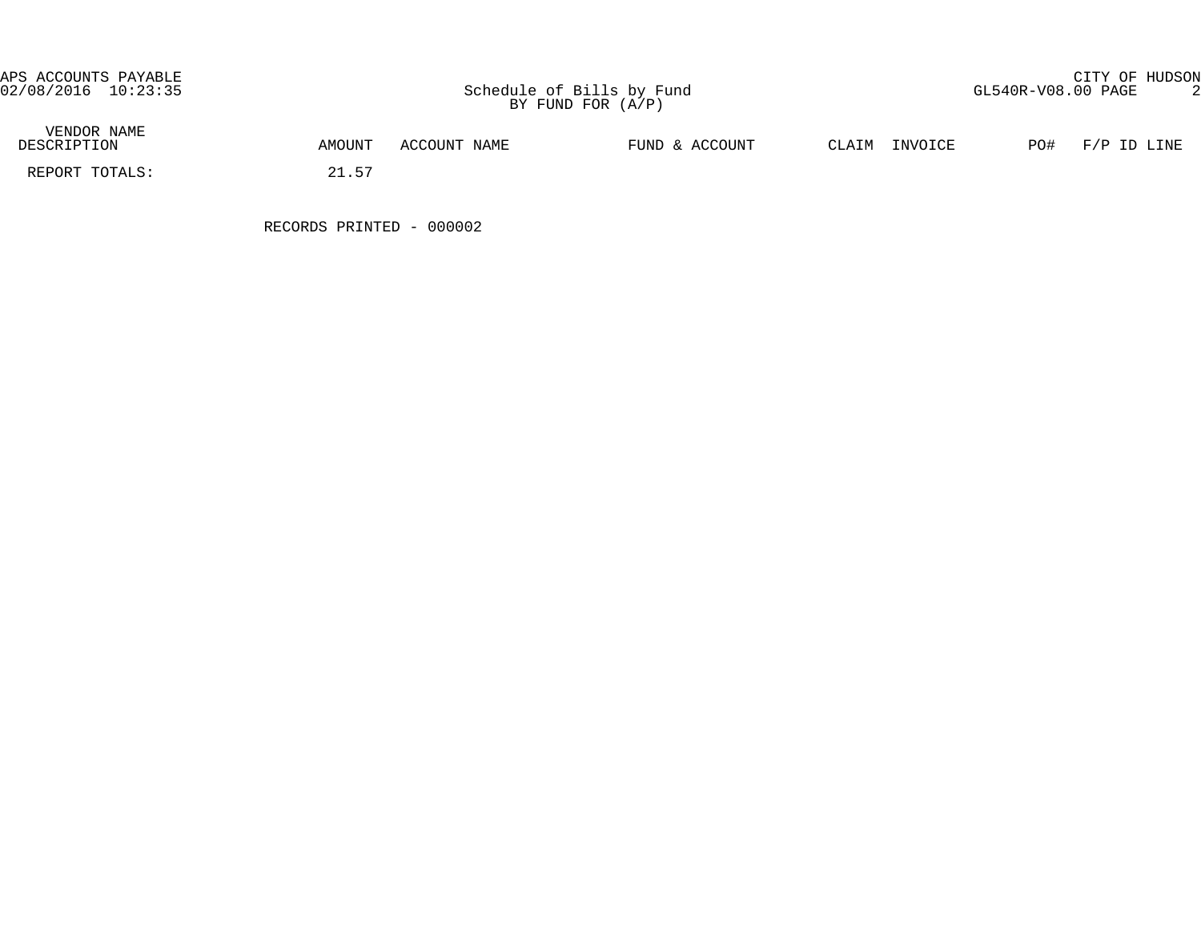APS ACCOUNTS PAYABLE
02/08/2016 10:23:35

CITY OF HUDSON
GL540R-V08.00 PAGE 2

# Schedule of Bills by Fund
BY FUND FOR (A/P)

| VENDOR NAME DESCRIPTION | AMOUNT | ACCOUNT NAME | FUND & ACCOUNT | CLAIM | INVOICE | PO# | F/P ID LINE |
|---|---|---|---|---|---|---|---|
| REPORT TOTALS: | 21.57 | | | | | | |

RECORDS PRINTED - 000002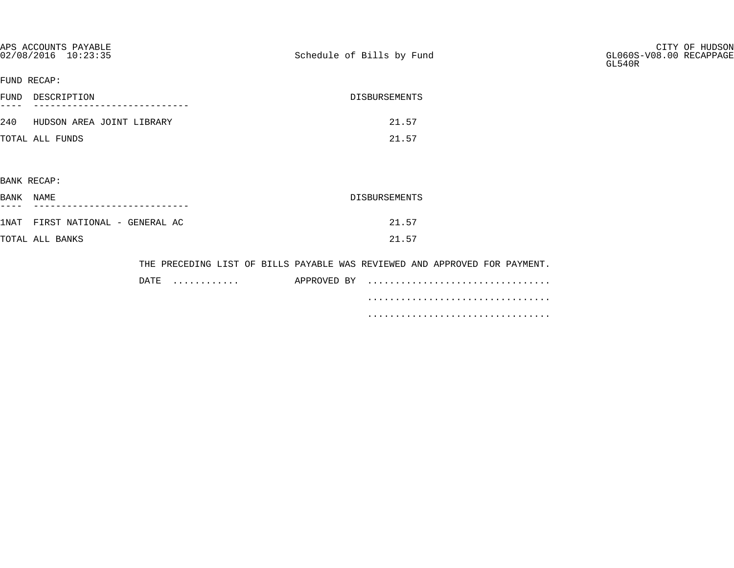APS ACCOUNTS PAYABLE
02/08/2016 10:23:35

Schedule of Bills by Fund

CITY OF HUDSON
GL060S-V08.00 RECAPPAGE
GL540R

FUND RECAP:

| FUND | DESCRIPTION | DISBURSEMENTS |
|---|---|---|
| 240 | HUDSON AREA JOINT LIBRARY | 21.57 |
| TOTAL ALL FUNDS | | 21.57 |

BANK RECAP:

| BANK | NAME | DISBURSEMENTS |
|---|---|---|
| 1NAT | FIRST NATIONAL - GENERAL AC | 21.57 |
| TOTAL ALL BANKS | | 21.57 |

THE PRECEDING LIST OF BILLS PAYABLE WAS REVIEWED AND APPROVED FOR PAYMENT.

DATE ............ APPROVED BY ................................

................................

................................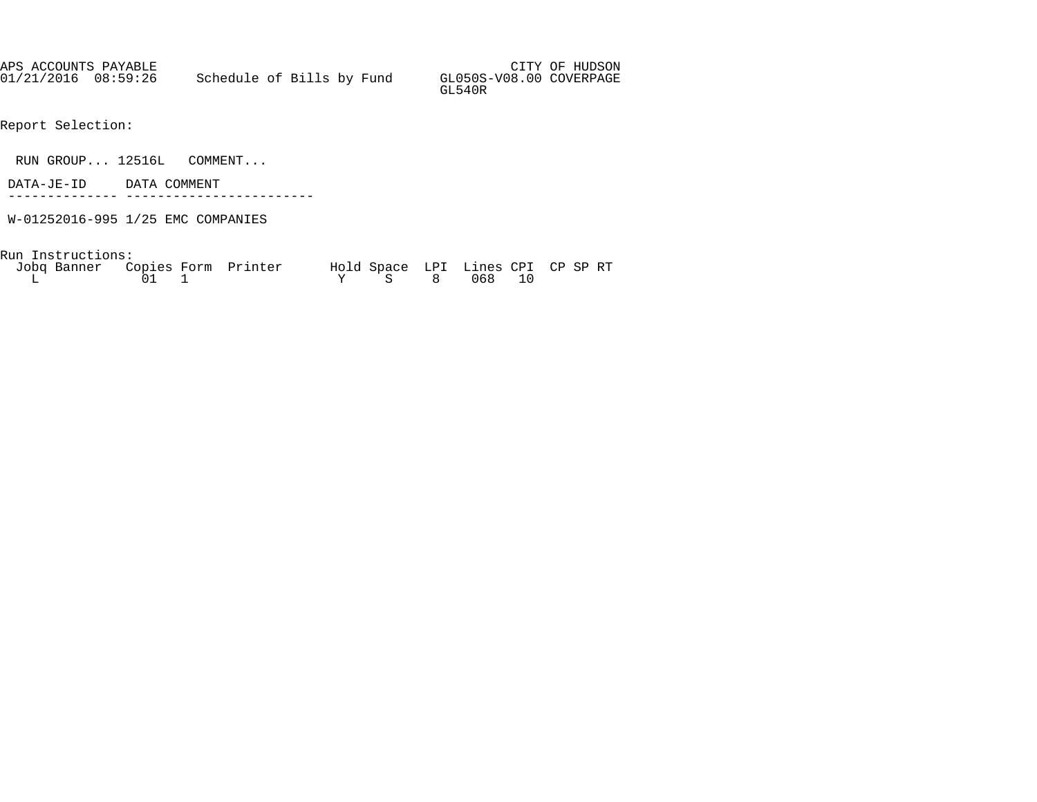APS ACCOUNTS PAYABLE CITY OF HUDSON
01/21/2016 08:59:26 Schedule of Bills by Fund GL050S-V08.00 COVERPAGE
GL540R

Report Selection:

RUN GROUP... 12516L COMMENT...

| DATA-JE-ID | DATA COMMENT |
|---|---|
| W-01252016-995 | 1/25 EMC COMPANIES |

Run Instructions:

| Jobq | Banner | Copies | Form | Printer | Hold | Space | LPI | Lines | CPI | CP | SP | RT |
|---|---|---|---|---|---|---|---|---|---|---|---|---|
| L | | 01 | 1 | | Y | S | 8 | 068 | 10 | | | |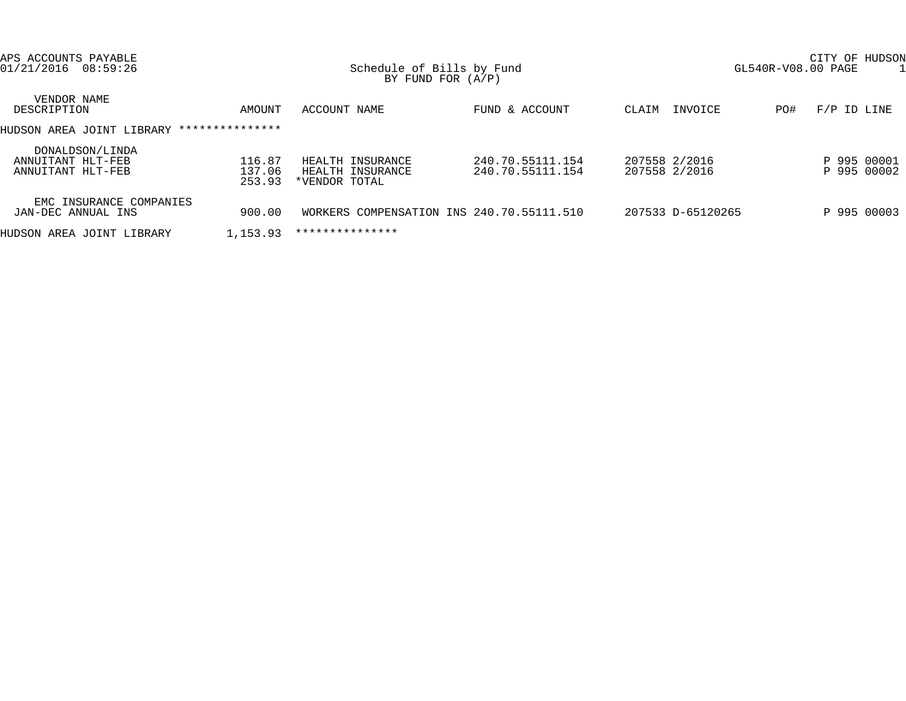APS ACCOUNTS PAYABLE
01/21/2016 08:59:26

CITY OF HUDSON
GL540R-V08.00 PAGE 1

Schedule of Bills by Fund
BY FUND FOR (A/P)

| VENDOR NAME / DESCRIPTION | AMOUNT | ACCOUNT NAME | FUND & ACCOUNT | CLAIM | INVOICE | PO# | F/P ID LINE |
|---|---|---|---|---|---|---|---|
| HUDSON AREA JOINT LIBRARY *************** | | | | | | | |
| DONALDSON/LINDA | | | | | | | |
| ANNUITANT HLT-FEB | 116.87 | HEALTH INSURANCE | 240.70.55111.154 | 207558 | 2/2016 | | P 995 00001 |
| ANNUITANT HLT-FEB | 137.06 | HEALTH INSURANCE | 240.70.55111.154 | 207558 | 2/2016 | | P 995 00002 |
| | 253.93 | *VENDOR TOTAL | | | | | |
| EMC INSURANCE COMPANIES | | | | | | | |
| JAN-DEC ANNUAL INS | 900.00 | WORKERS COMPENSATION INS | 240.70.55111.510 | 207533 | D-65120265 | | P 995 00003 |
| HUDSON AREA JOINT LIBRARY | 1,153.93 | *************** | | | | | |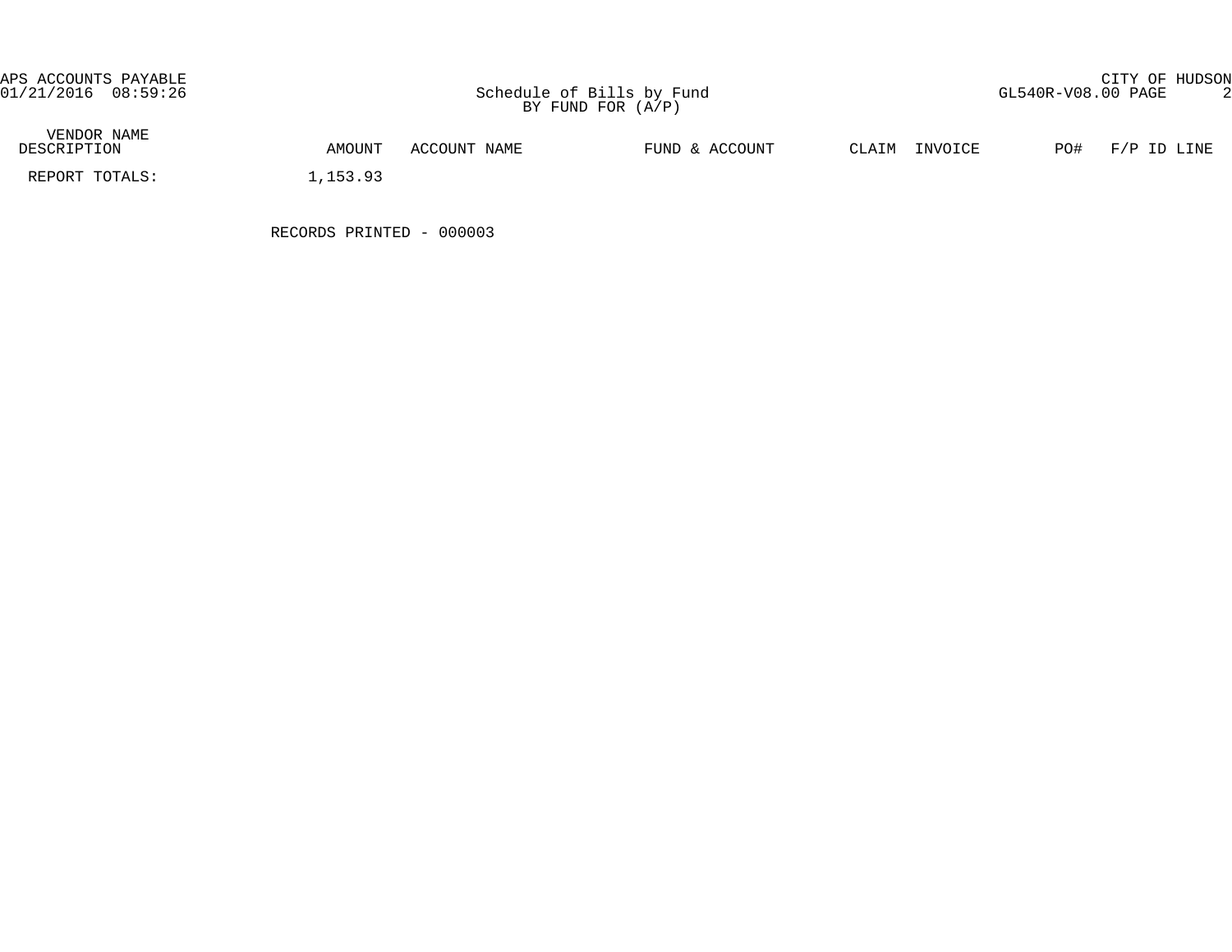APS ACCOUNTS PAYABLE
01/21/2016 08:59:26

Schedule of Bills by Fund
BY FUND FOR (A/P)

CITY OF HUDSON
GL540R-V08.00 PAGE 2

| VENDOR NAME DESCRIPTION | AMOUNT | ACCOUNT NAME | FUND & ACCOUNT | CLAIM | INVOICE | PO# | F/P ID LINE |
|---|---|---|---|---|---|---|---|
| REPORT TOTALS: | 1,153.93 | | | | | | |

RECORDS PRINTED - 000003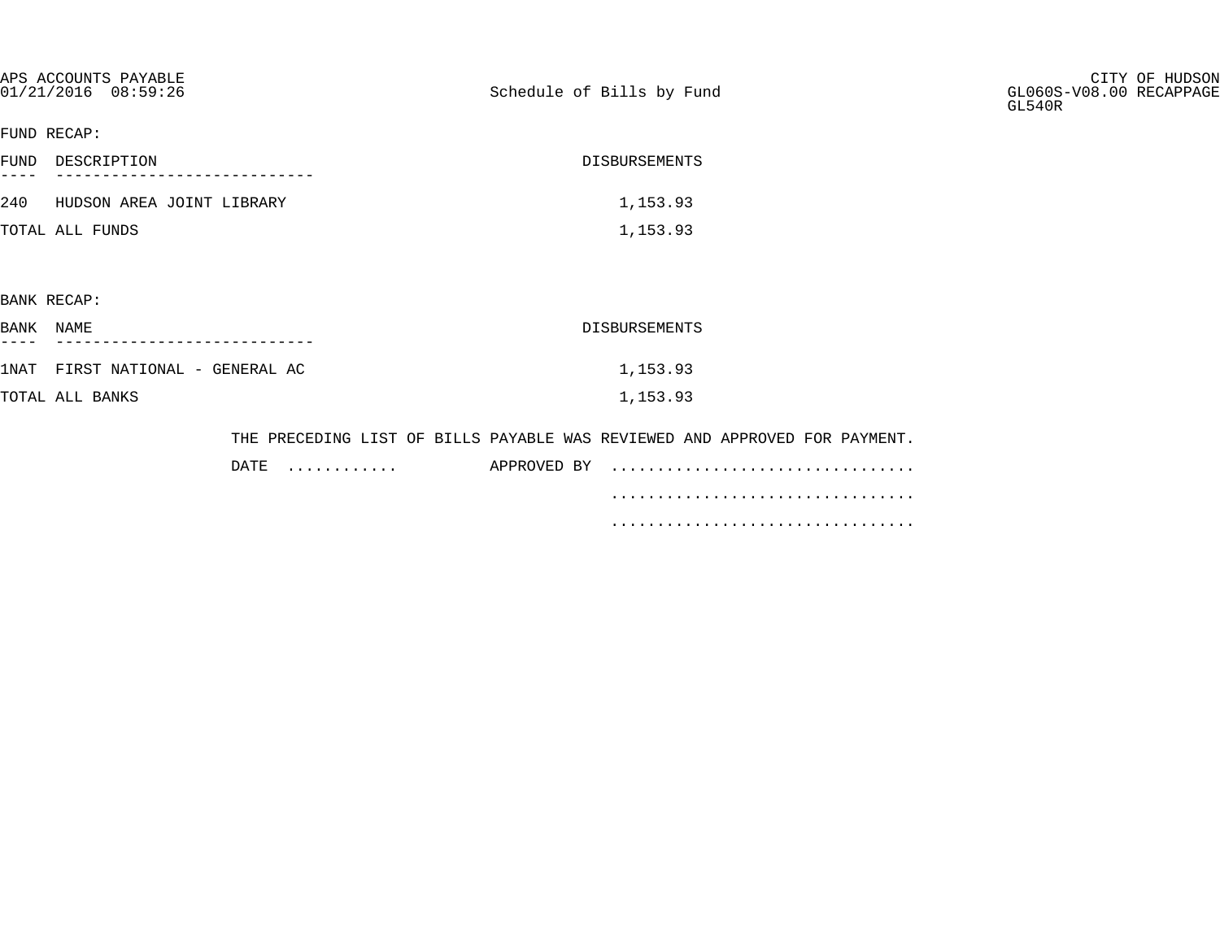APS ACCOUNTS PAYABLE
01/21/2016 08:59:26

Schedule of Bills by Fund

CITY OF HUDSON
GL060S-V08.00 RECAPPAGE
GL540R

FUND RECAP:

| FUND | DESCRIPTION | DISBURSEMENTS |
|---|---|---|
| 240 | HUDSON AREA JOINT LIBRARY | 1,153.93 |
| TOTAL ALL FUNDS | | 1,153.93 |

BANK RECAP:

| BANK | NAME | DISBURSEMENTS |
|---|---|---|
| 1NAT | FIRST NATIONAL - GENERAL AC | 1,153.93 |
| TOTAL ALL BANKS | | 1,153.93 |

THE PRECEDING LIST OF BILLS PAYABLE WAS REVIEWED AND APPROVED FOR PAYMENT.

DATE ............ APPROVED BY ................................

................................

................................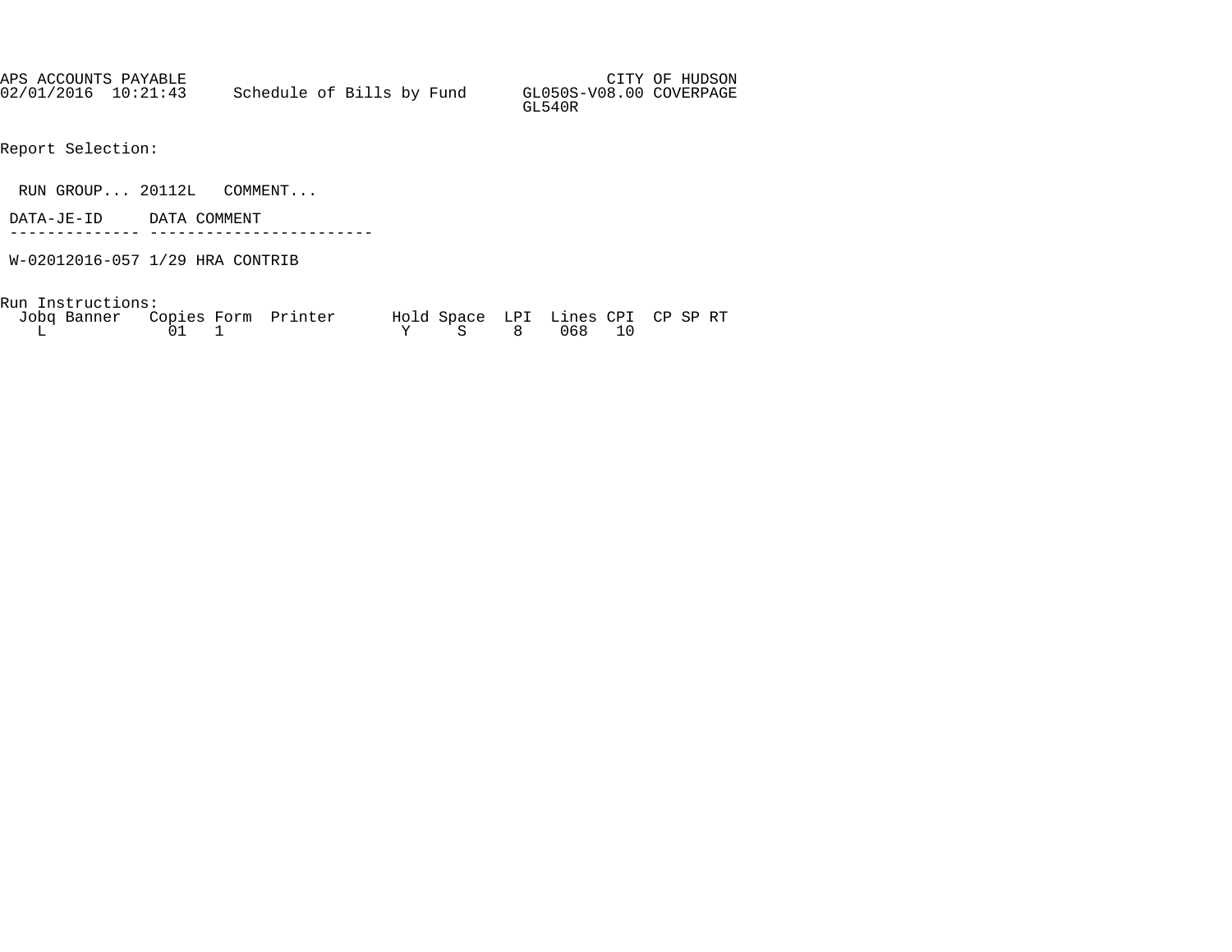APS ACCOUNTS PAYABLE CITY OF HUDSON
02/01/2016 10:21:43 Schedule of Bills by Fund GL050S-V08.00 COVERPAGE
GL540R

Report Selection:

RUN GROUP... 20112L COMMENT...

| DATA-JE-ID | DATA COMMENT |
|---|---|
| W-02012016-057 | 1/29 HRA CONTRIB |

Run Instructions:

| Jobq | Banner | Copies | Form | Printer | Hold | Space | LPI | Lines | CPI | CP | SP | RT |
|---|---|---|---|---|---|---|---|---|---|---|---|---|
| L | | 01 | 1 | | Y | S | 8 | 068 | 10 | | | |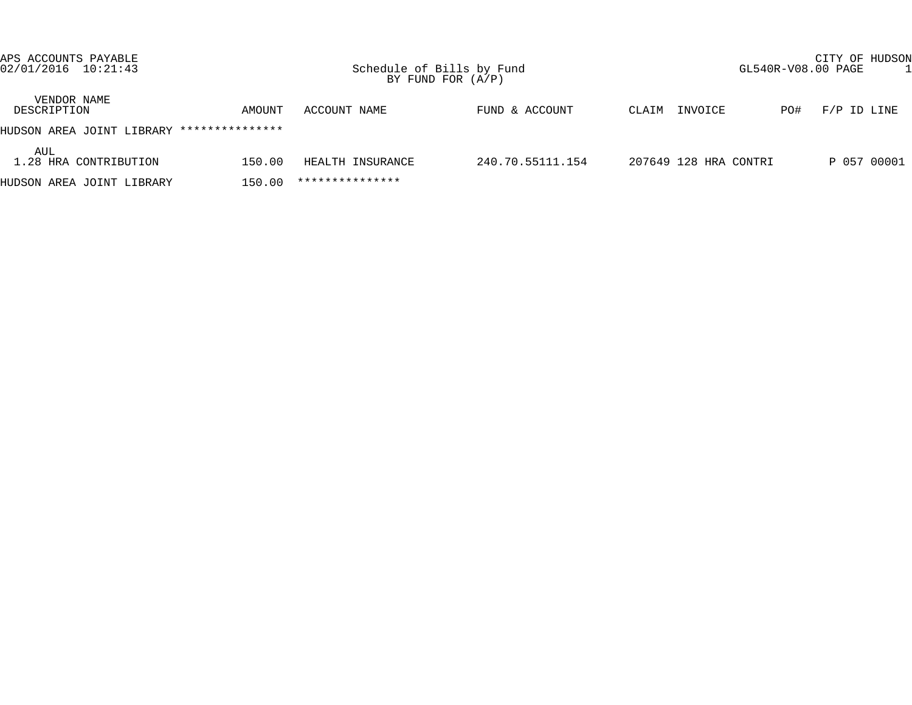APS ACCOUNTS PAYABLE
02/01/2016 10:21:43

Schedule of Bills by Fund
BY FUND FOR (A/P)

CITY OF HUDSON
GL540R-V08.00 PAGE 1

| VENDOR NAME<br>DESCRIPTION | AMOUNT | ACCOUNT NAME | FUND & ACCOUNT | CLAIM | INVOICE | PO# | F/P ID LINE |
|---|---|---|---|---|---|---|---|
| HUDSON AREA JOINT LIBRARY *************** | | | | | | | |
| AUL<br>1.28 HRA CONTRIBUTION | 150.00 | HEALTH INSURANCE | 240.70.55111.154 | 207649 | 128 HRA CONTRI | | P 057 00001 |
| HUDSON AREA JOINT LIBRARY | 150.00 | *************** | | | | | |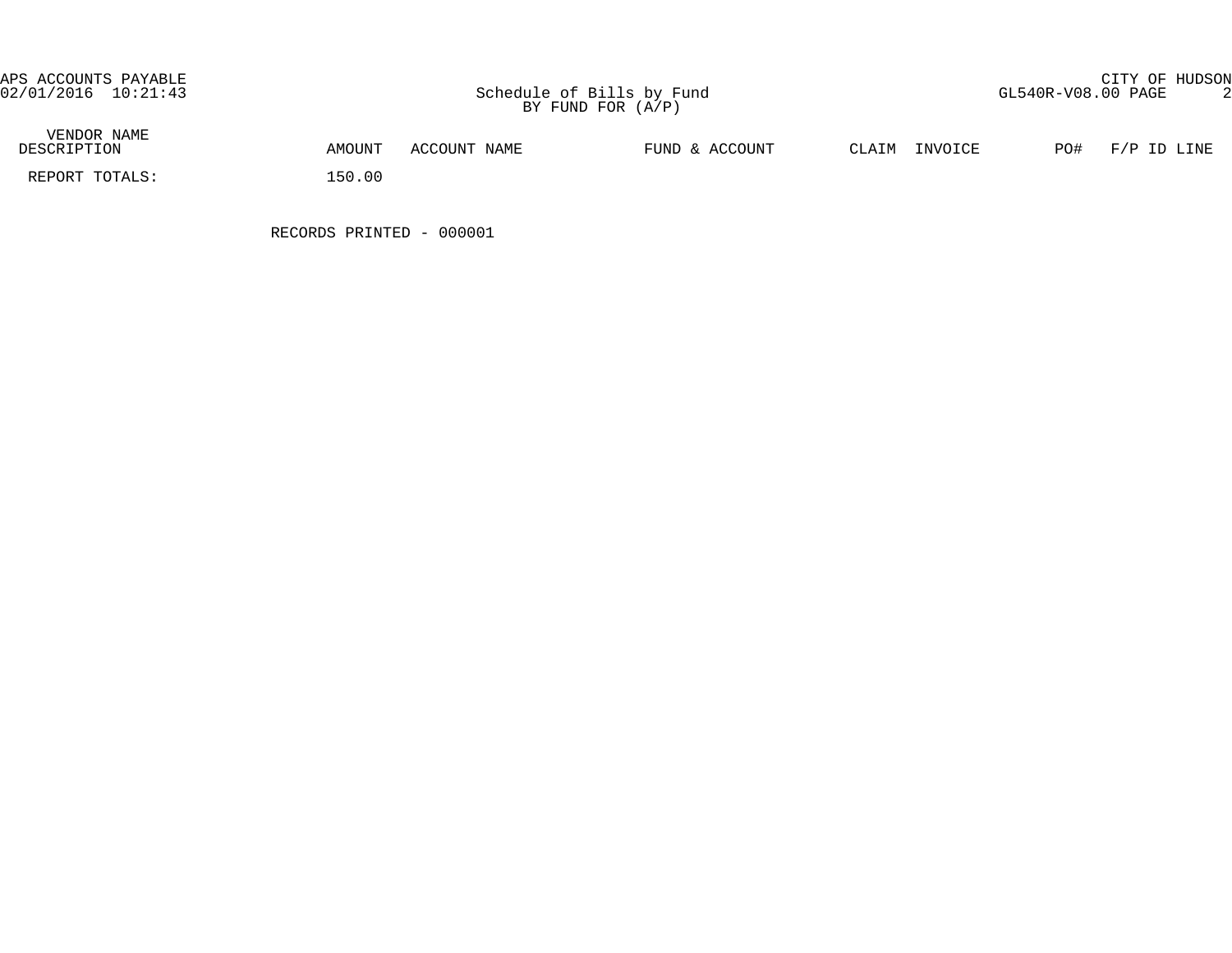APS ACCOUNTS PAYABLE
02/01/2016 10:21:43

Schedule of Bills by Fund
BY FUND FOR (A/P)

CITY OF HUDSON
GL540R-V08.00 PAGE 2

| VENDOR NAME<br>DESCRIPTION | AMOUNT | ACCOUNT NAME | FUND & ACCOUNT | CLAIM | INVOICE | PO# | F/P ID LINE |
|---|---|---|---|---|---|---|---|
| REPORT TOTALS: | 150.00 | | | | | | |

RECORDS PRINTED - 000001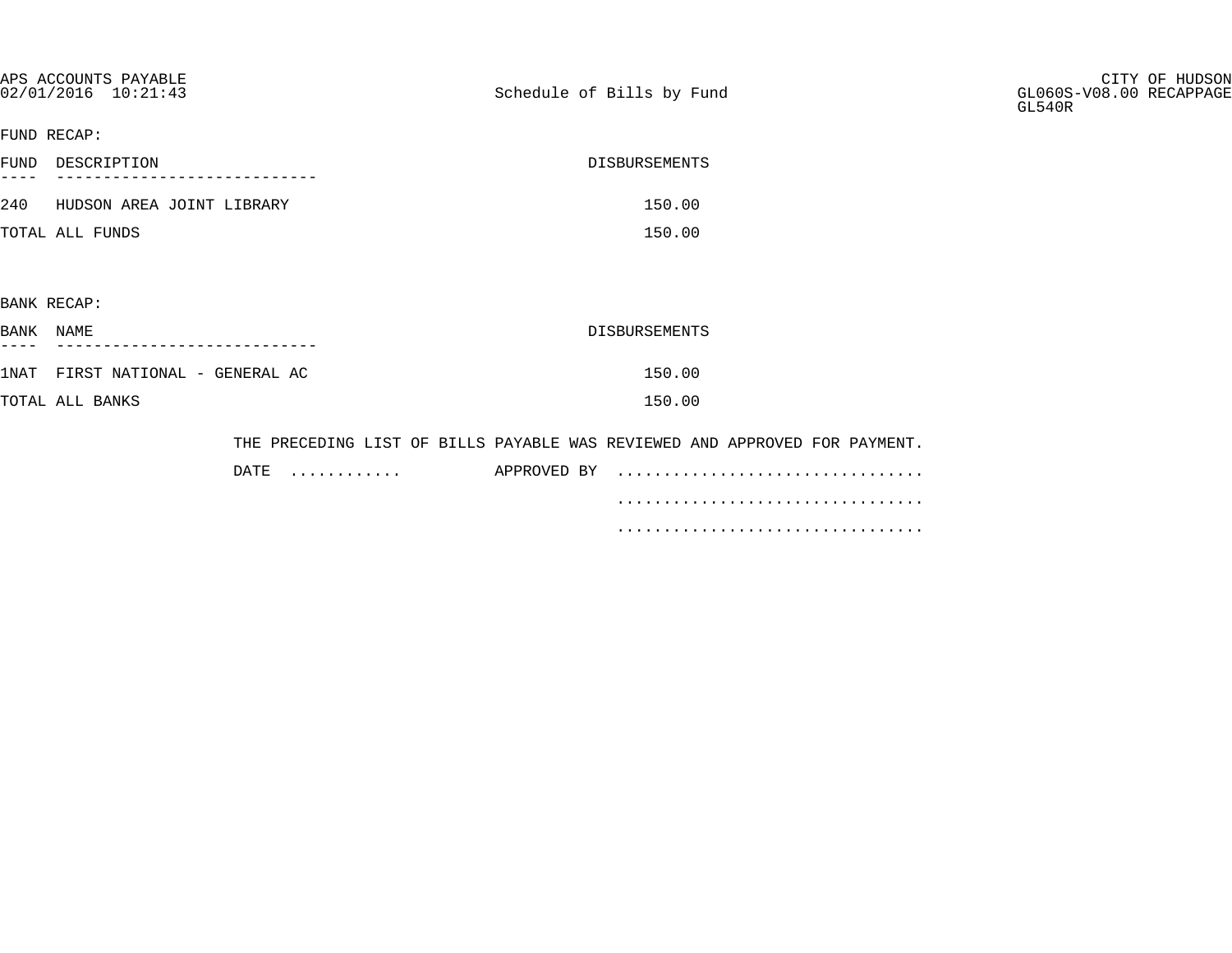APS ACCOUNTS PAYABLE
02/01/2016 10:21:43

Schedule of Bills by Fund

CITY OF HUDSON
GL060S-V08.00 RECAPPAGE
GL540R

FUND RECAP:

| FUND | DESCRIPTION | DISBURSEMENTS |
|---|---|---|
| 240 | HUDSON AREA JOINT LIBRARY | 150.00 |
| TOTAL ALL FUNDS | | 150.00 |

BANK RECAP:

| BANK | NAME | DISBURSEMENTS |
|---|---|---|
| 1NAT | FIRST NATIONAL - GENERAL AC | 150.00 |
| TOTAL ALL BANKS | | 150.00 |

THE PRECEDING LIST OF BILLS PAYABLE WAS REVIEWED AND APPROVED FOR PAYMENT.

DATE ............ APPROVED BY ................................

................................

................................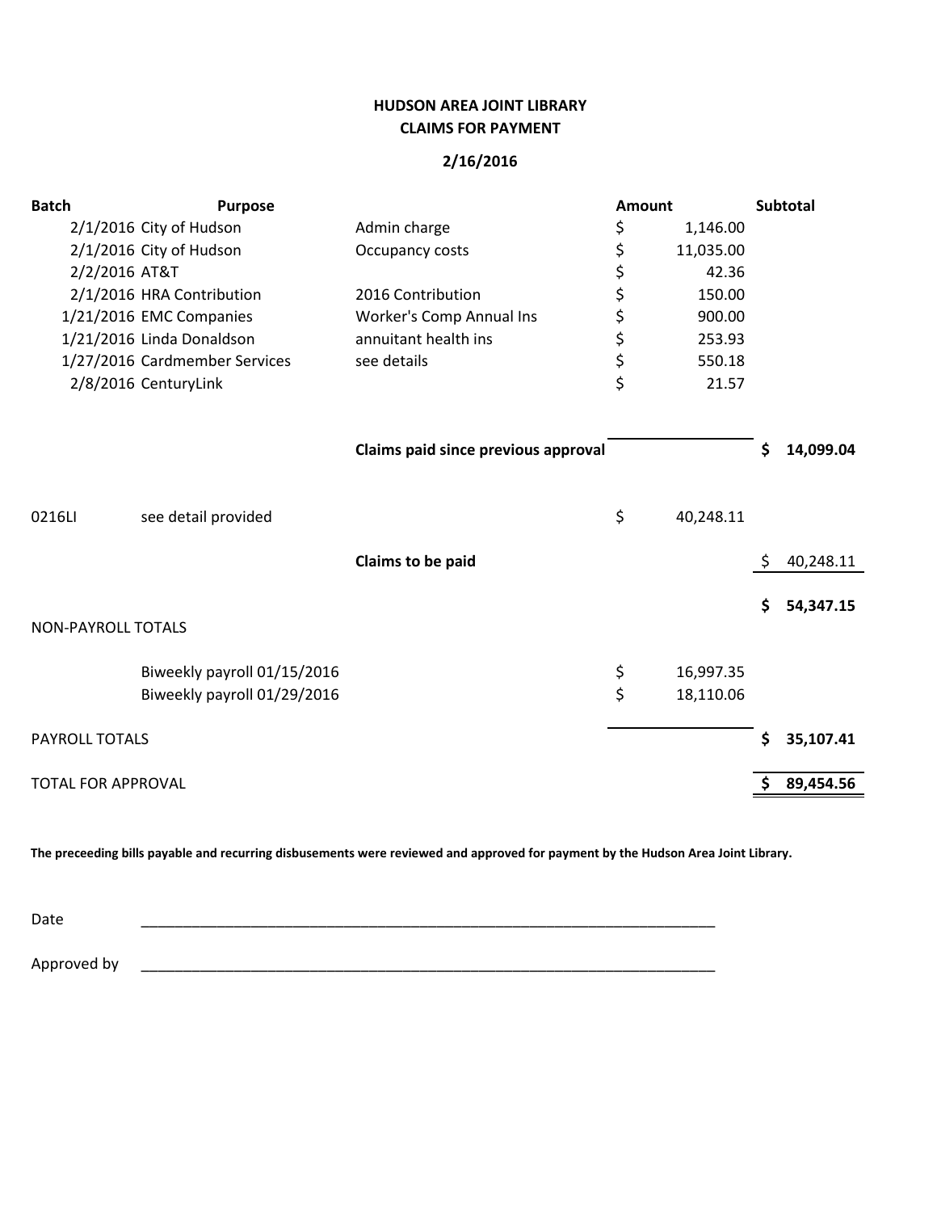**HUDSON AREA JOINT LIBRARY**
**CLAIMS FOR PAYMENT**

**2/16/2016**

| **Batch** | **Purpose** | | **Amount** | **Subtotal** |
|---|---|---|---|---|
| 2/1/2016 | City of Hudson | Admin charge | $ 1,146.00 | |
| 2/1/2016 | City of Hudson | Occupancy costs | $ 11,035.00 | |
| 2/2/2016 | AT&T | | $ 42.36 | |
| 2/1/2016 | HRA Contribution | 2016 Contribution | $ 150.00 | |
| 1/21/2016 | EMC Companies | Worker's Comp Annual Ins | $ 900.00 | |
| 1/21/2016 | Linda Donaldson | annuitant health ins | $ 253.93 | |
| 1/27/2016 | Cardmember Services | see details | $ 550.18 | |
| 2/8/2016 | CenturyLink | | $ 21.57 | |
| | | **Claims paid since previous approval** | | **$ 14,099.04** |
| 0216LI | see detail provided | | $ 40,248.11 | |
| | | **Claims to be paid** | | $ 40,248.11 |
| | | | | **$ 54,347.15** |
| NON-PAYROLL TOTALS | | | | |
| | Biweekly payroll 01/15/2016 | | $ 16,997.35 | |
| | Biweekly payroll 01/29/2016 | | $ 18,110.06 | |
| PAYROLL TOTALS | | | | **$ 35,107.41** |
| TOTAL FOR APPROVAL | | | | **$ 89,454.56** |

**The preceeding bills payable and recurring disbusements were reviewed and approved for payment by the Hudson Area Joint Library.**

Date ________________________________________________

Approved by ________________________________________________